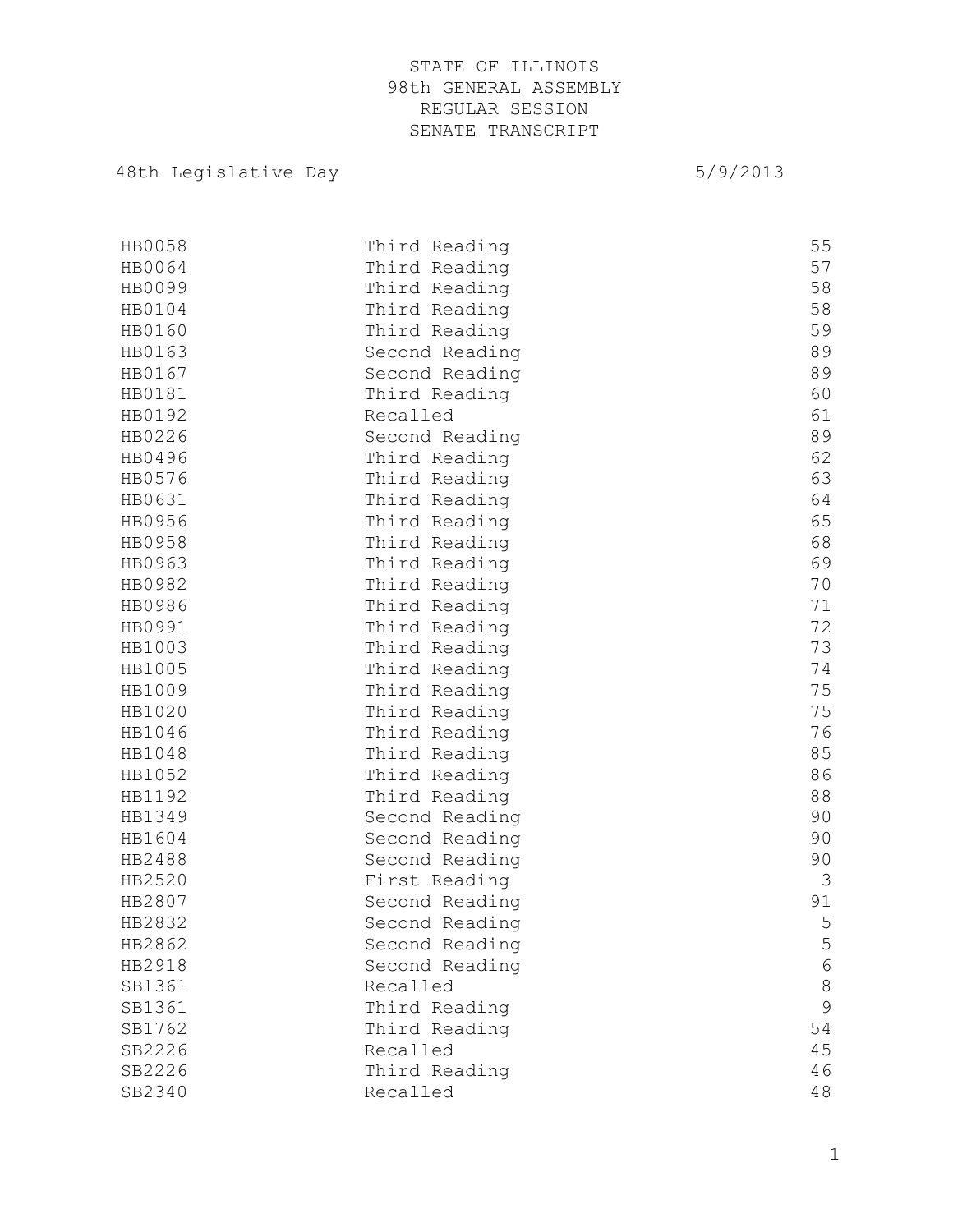# STATE OF ILLINOIS
## 98th GENERAL ASSEMBLY
## REGULAR SESSION
## SENATE TRANSCRIPT

48th Legislative Day 5/9/2013

| | | |
|---|---|---|
| HB0058 | Third Reading | 55 |
| HB0064 | Third Reading | 57 |
| HB0099 | Third Reading | 58 |
| HB0104 | Third Reading | 58 |
| HB0160 | Third Reading | 59 |
| HB0163 | Second Reading | 89 |
| HB0167 | Second Reading | 89 |
| HB0181 | Third Reading | 60 |
| HB0192 | Recalled | 61 |
| HB0226 | Second Reading | 89 |
| HB0496 | Third Reading | 62 |
| HB0576 | Third Reading | 63 |
| HB0631 | Third Reading | 64 |
| HB0956 | Third Reading | 65 |
| HB0958 | Third Reading | 68 |
| HB0963 | Third Reading | 69 |
| HB0982 | Third Reading | 70 |
| HB0986 | Third Reading | 71 |
| HB0991 | Third Reading | 72 |
| HB1003 | Third Reading | 73 |
| HB1005 | Third Reading | 74 |
| HB1009 | Third Reading | 75 |
| HB1020 | Third Reading | 75 |
| HB1046 | Third Reading | 76 |
| HB1048 | Third Reading | 85 |
| HB1052 | Third Reading | 86 |
| HB1192 | Third Reading | 88 |
| HB1349 | Second Reading | 90 |
| HB1604 | Second Reading | 90 |
| HB2488 | Second Reading | 90 |
| HB2520 | First Reading | 3 |
| HB2807 | Second Reading | 91 |
| HB2832 | Second Reading | 5 |
| HB2862 | Second Reading | 5 |
| HB2918 | Second Reading | 6 |
| SB1361 | Recalled | 8 |
| SB1361 | Third Reading | 9 |
| SB1762 | Third Reading | 54 |
| SB2226 | Recalled | 45 |
| SB2226 | Third Reading | 46 |
| SB2340 | Recalled | 48 |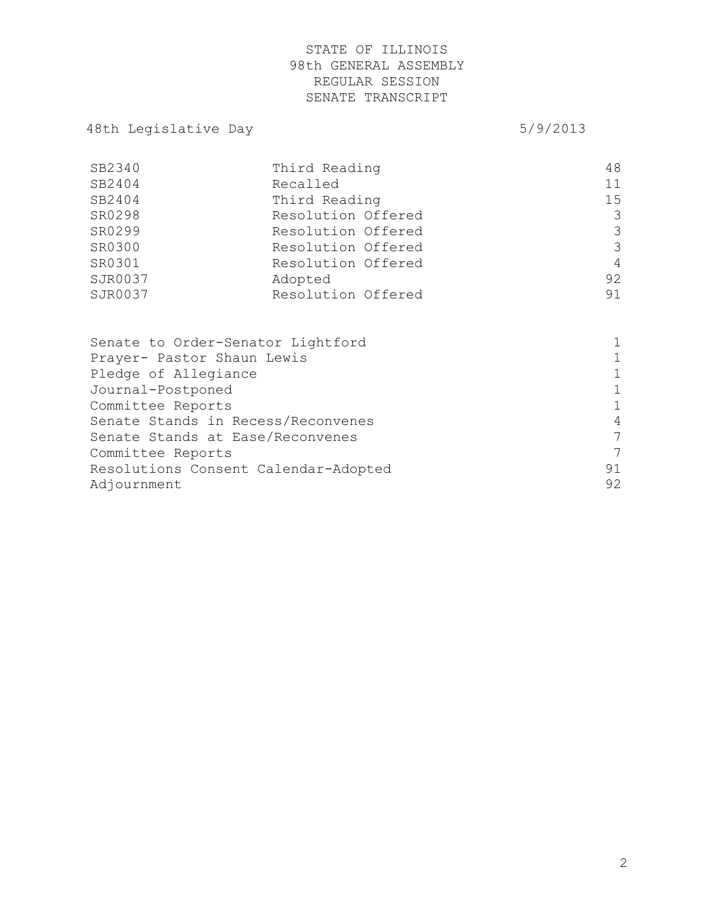STATE OF ILLINOIS
98th GENERAL ASSEMBLY
REGULAR SESSION
SENATE TRANSCRIPT

48th Legislative Day 5/9/2013

| | | |
|---|---|---|
| SB2340 | Third Reading | 48 |
| SB2404 | Recalled | 11 |
| SB2404 | Third Reading | 15 |
| SR0298 | Resolution Offered | 3 |
| SR0299 | Resolution Offered | 3 |
| SR0300 | Resolution Offered | 3 |
| SR0301 | Resolution Offered | 4 |
| SJR0037 | Adopted | 92 |
| SJR0037 | Resolution Offered | 91 |

| | |
|---|---|
| Senate to Order-Senator Lightford | 1 |
| Prayer- Pastor Shaun Lewis | 1 |
| Pledge of Allegiance | 1 |
| Journal-Postponed | 1 |
| Committee Reports | 1 |
| Senate Stands in Recess/Reconvenes | 4 |
| Senate Stands at Ease/Reconvenes | 7 |
| Committee Reports | 7 |
| Resolutions Consent Calendar-Adopted | 91 |
| Adjournment | 92 |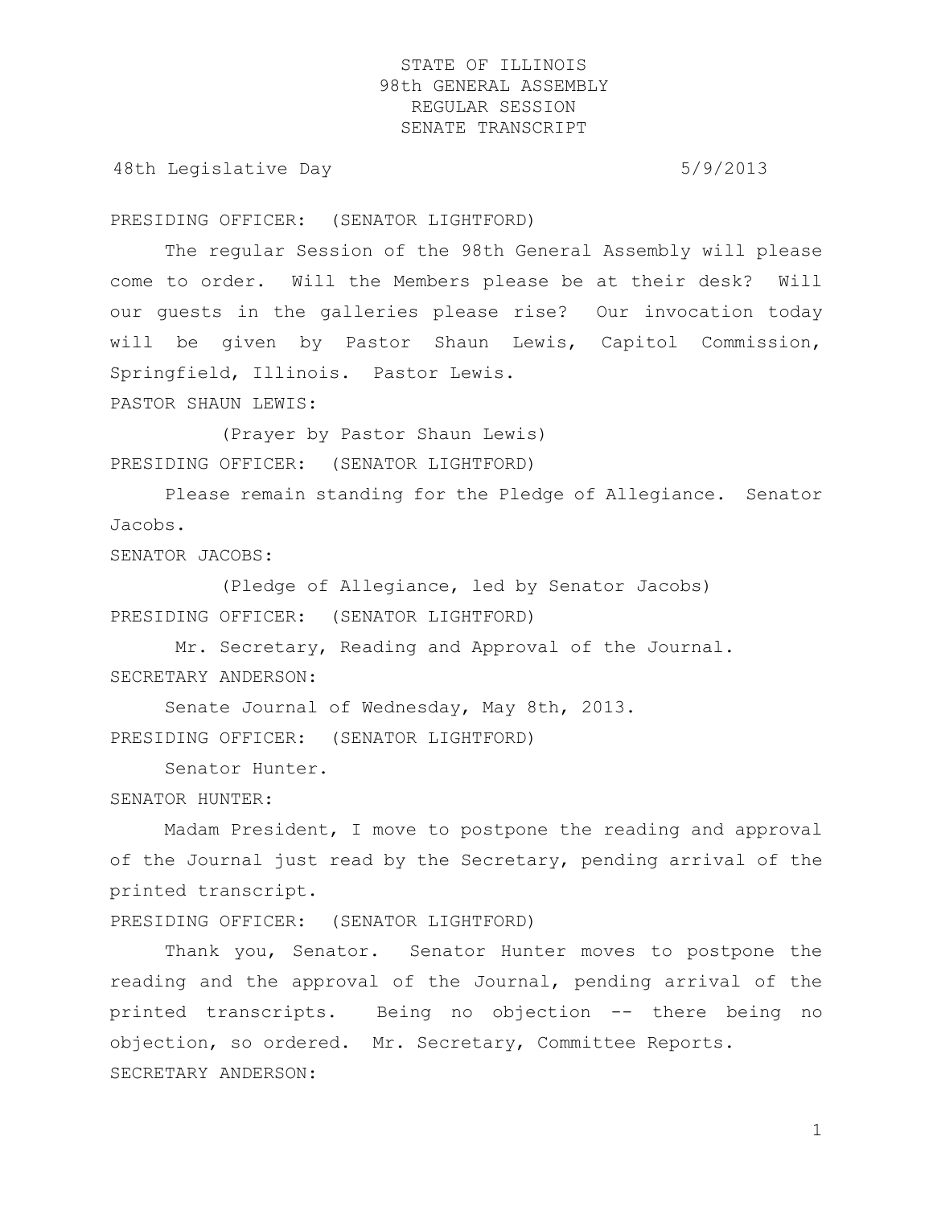STATE OF ILLINOIS
98th GENERAL ASSEMBLY
REGULAR SESSION
SENATE TRANSCRIPT

48th Legislative Day 5/9/2013

PRESIDING OFFICER: (SENATOR LIGHTFORD)

The regular Session of the 98th General Assembly will please come to order. Will the Members please be at their desk? Will our guests in the galleries please rise? Our invocation today will be given by Pastor Shaun Lewis, Capitol Commission, Springfield, Illinois. Pastor Lewis.

PASTOR SHAUN LEWIS:

(Prayer by Pastor Shaun Lewis)

PRESIDING OFFICER: (SENATOR LIGHTFORD)

Please remain standing for the Pledge of Allegiance. Senator Jacobs.

SENATOR JACOBS:

(Pledge of Allegiance, led by Senator Jacobs)

PRESIDING OFFICER: (SENATOR LIGHTFORD)

Mr. Secretary, Reading and Approval of the Journal.

SECRETARY ANDERSON:

Senate Journal of Wednesday, May 8th, 2013.

PRESIDING OFFICER: (SENATOR LIGHTFORD)

Senator Hunter.

SENATOR HUNTER:

Madam President, I move to postpone the reading and approval of the Journal just read by the Secretary, pending arrival of the printed transcript.

PRESIDING OFFICER: (SENATOR LIGHTFORD)

Thank you, Senator. Senator Hunter moves to postpone the reading and the approval of the Journal, pending arrival of the printed transcripts. Being no objection -- there being no objection, so ordered. Mr. Secretary, Committee Reports.

SECRETARY ANDERSON: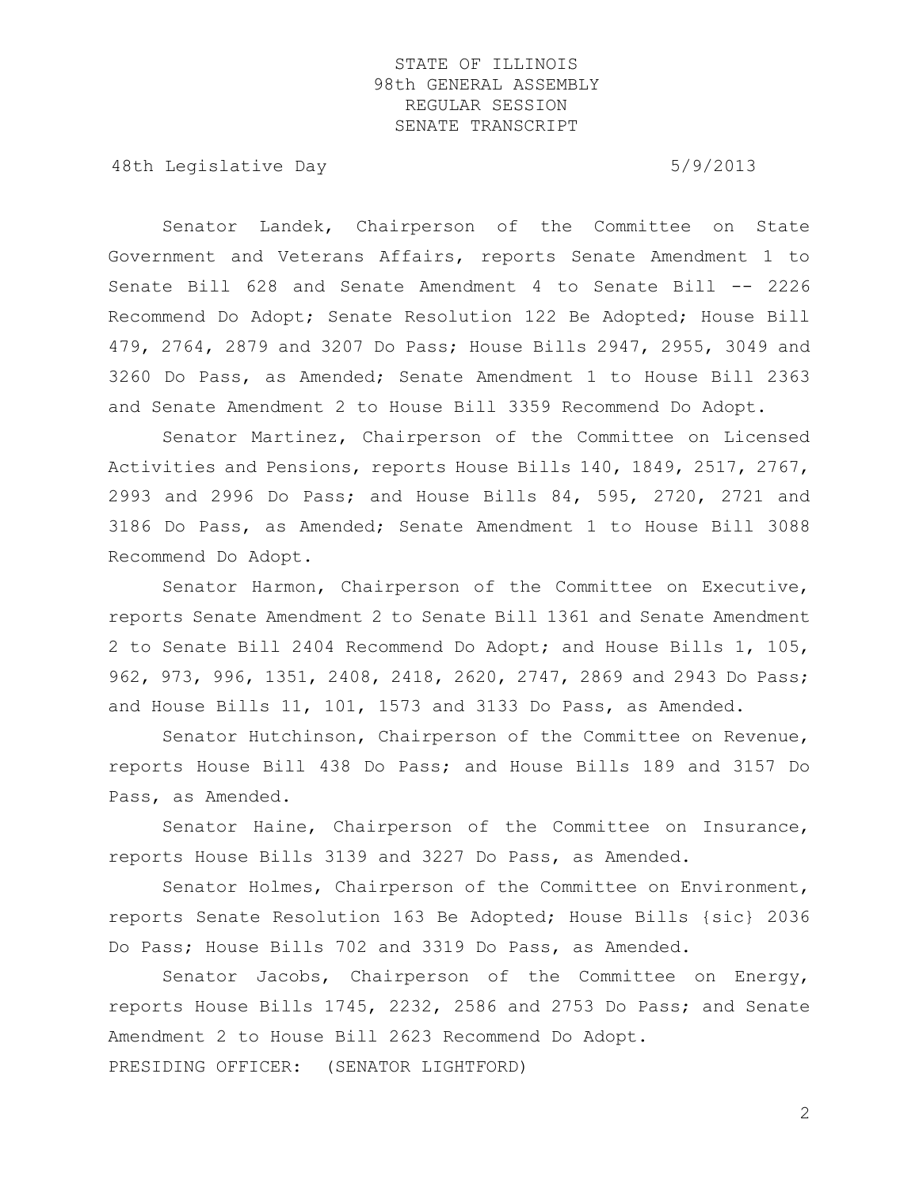Senator Landek, Chairperson of the Committee on State Government and Veterans Affairs, reports Senate Amendment 1 to Senate Bill 628 and Senate Amendment 4 to Senate Bill -- 2226 Recommend Do Adopt; Senate Resolution 122 Be Adopted; House Bill 479, 2764, 2879 and 3207 Do Pass; House Bills 2947, 2955, 3049 and 3260 Do Pass, as Amended; Senate Amendment 1 to House Bill 2363 and Senate Amendment 2 to House Bill 3359 Recommend Do Adopt.

Senator Martinez, Chairperson of the Committee on Licensed Activities and Pensions, reports House Bills 140, 1849, 2517, 2767, 2993 and 2996 Do Pass; and House Bills 84, 595, 2720, 2721 and 3186 Do Pass, as Amended; Senate Amendment 1 to House Bill 3088 Recommend Do Adopt.

Senator Harmon, Chairperson of the Committee on Executive, reports Senate Amendment 2 to Senate Bill 1361 and Senate Amendment 2 to Senate Bill 2404 Recommend Do Adopt; and House Bills 1, 105, 962, 973, 996, 1351, 2408, 2418, 2620, 2747, 2869 and 2943 Do Pass; and House Bills 11, 101, 1573 and 3133 Do Pass, as Amended.

Senator Hutchinson, Chairperson of the Committee on Revenue, reports House Bill 438 Do Pass; and House Bills 189 and 3157 Do Pass, as Amended.

Senator Haine, Chairperson of the Committee on Insurance, reports House Bills 3139 and 3227 Do Pass, as Amended.

Senator Holmes, Chairperson of the Committee on Environment, reports Senate Resolution 163 Be Adopted; House Bills {sic} 2036 Do Pass; House Bills 702 and 3319 Do Pass, as Amended.

Senator Jacobs, Chairperson of the Committee on Energy, reports House Bills 1745, 2232, 2586 and 2753 Do Pass; and Senate Amendment 2 to House Bill 2623 Recommend Do Adopt.

PRESIDING OFFICER: (SENATOR LIGHTFORD)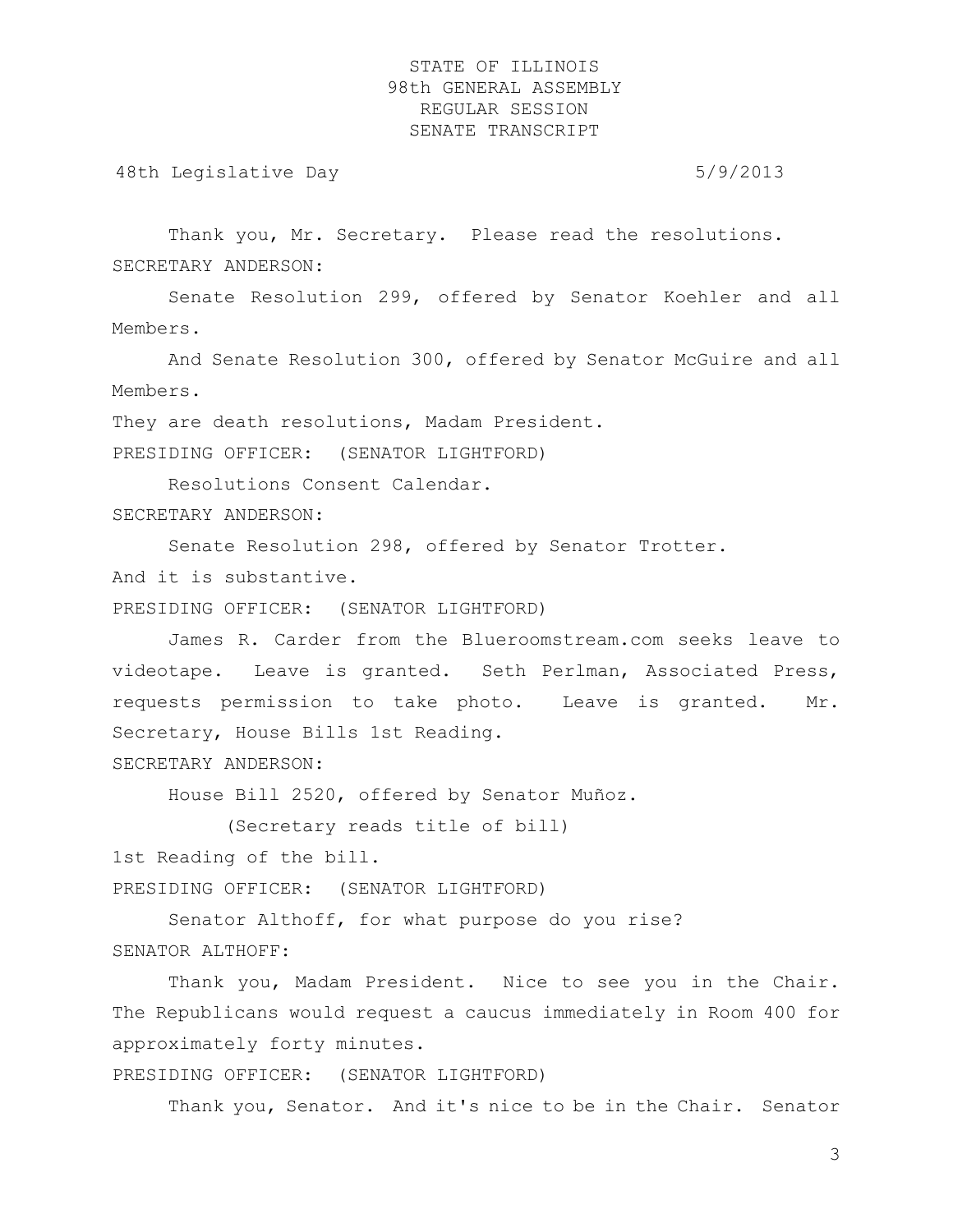Thank you, Mr. Secretary. Please read the resolutions.

SECRETARY ANDERSON:

Senate Resolution 299, offered by Senator Koehler and all Members.

And Senate Resolution 300, offered by Senator McGuire and all Members.

They are death resolutions, Madam President.

PRESIDING OFFICER: (SENATOR LIGHTFORD)

Resolutions Consent Calendar.

SECRETARY ANDERSON:

Senate Resolution 298, offered by Senator Trotter.

And it is substantive.

PRESIDING OFFICER: (SENATOR LIGHTFORD)

James R. Carder from the Blueroomstream.com seeks leave to videotape. Leave is granted. Seth Perlman, Associated Press, requests permission to take photo. Leave is granted. Mr. Secretary, House Bills 1st Reading.

SECRETARY ANDERSON:

House Bill 2520, offered by Senator Muñoz.

(Secretary reads title of bill)

1st Reading of the bill.

PRESIDING OFFICER: (SENATOR LIGHTFORD)

Senator Althoff, for what purpose do you rise?

SENATOR ALTHOFF:

Thank you, Madam President. Nice to see you in the Chair. The Republicans would request a caucus immediately in Room 400 for approximately forty minutes.

PRESIDING OFFICER: (SENATOR LIGHTFORD)

Thank you, Senator. And it's nice to be in the Chair. Senator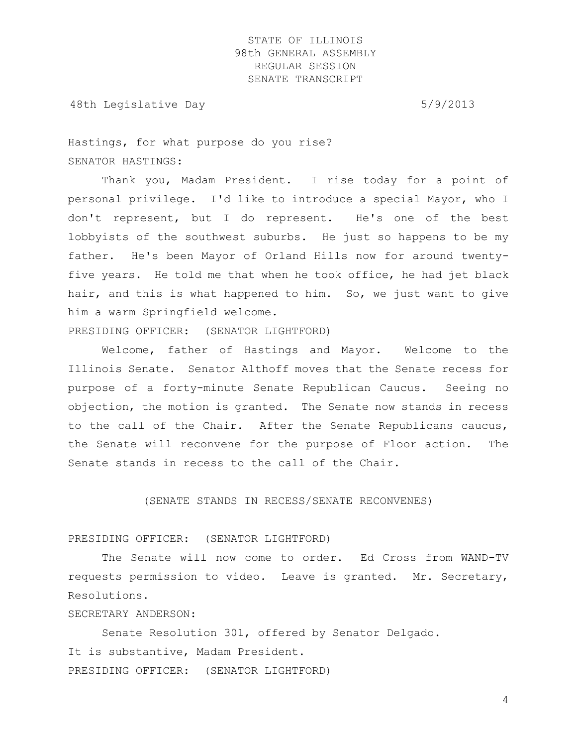Hastings, for what purpose do you rise?

SENATOR HASTINGS:

Thank you, Madam President. I rise today for a point of personal privilege. I'd like to introduce a special Mayor, who I don't represent, but I do represent. He's one of the best lobbyists of the southwest suburbs. He just so happens to be my father. He's been Mayor of Orland Hills now for around twenty-five years. He told me that when he took office, he had jet black hair, and this is what happened to him. So, we just want to give him a warm Springfield welcome.

PRESIDING OFFICER: (SENATOR LIGHTFORD)

Welcome, father of Hastings and Mayor. Welcome to the Illinois Senate. Senator Althoff moves that the Senate recess for purpose of a forty-minute Senate Republican Caucus. Seeing no objection, the motion is granted. The Senate now stands in recess to the call of the Chair. After the Senate Republicans caucus, the Senate will reconvene for the purpose of Floor action. The Senate stands in recess to the call of the Chair.

(SENATE STANDS IN RECESS/SENATE RECONVENES)

PRESIDING OFFICER: (SENATOR LIGHTFORD)

The Senate will now come to order. Ed Cross from WAND-TV requests permission to video. Leave is granted. Mr. Secretary, Resolutions.

SECRETARY ANDERSON:

Senate Resolution 301, offered by Senator Delgado.

It is substantive, Madam President.

PRESIDING OFFICER: (SENATOR LIGHTFORD)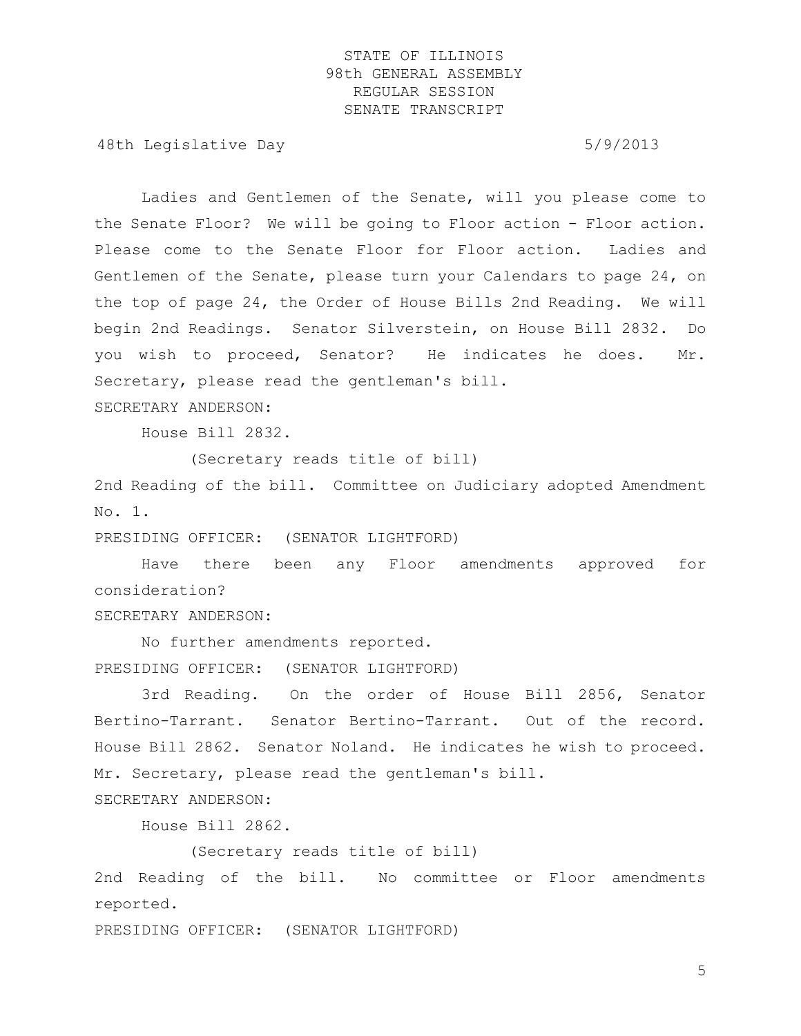Ladies and Gentlemen of the Senate, will you please come to the Senate Floor? We will be going to Floor action - Floor action. Please come to the Senate Floor for Floor action. Ladies and Gentlemen of the Senate, please turn your Calendars to page 24, on the top of page 24, the Order of House Bills 2nd Reading. We will begin 2nd Readings. Senator Silverstein, on House Bill 2832. Do you wish to proceed, Senator? He indicates he does. Mr. Secretary, please read the gentleman's bill.

SECRETARY ANDERSON:

House Bill 2832.

(Secretary reads title of bill)

2nd Reading of the bill. Committee on Judiciary adopted Amendment No. 1.

PRESIDING OFFICER: (SENATOR LIGHTFORD)

Have there been any Floor amendments approved for consideration?

SECRETARY ANDERSON:

No further amendments reported.

PRESIDING OFFICER: (SENATOR LIGHTFORD)

3rd Reading. On the order of House Bill 2856, Senator Bertino-Tarrant. Senator Bertino-Tarrant. Out of the record. House Bill 2862. Senator Noland. He indicates he wish to proceed. Mr. Secretary, please read the gentleman's bill.

SECRETARY ANDERSON:

House Bill 2862.

(Secretary reads title of bill)

2nd Reading of the bill. No committee or Floor amendments reported.

PRESIDING OFFICER: (SENATOR LIGHTFORD)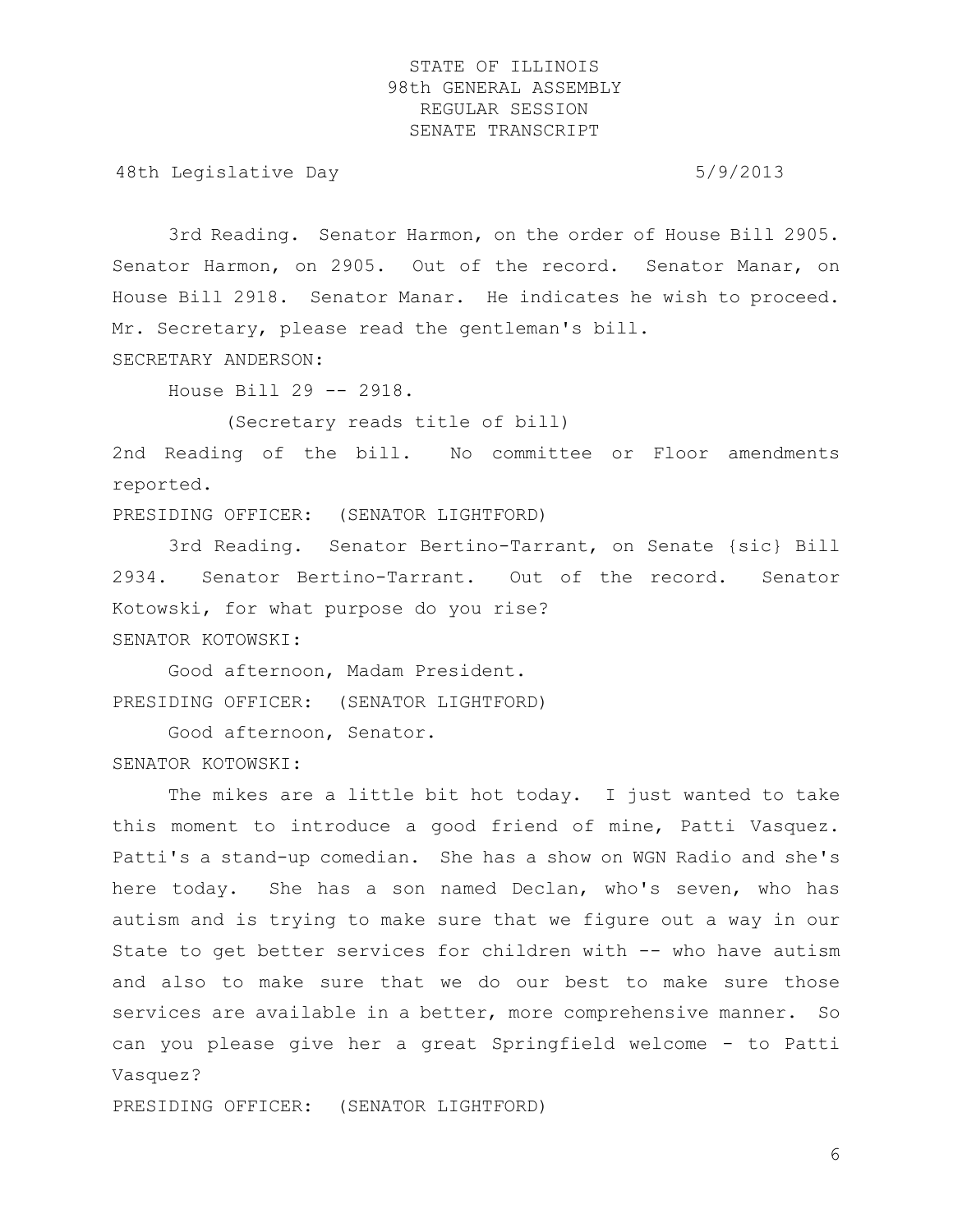3rd Reading. Senator Harmon, on the order of House Bill 2905. Senator Harmon, on 2905. Out of the record. Senator Manar, on House Bill 2918. Senator Manar. He indicates he wish to proceed. Mr. Secretary, please read the gentleman's bill.

SECRETARY ANDERSON:

House Bill 29 -- 2918.

(Secretary reads title of bill)

2nd Reading of the bill. No committee or Floor amendments reported.

PRESIDING OFFICER: (SENATOR LIGHTFORD)

3rd Reading. Senator Bertino-Tarrant, on Senate {sic} Bill 2934. Senator Bertino-Tarrant. Out of the record. Senator Kotowski, for what purpose do you rise?

SENATOR KOTOWSKI:

Good afternoon, Madam President.

PRESIDING OFFICER: (SENATOR LIGHTFORD)

Good afternoon, Senator.

SENATOR KOTOWSKI:

The mikes are a little bit hot today. I just wanted to take this moment to introduce a good friend of mine, Patti Vasquez. Patti's a stand-up comedian. She has a show on WGN Radio and she's here today. She has a son named Declan, who's seven, who has autism and is trying to make sure that we figure out a way in our State to get better services for children with -- who have autism and also to make sure that we do our best to make sure those services are available in a better, more comprehensive manner. So can you please give her a great Springfield welcome - to Patti Vasquez?

PRESIDING OFFICER: (SENATOR LIGHTFORD)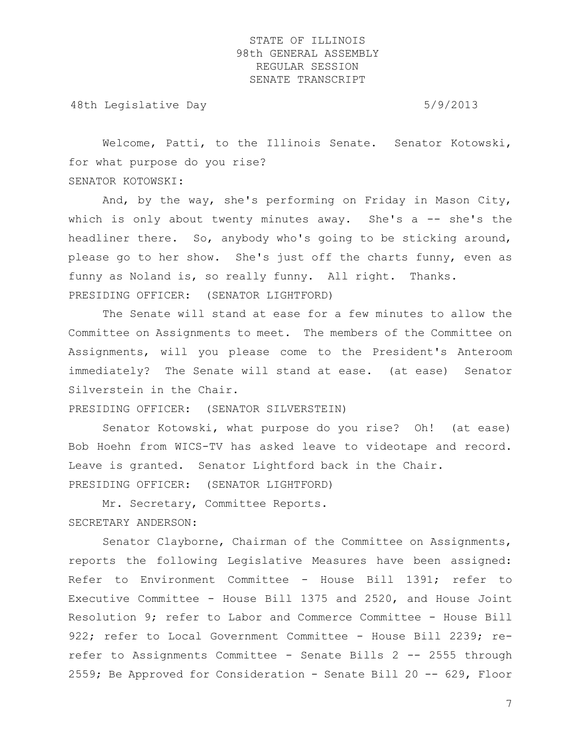Welcome, Patti, to the Illinois Senate. Senator Kotowski, for what purpose do you rise?

SENATOR KOTOWSKI:

And, by the way, she's performing on Friday in Mason City, which is only about twenty minutes away. She's a -- she's the headliner there. So, anybody who's going to be sticking around, please go to her show. She's just off the charts funny, even as funny as Noland is, so really funny. All right. Thanks.

PRESIDING OFFICER: (SENATOR LIGHTFORD)

The Senate will stand at ease for a few minutes to allow the Committee on Assignments to meet. The members of the Committee on Assignments, will you please come to the President's Anteroom immediately? The Senate will stand at ease. (at ease) Senator Silverstein in the Chair.

PRESIDING OFFICER: (SENATOR SILVERSTEIN)

Senator Kotowski, what purpose do you rise? Oh! (at ease) Bob Hoehn from WICS-TV has asked leave to videotape and record. Leave is granted. Senator Lightford back in the Chair.

PRESIDING OFFICER: (SENATOR LIGHTFORD)

Mr. Secretary, Committee Reports.

SECRETARY ANDERSON:

Senator Clayborne, Chairman of the Committee on Assignments, reports the following Legislative Measures have been assigned: Refer to Environment Committee - House Bill 1391; refer to Executive Committee - House Bill 1375 and 2520, and House Joint Resolution 9; refer to Labor and Commerce Committee - House Bill 922; refer to Local Government Committee - House Bill 2239; re-refer to Assignments Committee - Senate Bills 2 -- 2555 through 2559; Be Approved for Consideration - Senate Bill 20 -- 629, Floor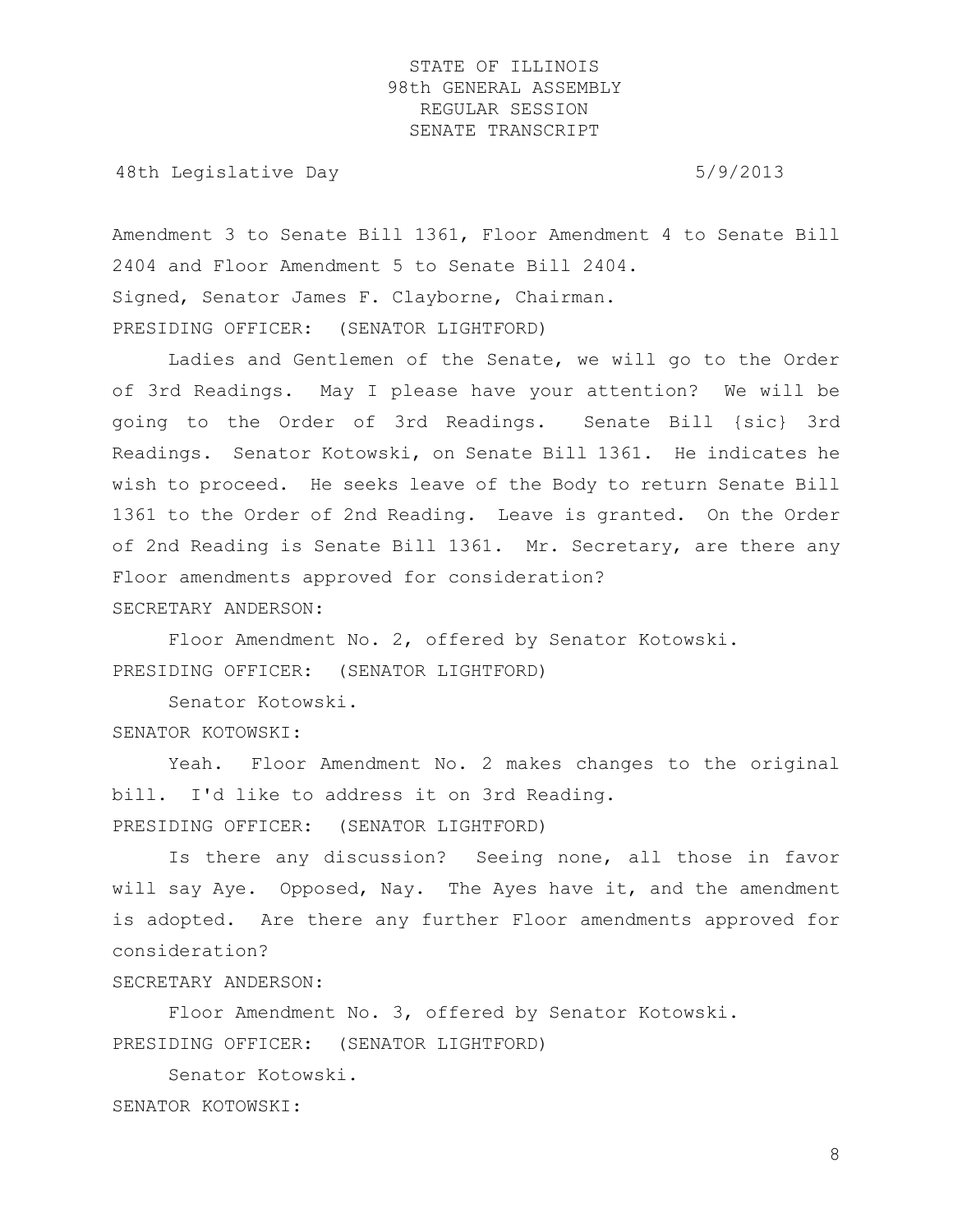Amendment 3 to Senate Bill 1361, Floor Amendment 4 to Senate Bill 2404 and Floor Amendment 5 to Senate Bill 2404.

Signed, Senator James F. Clayborne, Chairman.

PRESIDING OFFICER: (SENATOR LIGHTFORD)

Ladies and Gentlemen of the Senate, we will go to the Order of 3rd Readings. May I please have your attention? We will be going to the Order of 3rd Readings. Senate Bill {sic} 3rd Readings. Senator Kotowski, on Senate Bill 1361. He indicates he wish to proceed. He seeks leave of the Body to return Senate Bill 1361 to the Order of 2nd Reading. Leave is granted. On the Order of 2nd Reading is Senate Bill 1361. Mr. Secretary, are there any Floor amendments approved for consideration?

SECRETARY ANDERSON:

Floor Amendment No. 2, offered by Senator Kotowski.

PRESIDING OFFICER: (SENATOR LIGHTFORD)

Senator Kotowski.

SENATOR KOTOWSKI:

Yeah. Floor Amendment No. 2 makes changes to the original bill. I'd like to address it on 3rd Reading.

PRESIDING OFFICER: (SENATOR LIGHTFORD)

Is there any discussion? Seeing none, all those in favor will say Aye. Opposed, Nay. The Ayes have it, and the amendment is adopted. Are there any further Floor amendments approved for consideration?

SECRETARY ANDERSON:

Floor Amendment No. 3, offered by Senator Kotowski.

PRESIDING OFFICER: (SENATOR LIGHTFORD)

Senator Kotowski.

SENATOR KOTOWSKI: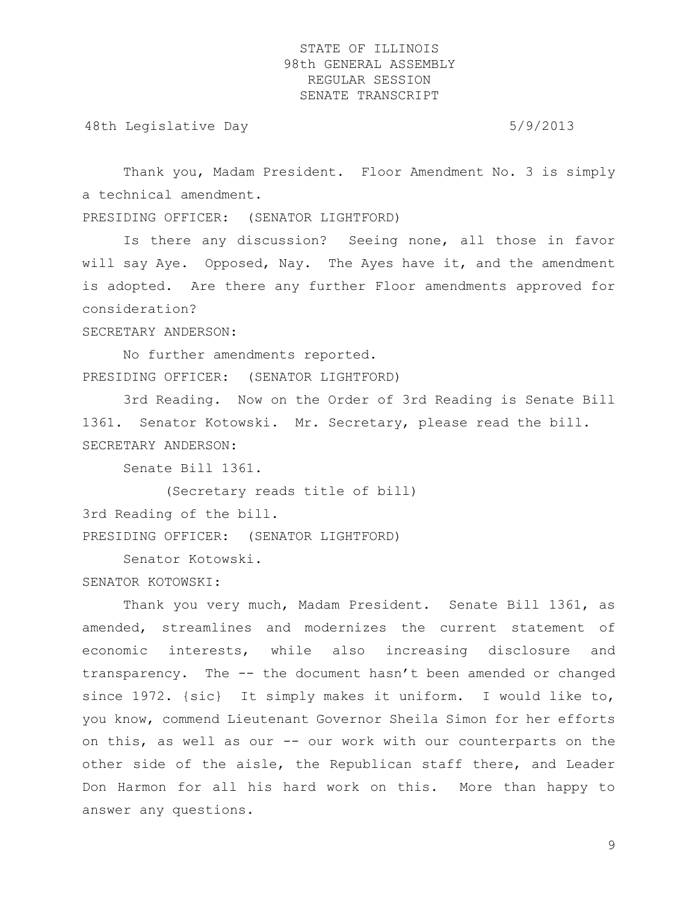Thank you, Madam President. Floor Amendment No. 3 is simply a technical amendment.

PRESIDING OFFICER: (SENATOR LIGHTFORD)

Is there any discussion? Seeing none, all those in favor will say Aye. Opposed, Nay. The Ayes have it, and the amendment is adopted. Are there any further Floor amendments approved for consideration?

SECRETARY ANDERSON:

No further amendments reported.

PRESIDING OFFICER: (SENATOR LIGHTFORD)

3rd Reading. Now on the Order of 3rd Reading is Senate Bill 1361. Senator Kotowski. Mr. Secretary, please read the bill.

SECRETARY ANDERSON:

Senate Bill 1361.

(Secretary reads title of bill)

3rd Reading of the bill.

PRESIDING OFFICER: (SENATOR LIGHTFORD)

Senator Kotowski.

SENATOR KOTOWSKI:

Thank you very much, Madam President. Senate Bill 1361, as amended, streamlines and modernizes the current statement of economic interests, while also increasing disclosure and transparency. The -- the document hasn't been amended or changed since 1972. {sic} It simply makes it uniform. I would like to, you know, commend Lieutenant Governor Sheila Simon for her efforts on this, as well as our -- our work with our counterparts on the other side of the aisle, the Republican staff there, and Leader Don Harmon for all his hard work on this. More than happy to answer any questions.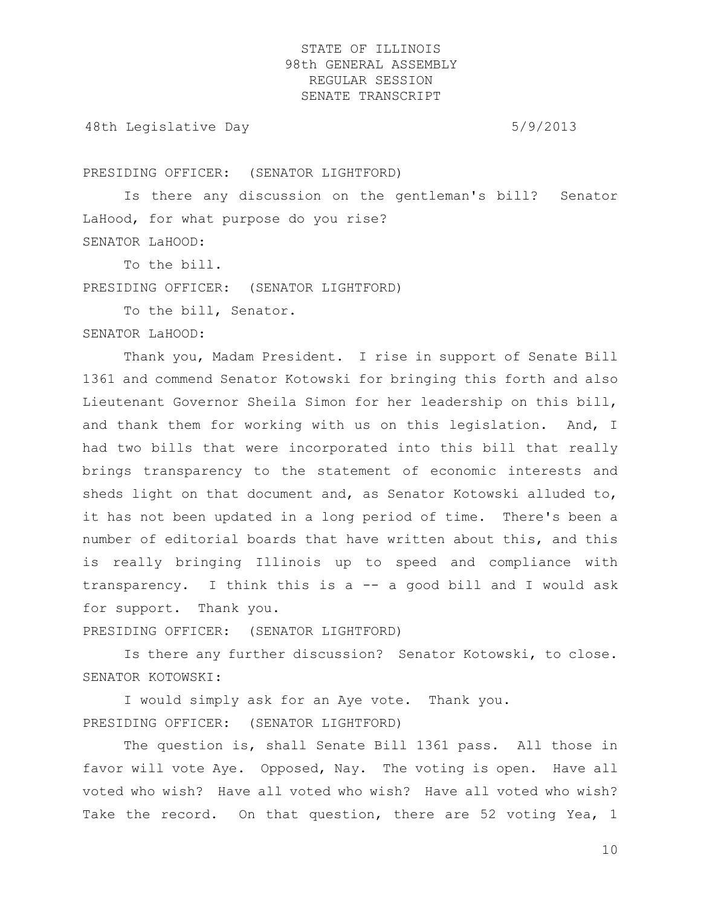PRESIDING OFFICER: (SENATOR LIGHTFORD)

Is there any discussion on the gentleman's bill? Senator LaHood, for what purpose do you rise?

SENATOR LaHOOD:

To the bill.

PRESIDING OFFICER: (SENATOR LIGHTFORD)

To the bill, Senator.

SENATOR LaHOOD:

Thank you, Madam President. I rise in support of Senate Bill 1361 and commend Senator Kotowski for bringing this forth and also Lieutenant Governor Sheila Simon for her leadership on this bill, and thank them for working with us on this legislation. And, I had two bills that were incorporated into this bill that really brings transparency to the statement of economic interests and sheds light on that document and, as Senator Kotowski alluded to, it has not been updated in a long period of time. There's been a number of editorial boards that have written about this, and this is really bringing Illinois up to speed and compliance with transparency. I think this is a -- a good bill and I would ask for support. Thank you.

PRESIDING OFFICER: (SENATOR LIGHTFORD)

Is there any further discussion? Senator Kotowski, to close.

SENATOR KOTOWSKI:

I would simply ask for an Aye vote. Thank you.

PRESIDING OFFICER: (SENATOR LIGHTFORD)

The question is, shall Senate Bill 1361 pass. All those in favor will vote Aye. Opposed, Nay. The voting is open. Have all voted who wish? Have all voted who wish? Have all voted who wish? Take the record. On that question, there are 52 voting Yea, 1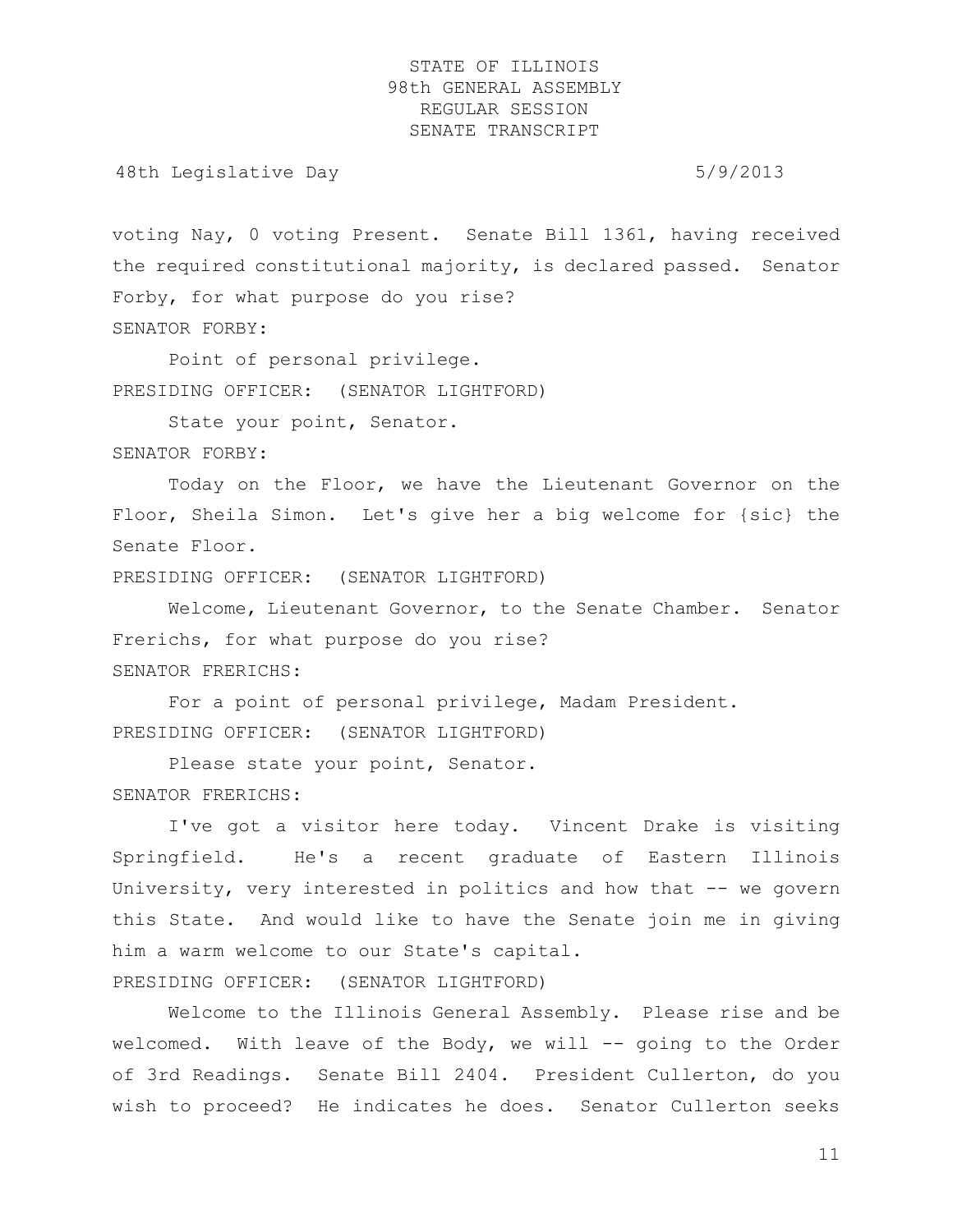voting Nay, 0 voting Present. Senate Bill 1361, having received the required constitutional majority, is declared passed. Senator Forby, for what purpose do you rise?

SENATOR FORBY:

Point of personal privilege.

PRESIDING OFFICER: (SENATOR LIGHTFORD)

State your point, Senator.

SENATOR FORBY:

Today on the Floor, we have the Lieutenant Governor on the Floor, Sheila Simon. Let's give her a big welcome for {sic} the Senate Floor.

PRESIDING OFFICER: (SENATOR LIGHTFORD)

Welcome, Lieutenant Governor, to the Senate Chamber. Senator Frerichs, for what purpose do you rise?

SENATOR FRERICHS:

For a point of personal privilege, Madam President.

PRESIDING OFFICER: (SENATOR LIGHTFORD)

Please state your point, Senator.

SENATOR FRERICHS:

I've got a visitor here today. Vincent Drake is visiting Springfield. He's a recent graduate of Eastern Illinois University, very interested in politics and how that -- we govern this State. And would like to have the Senate join me in giving him a warm welcome to our State's capital.

PRESIDING OFFICER: (SENATOR LIGHTFORD)

Welcome to the Illinois General Assembly. Please rise and be welcomed. With leave of the Body, we will -- going to the Order of 3rd Readings. Senate Bill 2404. President Cullerton, do you wish to proceed? He indicates he does. Senator Cullerton seeks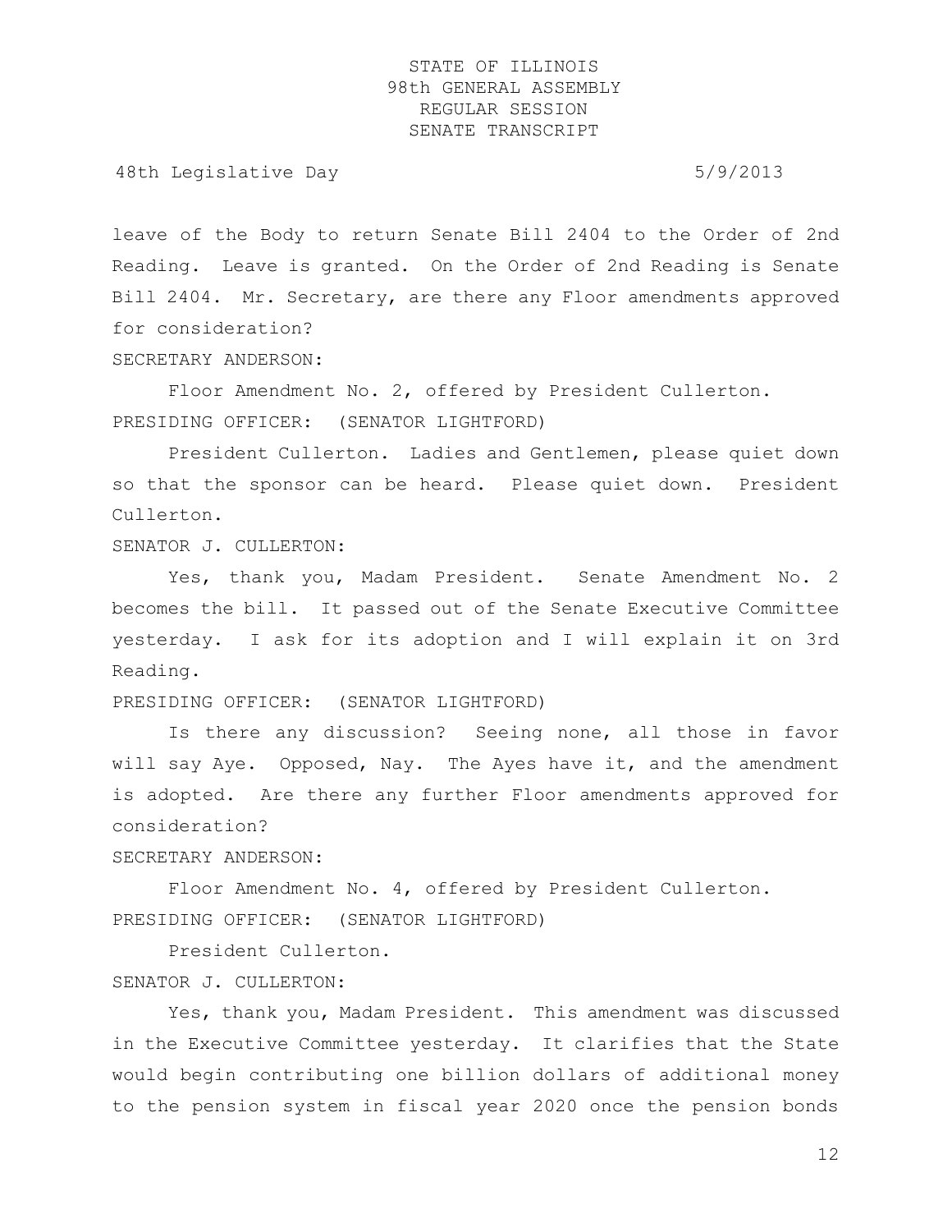leave of the Body to return Senate Bill 2404 to the Order of 2nd Reading. Leave is granted. On the Order of 2nd Reading is Senate Bill 2404. Mr. Secretary, are there any Floor amendments approved for consideration?

SECRETARY ANDERSON:

Floor Amendment No. 2, offered by President Cullerton.

PRESIDING OFFICER: (SENATOR LIGHTFORD)

President Cullerton. Ladies and Gentlemen, please quiet down so that the sponsor can be heard. Please quiet down. President Cullerton.

SENATOR J. CULLERTON:

Yes, thank you, Madam President. Senate Amendment No. 2 becomes the bill. It passed out of the Senate Executive Committee yesterday. I ask for its adoption and I will explain it on 3rd Reading.

PRESIDING OFFICER: (SENATOR LIGHTFORD)

Is there any discussion? Seeing none, all those in favor will say Aye. Opposed, Nay. The Ayes have it, and the amendment is adopted. Are there any further Floor amendments approved for consideration?

SECRETARY ANDERSON:

Floor Amendment No. 4, offered by President Cullerton.

PRESIDING OFFICER: (SENATOR LIGHTFORD)

President Cullerton.

SENATOR J. CULLERTON:

Yes, thank you, Madam President. This amendment was discussed in the Executive Committee yesterday. It clarifies that the State would begin contributing one billion dollars of additional money to the pension system in fiscal year 2020 once the pension bonds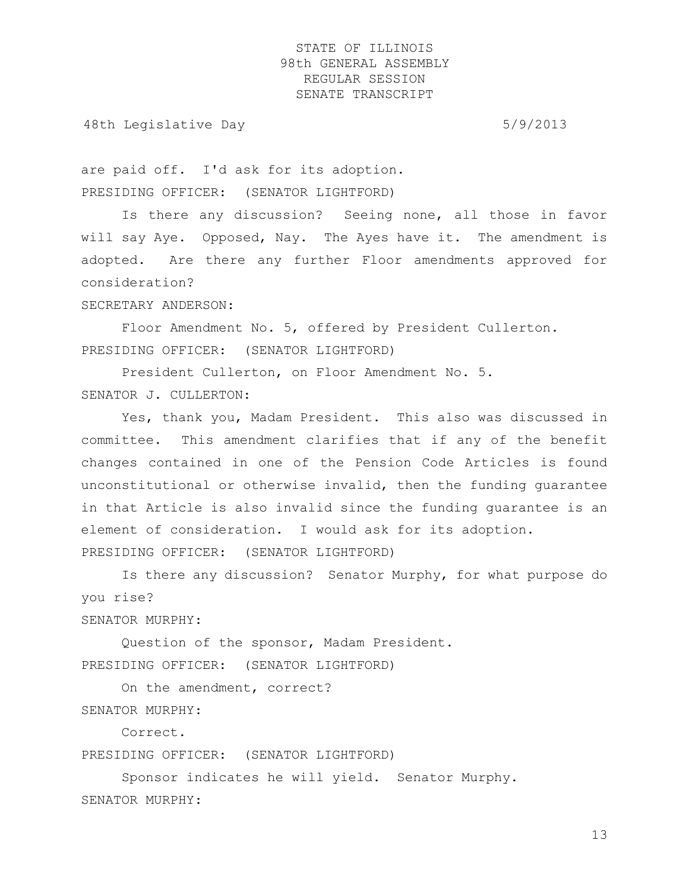are paid off. I'd ask for its adoption.

PRESIDING OFFICER: (SENATOR LIGHTFORD)

Is there any discussion? Seeing none, all those in favor will say Aye. Opposed, Nay. The Ayes have it. The amendment is adopted. Are there any further Floor amendments approved for consideration?

SECRETARY ANDERSON:

Floor Amendment No. 5, offered by President Cullerton.

PRESIDING OFFICER: (SENATOR LIGHTFORD)

President Cullerton, on Floor Amendment No. 5.

SENATOR J. CULLERTON:

Yes, thank you, Madam President. This also was discussed in committee. This amendment clarifies that if any of the benefit changes contained in one of the Pension Code Articles is found unconstitutional or otherwise invalid, then the funding guarantee in that Article is also invalid since the funding guarantee is an element of consideration. I would ask for its adoption.

PRESIDING OFFICER: (SENATOR LIGHTFORD)

Is there any discussion? Senator Murphy, for what purpose do you rise?

SENATOR MURPHY:

Question of the sponsor, Madam President.

PRESIDING OFFICER: (SENATOR LIGHTFORD)

On the amendment, correct?

SENATOR MURPHY:

Correct.

PRESIDING OFFICER: (SENATOR LIGHTFORD)

Sponsor indicates he will yield. Senator Murphy.

SENATOR MURPHY: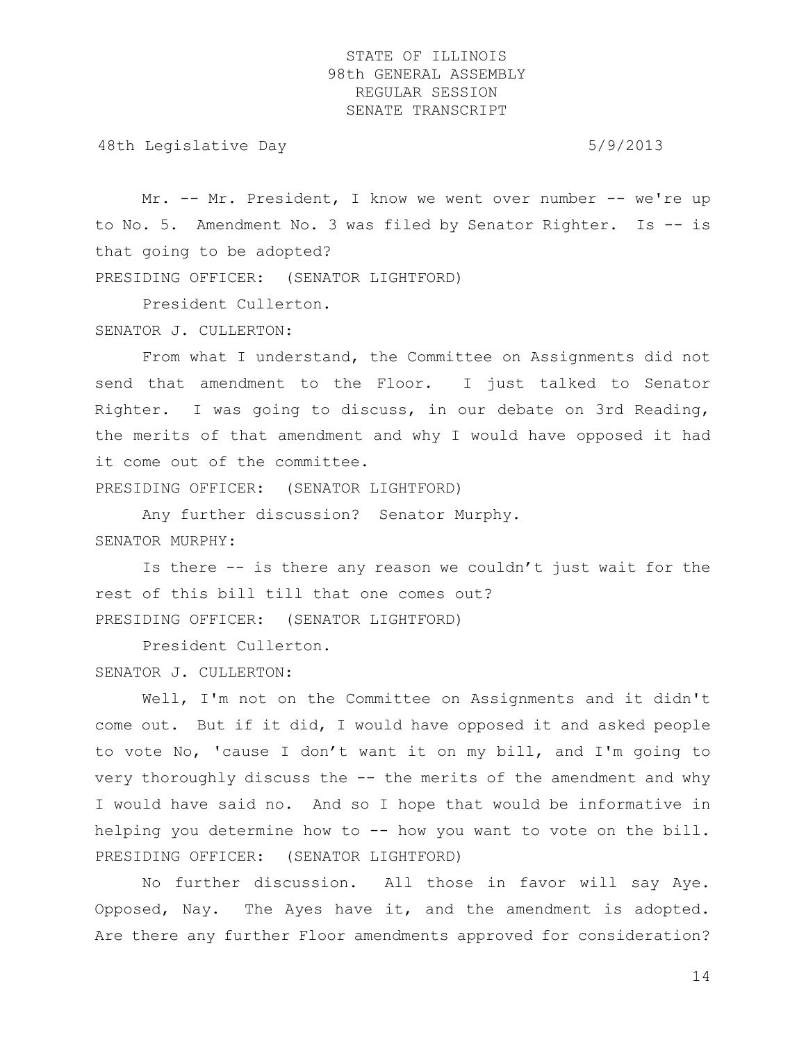Mr. -- Mr. President, I know we went over number -- we're up to No. 5. Amendment No. 3 was filed by Senator Righter. Is -- is that going to be adopted?

PRESIDING OFFICER: (SENATOR LIGHTFORD)

President Cullerton.

SENATOR J. CULLERTON:

From what I understand, the Committee on Assignments did not send that amendment to the Floor. I just talked to Senator Righter. I was going to discuss, in our debate on 3rd Reading, the merits of that amendment and why I would have opposed it had it come out of the committee.

PRESIDING OFFICER: (SENATOR LIGHTFORD)

Any further discussion? Senator Murphy.

SENATOR MURPHY:

Is there -- is there any reason we couldn't just wait for the rest of this bill till that one comes out?

PRESIDING OFFICER: (SENATOR LIGHTFORD)

President Cullerton.

SENATOR J. CULLERTON:

Well, I'm not on the Committee on Assignments and it didn't come out. But if it did, I would have opposed it and asked people to vote No, 'cause I don't want it on my bill, and I'm going to very thoroughly discuss the -- the merits of the amendment and why I would have said no. And so I hope that would be informative in helping you determine how to -- how you want to vote on the bill.

PRESIDING OFFICER: (SENATOR LIGHTFORD)

No further discussion. All those in favor will say Aye. Opposed, Nay. The Ayes have it, and the amendment is adopted. Are there any further Floor amendments approved for consideration?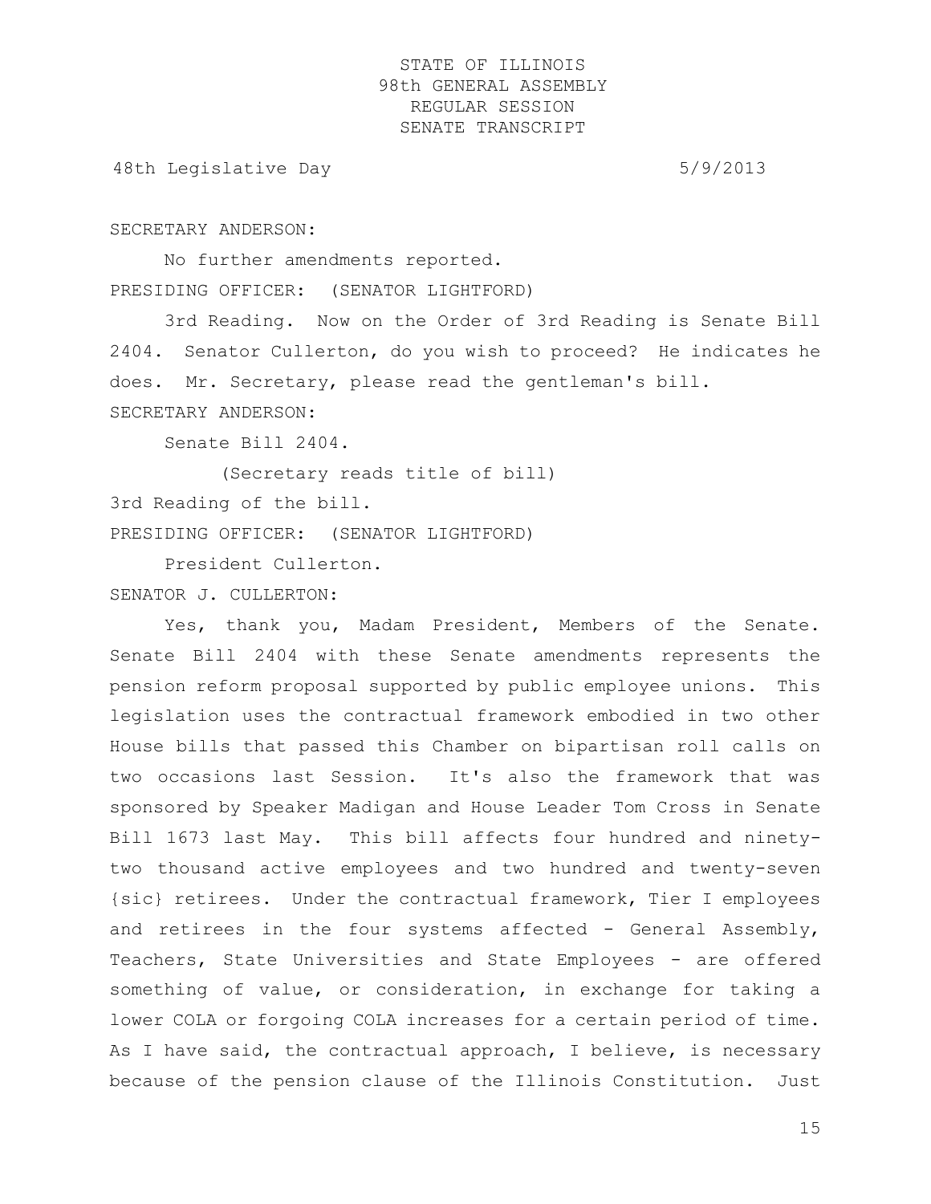SECRETARY ANDERSON:

No further amendments reported.

PRESIDING OFFICER: (SENATOR LIGHTFORD)

3rd Reading. Now on the Order of 3rd Reading is Senate Bill 2404. Senator Cullerton, do you wish to proceed? He indicates he does. Mr. Secretary, please read the gentleman's bill.

SECRETARY ANDERSON:

Senate Bill 2404.

(Secretary reads title of bill)

3rd Reading of the bill.

PRESIDING OFFICER: (SENATOR LIGHTFORD)

President Cullerton.

SENATOR J. CULLERTON:

Yes, thank you, Madam President, Members of the Senate. Senate Bill 2404 with these Senate amendments represents the pension reform proposal supported by public employee unions. This legislation uses the contractual framework embodied in two other House bills that passed this Chamber on bipartisan roll calls on two occasions last Session. It's also the framework that was sponsored by Speaker Madigan and House Leader Tom Cross in Senate Bill 1673 last May. This bill affects four hundred and ninety-two thousand active employees and two hundred and twenty-seven {sic} retirees. Under the contractual framework, Tier I employees and retirees in the four systems affected - General Assembly, Teachers, State Universities and State Employees - are offered something of value, or consideration, in exchange for taking a lower COLA or forgoing COLA increases for a certain period of time. As I have said, the contractual approach, I believe, is necessary because of the pension clause of the Illinois Constitution. Just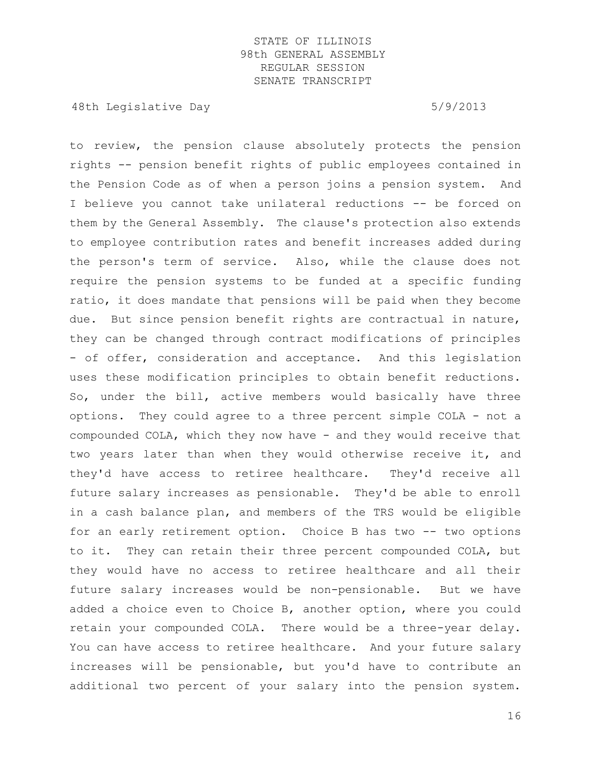to review, the pension clause absolutely protects the pension rights -- pension benefit rights of public employees contained in the Pension Code as of when a person joins a pension system. And I believe you cannot take unilateral reductions -- be forced on them by the General Assembly. The clause's protection also extends to employee contribution rates and benefit increases added during the person's term of service. Also, while the clause does not require the pension systems to be funded at a specific funding ratio, it does mandate that pensions will be paid when they become due. But since pension benefit rights are contractual in nature, they can be changed through contract modifications of principles - of offer, consideration and acceptance. And this legislation uses these modification principles to obtain benefit reductions. So, under the bill, active members would basically have three options. They could agree to a three percent simple COLA - not a compounded COLA, which they now have - and they would receive that two years later than when they would otherwise receive it, and they'd have access to retiree healthcare. They'd receive all future salary increases as pensionable. They'd be able to enroll in a cash balance plan, and members of the TRS would be eligible for an early retirement option. Choice B has two -- two options to it. They can retain their three percent compounded COLA, but they would have no access to retiree healthcare and all their future salary increases would be non-pensionable. But we have added a choice even to Choice B, another option, where you could retain your compounded COLA. There would be a three-year delay. You can have access to retiree healthcare. And your future salary increases will be pensionable, but you'd have to contribute an additional two percent of your salary into the pension system.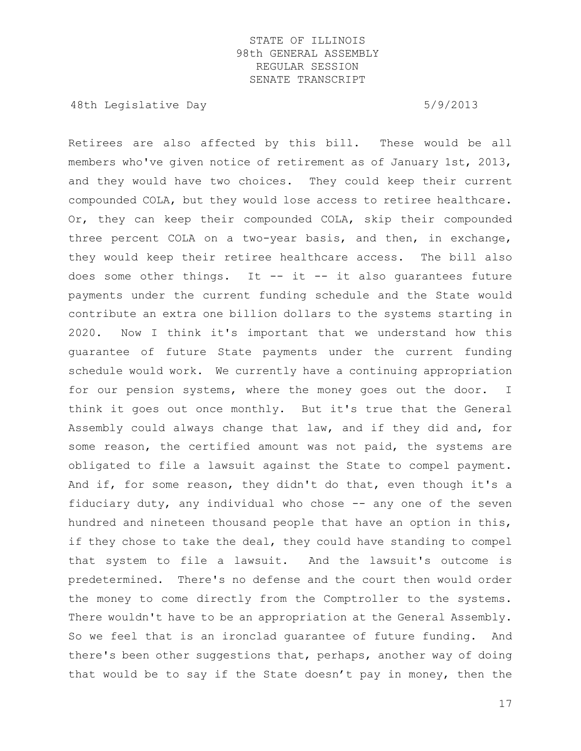Retirees are also affected by this bill. These would be all members who've given notice of retirement as of January 1st, 2013, and they would have two choices. They could keep their current compounded COLA, but they would lose access to retiree healthcare. Or, they can keep their compounded COLA, skip their compounded three percent COLA on a two-year basis, and then, in exchange, they would keep their retiree healthcare access. The bill also does some other things. It -- it -- it also guarantees future payments under the current funding schedule and the State would contribute an extra one billion dollars to the systems starting in 2020. Now I think it's important that we understand how this guarantee of future State payments under the current funding schedule would work. We currently have a continuing appropriation for our pension systems, where the money goes out the door. I think it goes out once monthly. But it's true that the General Assembly could always change that law, and if they did and, for some reason, the certified amount was not paid, the systems are obligated to file a lawsuit against the State to compel payment. And if, for some reason, they didn't do that, even though it's a fiduciary duty, any individual who chose -- any one of the seven hundred and nineteen thousand people that have an option in this, if they chose to take the deal, they could have standing to compel that system to file a lawsuit. And the lawsuit's outcome is predetermined. There's no defense and the court then would order the money to come directly from the Comptroller to the systems. There wouldn't have to be an appropriation at the General Assembly. So we feel that is an ironclad guarantee of future funding. And there's been other suggestions that, perhaps, another way of doing that would be to say if the State doesn't pay in money, then the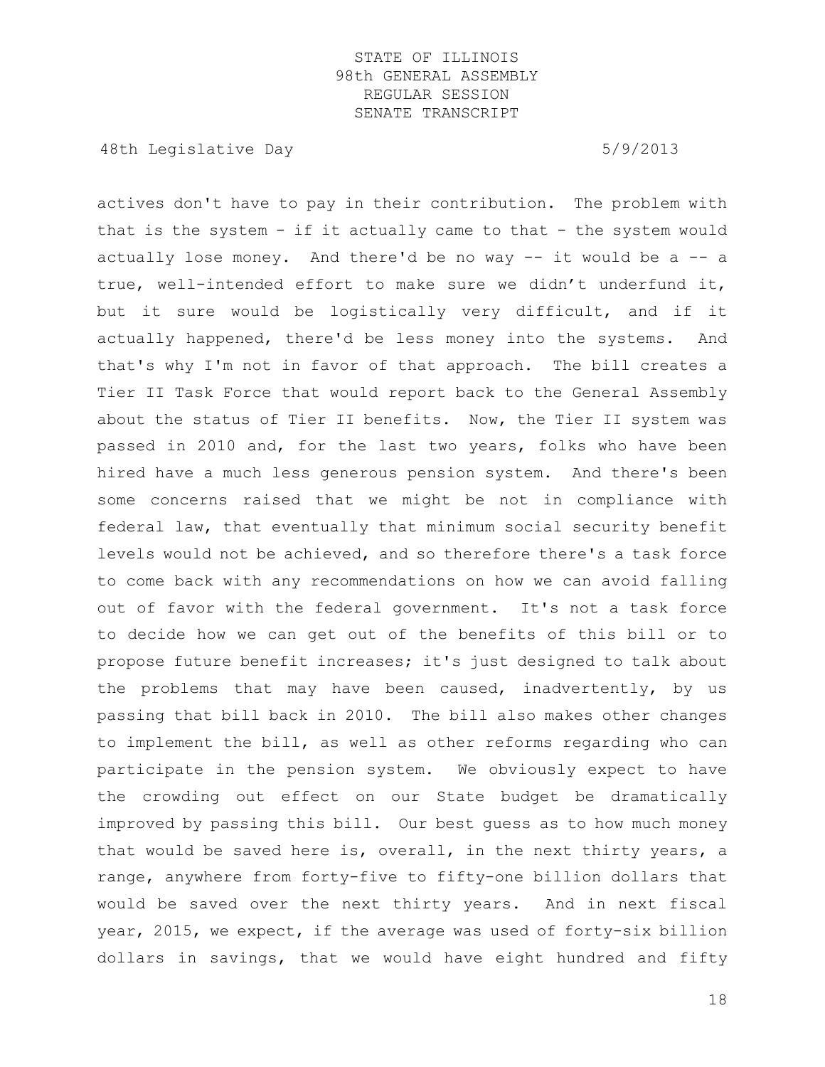actives don't have to pay in their contribution. The problem with that is the system - if it actually came to that - the system would actually lose money. And there'd be no way -- it would be a -- a true, well-intended effort to make sure we didn't underfund it, but it sure would be logistically very difficult, and if it actually happened, there'd be less money into the systems. And that's why I'm not in favor of that approach. The bill creates a Tier II Task Force that would report back to the General Assembly about the status of Tier II benefits. Now, the Tier II system was passed in 2010 and, for the last two years, folks who have been hired have a much less generous pension system. And there's been some concerns raised that we might be not in compliance with federal law, that eventually that minimum social security benefit levels would not be achieved, and so therefore there's a task force to come back with any recommendations on how we can avoid falling out of favor with the federal government. It's not a task force to decide how we can get out of the benefits of this bill or to propose future benefit increases; it's just designed to talk about the problems that may have been caused, inadvertently, by us passing that bill back in 2010. The bill also makes other changes to implement the bill, as well as other reforms regarding who can participate in the pension system. We obviously expect to have the crowding out effect on our State budget be dramatically improved by passing this bill. Our best guess as to how much money that would be saved here is, overall, in the next thirty years, a range, anywhere from forty-five to fifty-one billion dollars that would be saved over the next thirty years. And in next fiscal year, 2015, we expect, if the average was used of forty-six billion dollars in savings, that we would have eight hundred and fifty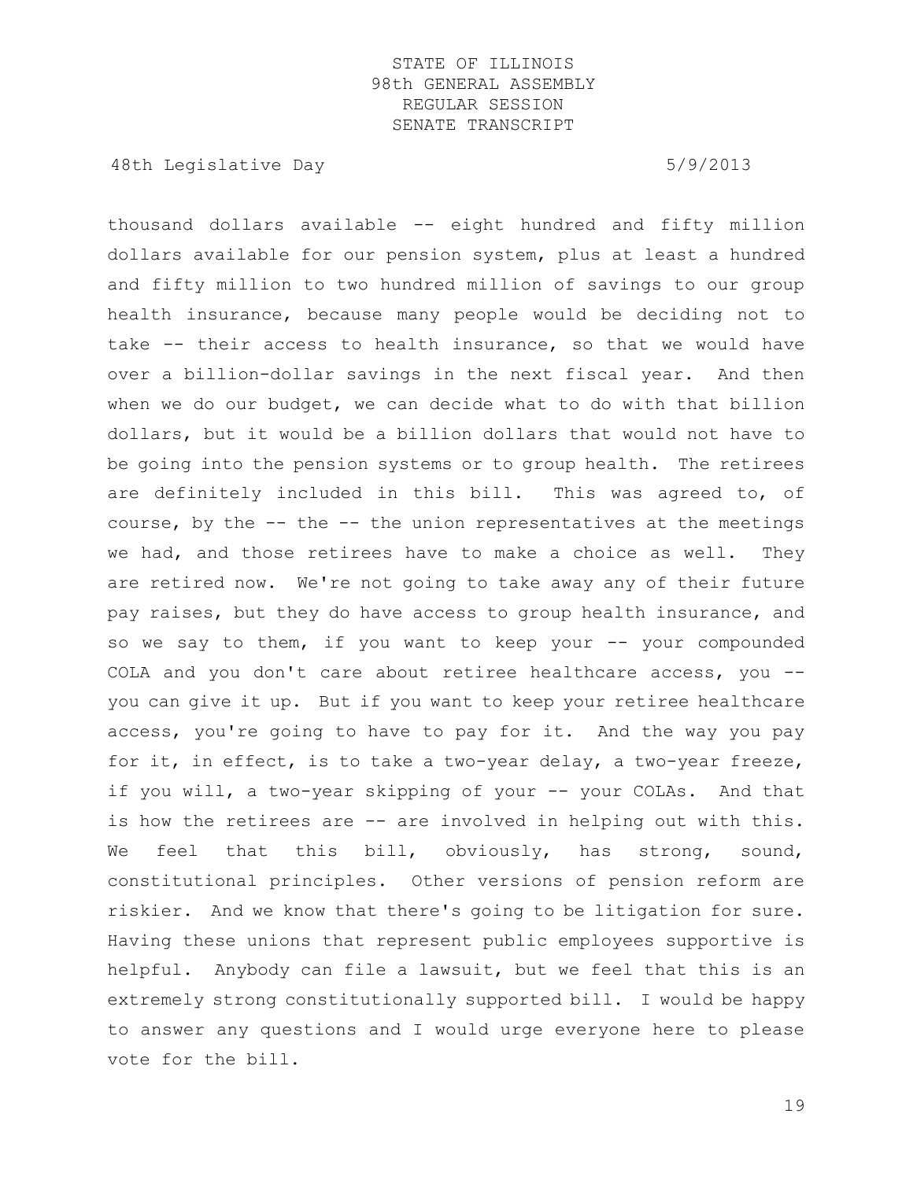thousand dollars available -- eight hundred and fifty million dollars available for our pension system, plus at least a hundred and fifty million to two hundred million of savings to our group health insurance, because many people would be deciding not to take -- their access to health insurance, so that we would have over a billion-dollar savings in the next fiscal year. And then when we do our budget, we can decide what to do with that billion dollars, but it would be a billion dollars that would not have to be going into the pension systems or to group health. The retirees are definitely included in this bill. This was agreed to, of course, by the -- the -- the union representatives at the meetings we had, and those retirees have to make a choice as well. They are retired now. We're not going to take away any of their future pay raises, but they do have access to group health insurance, and so we say to them, if you want to keep your -- your compounded COLA and you don't care about retiree healthcare access, you -- you can give it up. But if you want to keep your retiree healthcare access, you're going to have to pay for it. And the way you pay for it, in effect, is to take a two-year delay, a two-year freeze, if you will, a two-year skipping of your -- your COLAs. And that is how the retirees are -- are involved in helping out with this. We feel that this bill, obviously, has strong, sound, constitutional principles. Other versions of pension reform are riskier. And we know that there's going to be litigation for sure. Having these unions that represent public employees supportive is helpful. Anybody can file a lawsuit, but we feel that this is an extremely strong constitutionally supported bill. I would be happy to answer any questions and I would urge everyone here to please vote for the bill.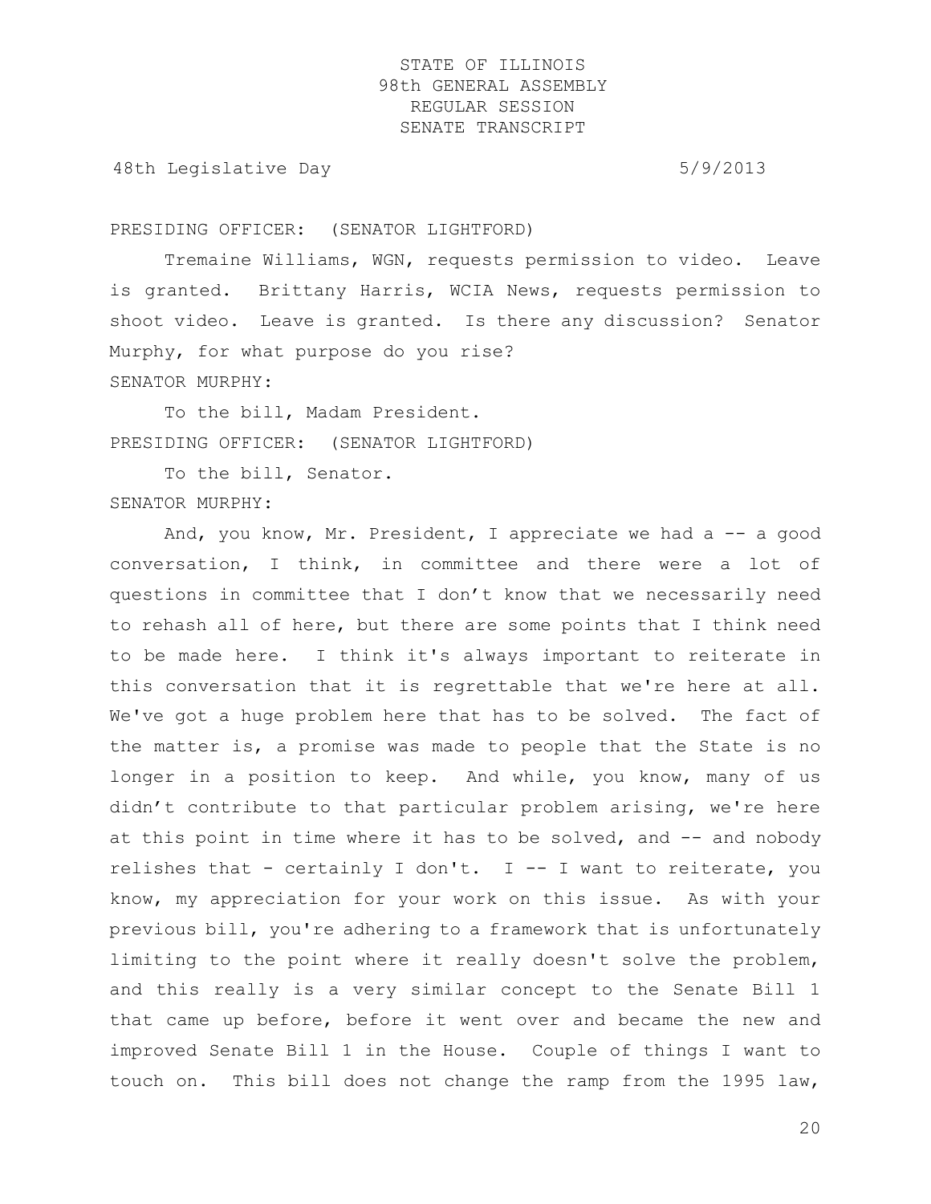PRESIDING OFFICER: (SENATOR LIGHTFORD)

Tremaine Williams, WGN, requests permission to video. Leave is granted. Brittany Harris, WCIA News, requests permission to shoot video. Leave is granted. Is there any discussion? Senator Murphy, for what purpose do you rise?

SENATOR MURPHY:

To the bill, Madam President.

PRESIDING OFFICER: (SENATOR LIGHTFORD)

To the bill, Senator.

SENATOR MURPHY:

And, you know, Mr. President, I appreciate we had a -- a good conversation, I think, in committee and there were a lot of questions in committee that I don't know that we necessarily need to rehash all of here, but there are some points that I think need to be made here. I think it's always important to reiterate in this conversation that it is regrettable that we're here at all. We've got a huge problem here that has to be solved. The fact of the matter is, a promise was made to people that the State is no longer in a position to keep. And while, you know, many of us didn't contribute to that particular problem arising, we're here at this point in time where it has to be solved, and -- and nobody relishes that - certainly I don't. I -- I want to reiterate, you know, my appreciation for your work on this issue. As with your previous bill, you're adhering to a framework that is unfortunately limiting to the point where it really doesn't solve the problem, and this really is a very similar concept to the Senate Bill 1 that came up before, before it went over and became the new and improved Senate Bill 1 in the House. Couple of things I want to touch on. This bill does not change the ramp from the 1995 law,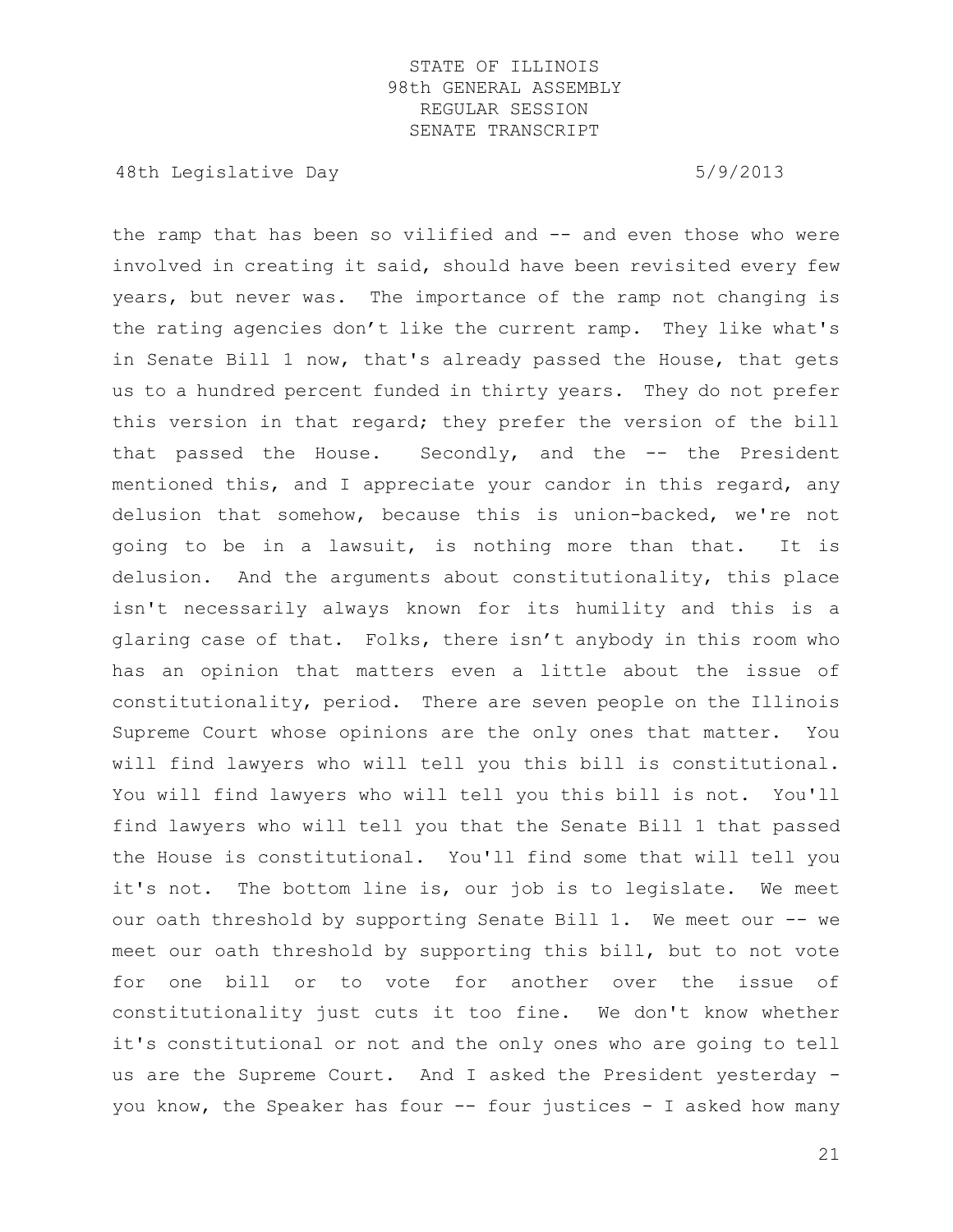the ramp that has been so vilified and -- and even those who were involved in creating it said, should have been revisited every few years, but never was. The importance of the ramp not changing is the rating agencies don't like the current ramp. They like what's in Senate Bill 1 now, that's already passed the House, that gets us to a hundred percent funded in thirty years. They do not prefer this version in that regard; they prefer the version of the bill that passed the House. Secondly, and the -- the President mentioned this, and I appreciate your candor in this regard, any delusion that somehow, because this is union-backed, we're not going to be in a lawsuit, is nothing more than that. It is delusion. And the arguments about constitutionality, this place isn't necessarily always known for its humility and this is a glaring case of that. Folks, there isn't anybody in this room who has an opinion that matters even a little about the issue of constitutionality, period. There are seven people on the Illinois Supreme Court whose opinions are the only ones that matter. You will find lawyers who will tell you this bill is constitutional. You will find lawyers who will tell you this bill is not. You'll find lawyers who will tell you that the Senate Bill 1 that passed the House is constitutional. You'll find some that will tell you it's not. The bottom line is, our job is to legislate. We meet our oath threshold by supporting Senate Bill 1. We meet our -- we meet our oath threshold by supporting this bill, but to not vote for one bill or to vote for another over the issue of constitutionality just cuts it too fine. We don't know whether it's constitutional or not and the only ones who are going to tell us are the Supreme Court. And I asked the President yesterday - you know, the Speaker has four -- four justices - I asked how many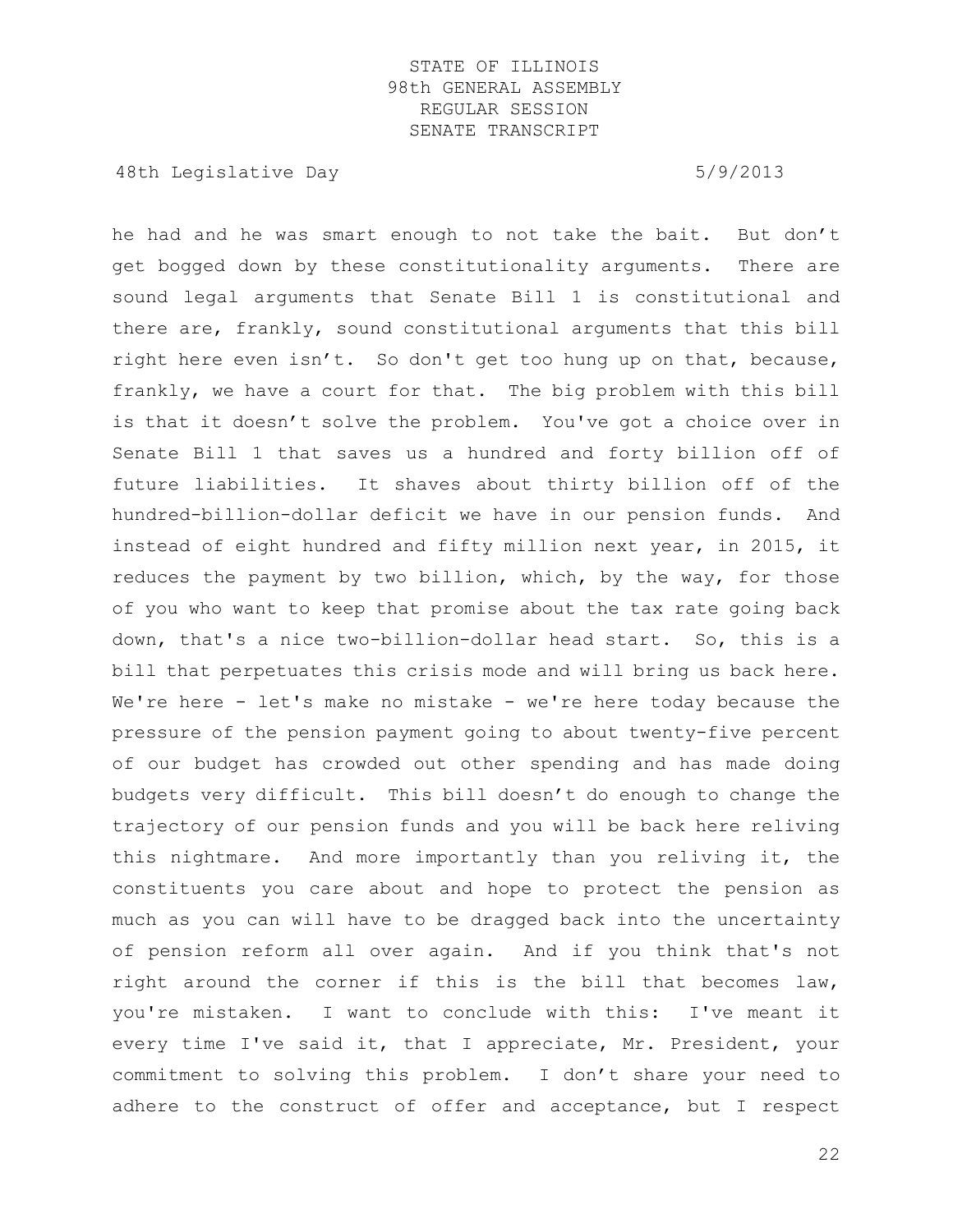he had and he was smart enough to not take the bait. But don't get bogged down by these constitutionality arguments. There are sound legal arguments that Senate Bill 1 is constitutional and there are, frankly, sound constitutional arguments that this bill right here even isn't. So don't get too hung up on that, because, frankly, we have a court for that. The big problem with this bill is that it doesn't solve the problem. You've got a choice over in Senate Bill 1 that saves us a hundred and forty billion off of future liabilities. It shaves about thirty billion off of the hundred-billion-dollar deficit we have in our pension funds. And instead of eight hundred and fifty million next year, in 2015, it reduces the payment by two billion, which, by the way, for those of you who want to keep that promise about the tax rate going back down, that's a nice two-billion-dollar head start. So, this is a bill that perpetuates this crisis mode and will bring us back here. We're here - let's make no mistake - we're here today because the pressure of the pension payment going to about twenty-five percent of our budget has crowded out other spending and has made doing budgets very difficult. This bill doesn't do enough to change the trajectory of our pension funds and you will be back here reliving this nightmare. And more importantly than you reliving it, the constituents you care about and hope to protect the pension as much as you can will have to be dragged back into the uncertainty of pension reform all over again. And if you think that's not right around the corner if this is the bill that becomes law, you're mistaken. I want to conclude with this: I've meant it every time I've said it, that I appreciate, Mr. President, your commitment to solving this problem. I don't share your need to adhere to the construct of offer and acceptance, but I respect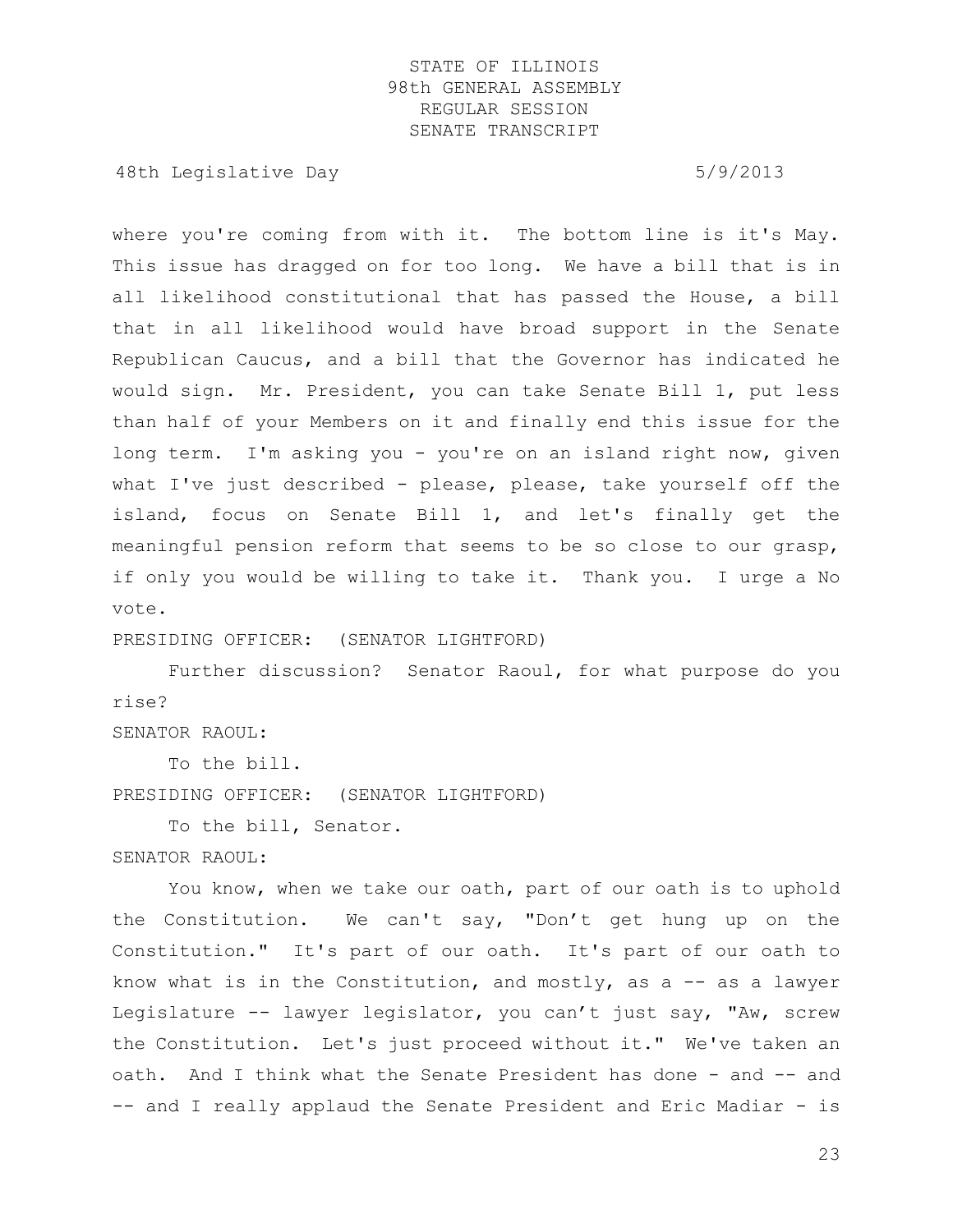where you're coming from with it. The bottom line is it's May. This issue has dragged on for too long. We have a bill that is in all likelihood constitutional that has passed the House, a bill that in all likelihood would have broad support in the Senate Republican Caucus, and a bill that the Governor has indicated he would sign. Mr. President, you can take Senate Bill 1, put less than half of your Members on it and finally end this issue for the long term. I'm asking you - you're on an island right now, given what I've just described - please, please, take yourself off the island, focus on Senate Bill 1, and let's finally get the meaningful pension reform that seems to be so close to our grasp, if only you would be willing to take it. Thank you. I urge a No vote.

PRESIDING OFFICER: (SENATOR LIGHTFORD)

Further discussion? Senator Raoul, for what purpose do you rise?

SENATOR RAOUL:

To the bill.

PRESIDING OFFICER: (SENATOR LIGHTFORD)

To the bill, Senator.

SENATOR RAOUL:

You know, when we take our oath, part of our oath is to uphold the Constitution. We can't say, "Don't get hung up on the Constitution." It's part of our oath. It's part of our oath to know what is in the Constitution, and mostly, as a -- as a lawyer Legislature -- lawyer legislator, you can't just say, "Aw, screw the Constitution. Let's just proceed without it." We've taken an oath. And I think what the Senate President has done - and -- and -- and I really applaud the Senate President and Eric Madiar - is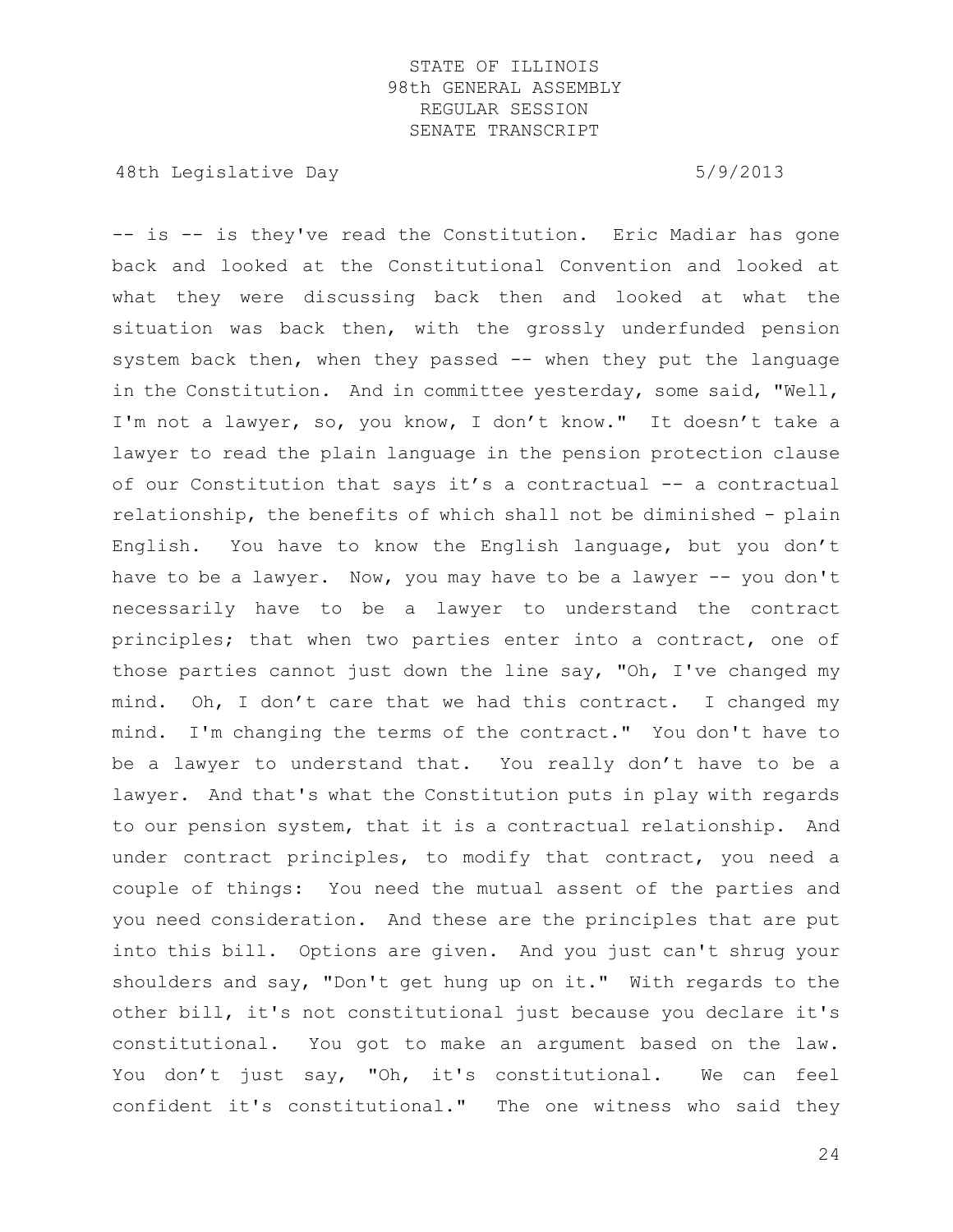-- is -- is they've read the Constitution. Eric Madiar has gone back and looked at the Constitutional Convention and looked at what they were discussing back then and looked at what the situation was back then, with the grossly underfunded pension system back then, when they passed -- when they put the language in the Constitution. And in committee yesterday, some said, "Well, I'm not a lawyer, so, you know, I don't know." It doesn't take a lawyer to read the plain language in the pension protection clause of our Constitution that says it's a contractual -- a contractual relationship, the benefits of which shall not be diminished - plain English. You have to know the English language, but you don't have to be a lawyer. Now, you may have to be a lawyer -- you don't necessarily have to be a lawyer to understand the contract principles; that when two parties enter into a contract, one of those parties cannot just down the line say, "Oh, I've changed my mind. Oh, I don't care that we had this contract. I changed my mind. I'm changing the terms of the contract." You don't have to be a lawyer to understand that. You really don't have to be a lawyer. And that's what the Constitution puts in play with regards to our pension system, that it is a contractual relationship. And under contract principles, to modify that contract, you need a couple of things: You need the mutual assent of the parties and you need consideration. And these are the principles that are put into this bill. Options are given. And you just can't shrug your shoulders and say, "Don't get hung up on it." With regards to the other bill, it's not constitutional just because you declare it's constitutional. You got to make an argument based on the law. You don't just say, "Oh, it's constitutional. We can feel confident it's constitutional." The one witness who said they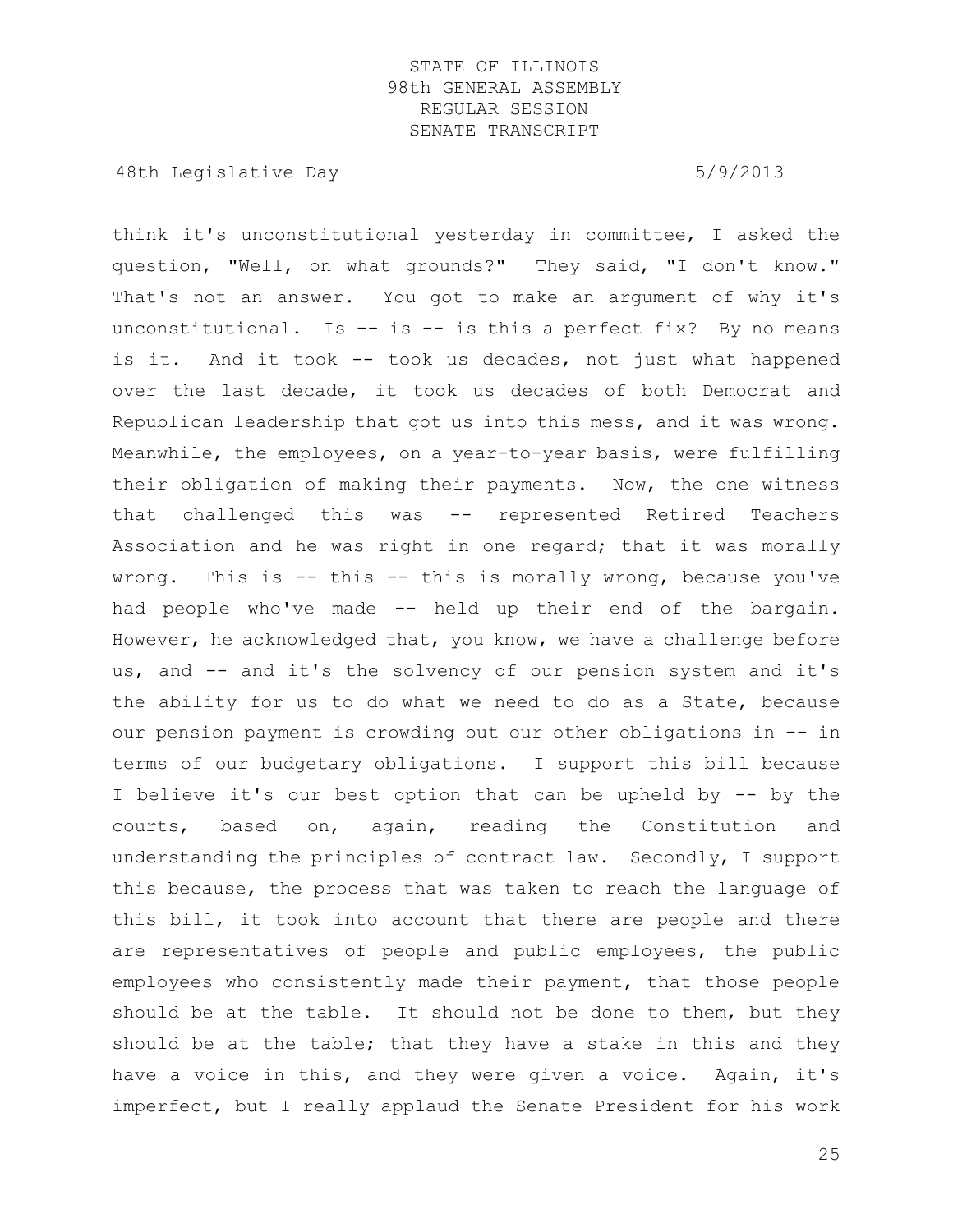think it's unconstitutional yesterday in committee, I asked the question, "Well, on what grounds?" They said, "I don't know." That's not an answer. You got to make an argument of why it's unconstitutional. Is -- is -- is this a perfect fix? By no means is it. And it took -- took us decades, not just what happened over the last decade, it took us decades of both Democrat and Republican leadership that got us into this mess, and it was wrong. Meanwhile, the employees, on a year-to-year basis, were fulfilling their obligation of making their payments. Now, the one witness that challenged this was -- represented Retired Teachers Association and he was right in one regard; that it was morally wrong. This is -- this -- this is morally wrong, because you've had people who've made -- held up their end of the bargain. However, he acknowledged that, you know, we have a challenge before us, and -- and it's the solvency of our pension system and it's the ability for us to do what we need to do as a State, because our pension payment is crowding out our other obligations in -- in terms of our budgetary obligations. I support this bill because I believe it's our best option that can be upheld by -- by the courts, based on, again, reading the Constitution and understanding the principles of contract law. Secondly, I support this because, the process that was taken to reach the language of this bill, it took into account that there are people and there are representatives of people and public employees, the public employees who consistently made their payment, that those people should be at the table. It should not be done to them, but they should be at the table; that they have a stake in this and they have a voice in this, and they were given a voice. Again, it's imperfect, but I really applaud the Senate President for his work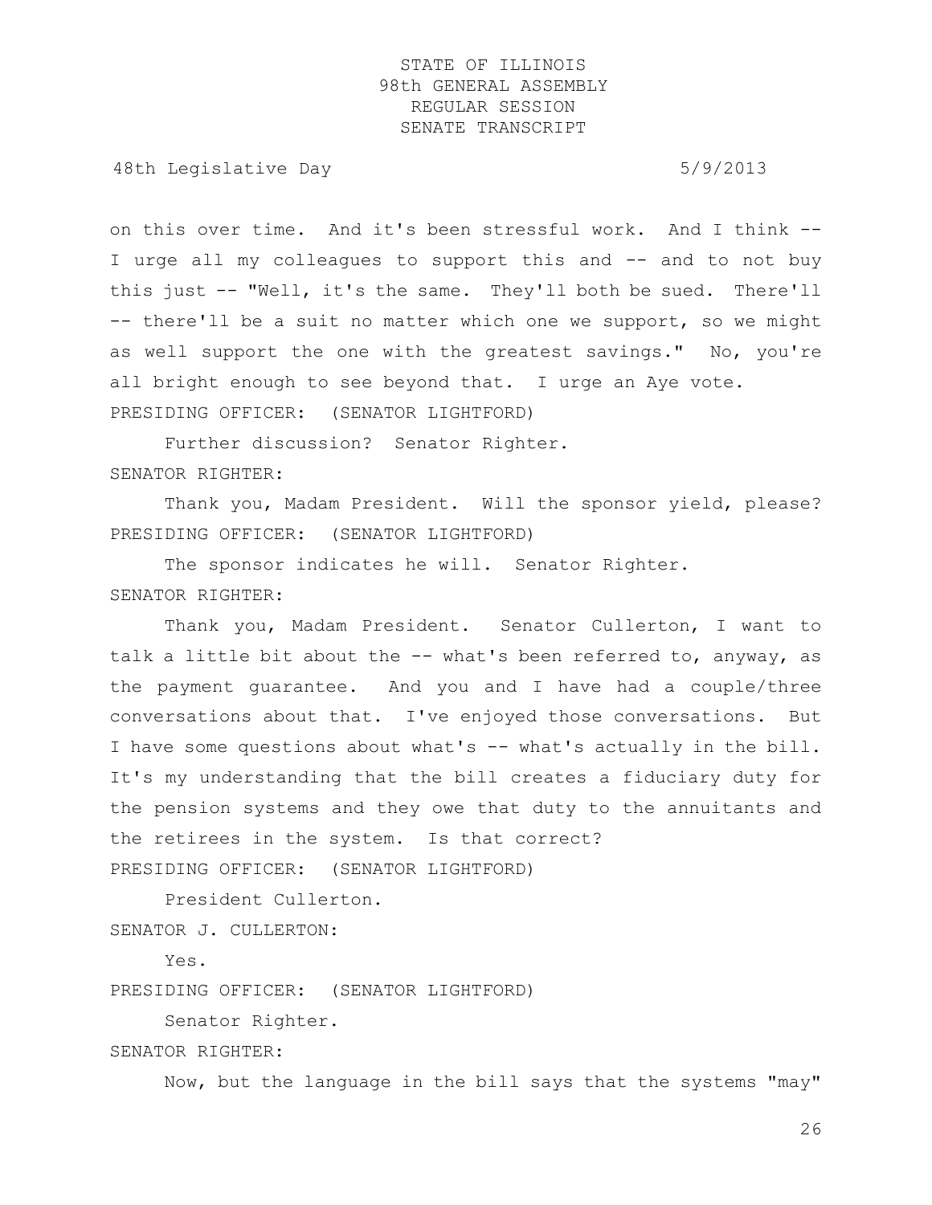on this over time. And it's been stressful work. And I think -- I urge all my colleagues to support this and -- and to not buy this just -- "Well, it's the same. They'll both be sued. There'll -- there'll be a suit no matter which one we support, so we might as well support the one with the greatest savings." No, you're all bright enough to see beyond that. I urge an Aye vote.

PRESIDING OFFICER: (SENATOR LIGHTFORD)

Further discussion? Senator Righter.

SENATOR RIGHTER:

Thank you, Madam President. Will the sponsor yield, please?

PRESIDING OFFICER: (SENATOR LIGHTFORD)

The sponsor indicates he will. Senator Righter.

SENATOR RIGHTER:

Thank you, Madam President. Senator Cullerton, I want to talk a little bit about the -- what's been referred to, anyway, as the payment guarantee. And you and I have had a couple/three conversations about that. I've enjoyed those conversations. But I have some questions about what's -- what's actually in the bill. It's my understanding that the bill creates a fiduciary duty for the pension systems and they owe that duty to the annuitants and the retirees in the system. Is that correct?

PRESIDING OFFICER: (SENATOR LIGHTFORD)

President Cullerton.

SENATOR J. CULLERTON:

Yes.

PRESIDING OFFICER: (SENATOR LIGHTFORD)

Senator Righter.

SENATOR RIGHTER:

Now, but the language in the bill says that the systems "may"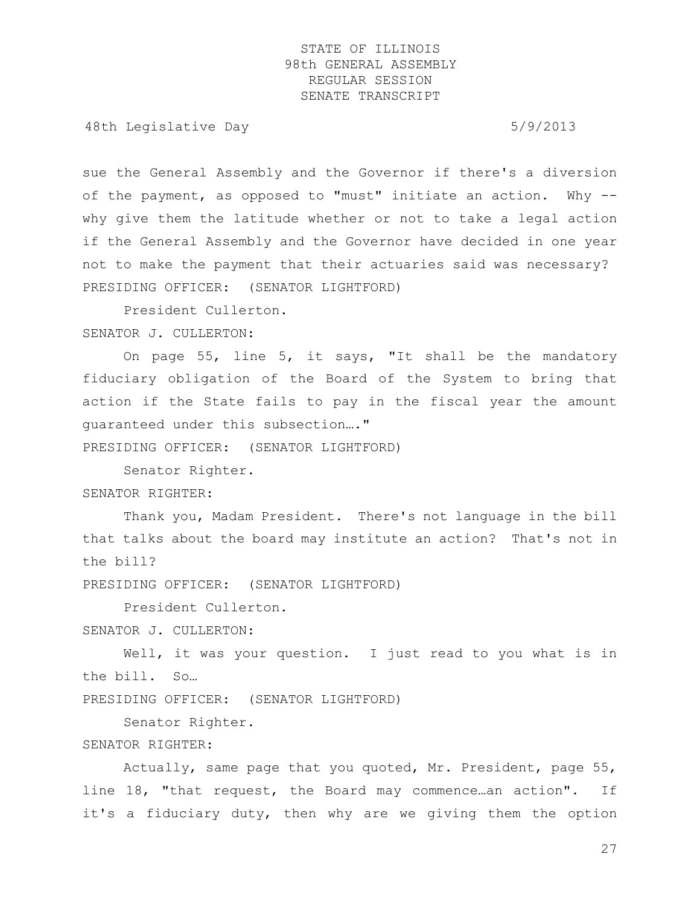sue the General Assembly and the Governor if there's a diversion of the payment, as opposed to "must" initiate an action. Why -- why give them the latitude whether or not to take a legal action if the General Assembly and the Governor have decided in one year not to make the payment that their actuaries said was necessary?

PRESIDING OFFICER: (SENATOR LIGHTFORD)

President Cullerton.

SENATOR J. CULLERTON:

On page 55, line 5, it says, "It shall be the mandatory fiduciary obligation of the Board of the System to bring that action if the State fails to pay in the fiscal year the amount guaranteed under this subsection…."

PRESIDING OFFICER: (SENATOR LIGHTFORD)

Senator Righter.

SENATOR RIGHTER:

Thank you, Madam President. There's not language in the bill that talks about the board may institute an action? That's not in the bill?

PRESIDING OFFICER: (SENATOR LIGHTFORD)

President Cullerton.

SENATOR J. CULLERTON:

Well, it was your question. I just read to you what is in the bill. So…

PRESIDING OFFICER: (SENATOR LIGHTFORD)

Senator Righter.

SENATOR RIGHTER:

Actually, same page that you quoted, Mr. President, page 55, line 18, "that request, the Board may commence…an action". If it's a fiduciary duty, then why are we giving them the option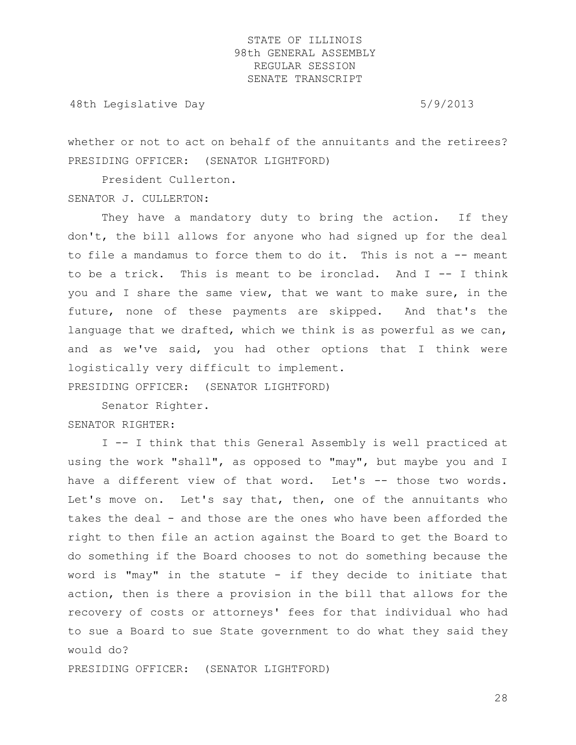whether or not to act on behalf of the annuitants and the retirees?

PRESIDING OFFICER: (SENATOR LIGHTFORD)

President Cullerton.

SENATOR J. CULLERTON:

They have a mandatory duty to bring the action. If they don't, the bill allows for anyone who had signed up for the deal to file a mandamus to force them to do it. This is not a -- meant to be a trick. This is meant to be ironclad. And I -- I think you and I share the same view, that we want to make sure, in the future, none of these payments are skipped. And that's the language that we drafted, which we think is as powerful as we can, and as we've said, you had other options that I think were logistically very difficult to implement.

PRESIDING OFFICER: (SENATOR LIGHTFORD)

Senator Righter.

SENATOR RIGHTER:

I -- I think that this General Assembly is well practiced at using the work "shall", as opposed to "may", but maybe you and I have a different view of that word. Let's -- those two words. Let's move on. Let's say that, then, one of the annuitants who takes the deal - and those are the ones who have been afforded the right to then file an action against the Board to get the Board to do something if the Board chooses to not do something because the word is "may" in the statute - if they decide to initiate that action, then is there a provision in the bill that allows for the recovery of costs or attorneys' fees for that individual who had to sue a Board to sue State government to do what they said they would do?

PRESIDING OFFICER: (SENATOR LIGHTFORD)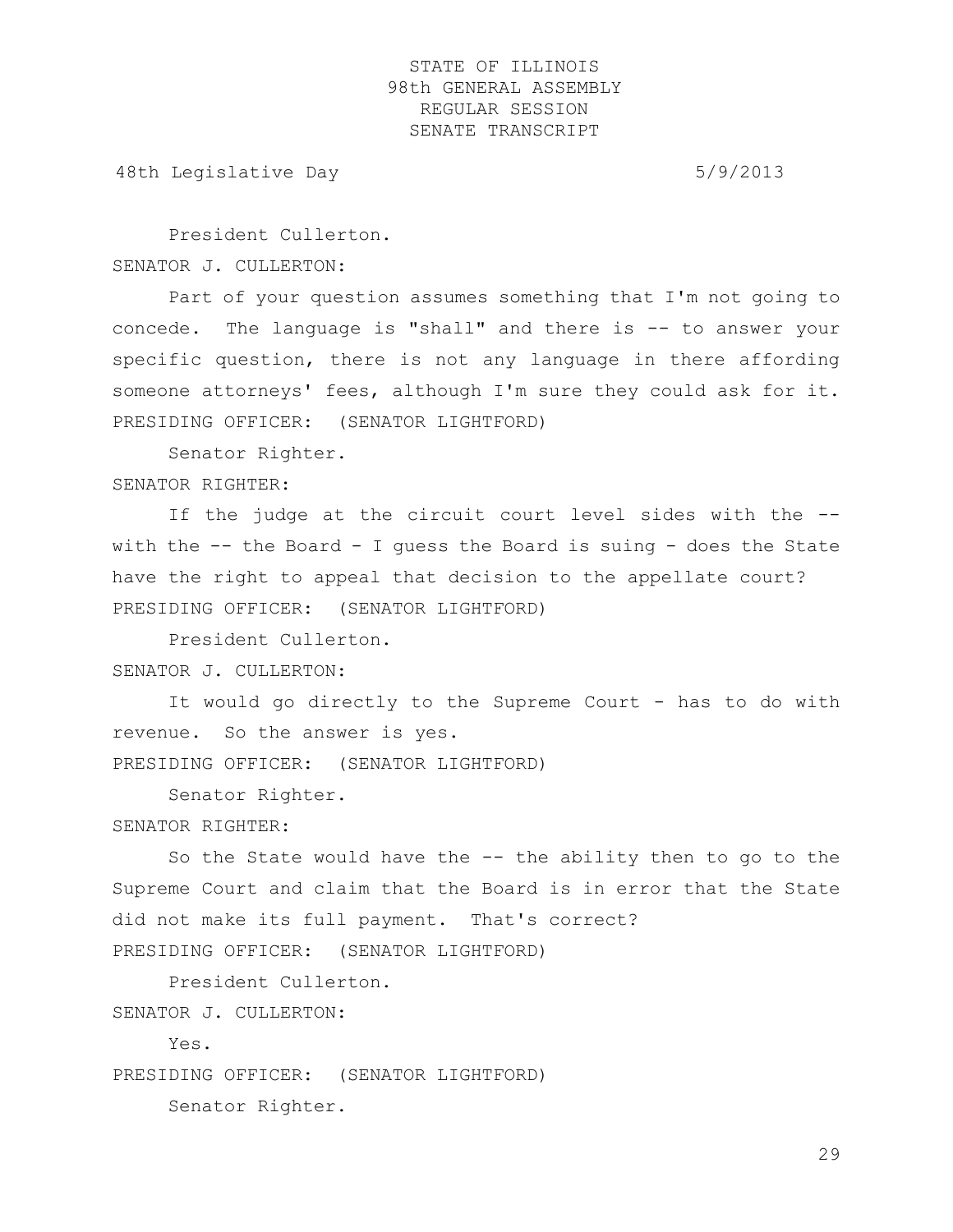President Cullerton.

SENATOR J. CULLERTON:

Part of your question assumes something that I'm not going to concede. The language is "shall" and there is -- to answer your specific question, there is not any language in there affording someone attorneys' fees, although I'm sure they could ask for it.

PRESIDING OFFICER: (SENATOR LIGHTFORD)

Senator Righter.

SENATOR RIGHTER:

If the judge at the circuit court level sides with the -- with the -- the Board - I guess the Board is suing - does the State have the right to appeal that decision to the appellate court?

PRESIDING OFFICER: (SENATOR LIGHTFORD)

President Cullerton.

SENATOR J. CULLERTON:

It would go directly to the Supreme Court - has to do with revenue. So the answer is yes.

PRESIDING OFFICER: (SENATOR LIGHTFORD)

Senator Righter.

SENATOR RIGHTER:

So the State would have the -- the ability then to go to the Supreme Court and claim that the Board is in error that the State did not make its full payment. That's correct?

PRESIDING OFFICER: (SENATOR LIGHTFORD)

President Cullerton.

SENATOR J. CULLERTON:

Yes.

PRESIDING OFFICER: (SENATOR LIGHTFORD)

Senator Righter.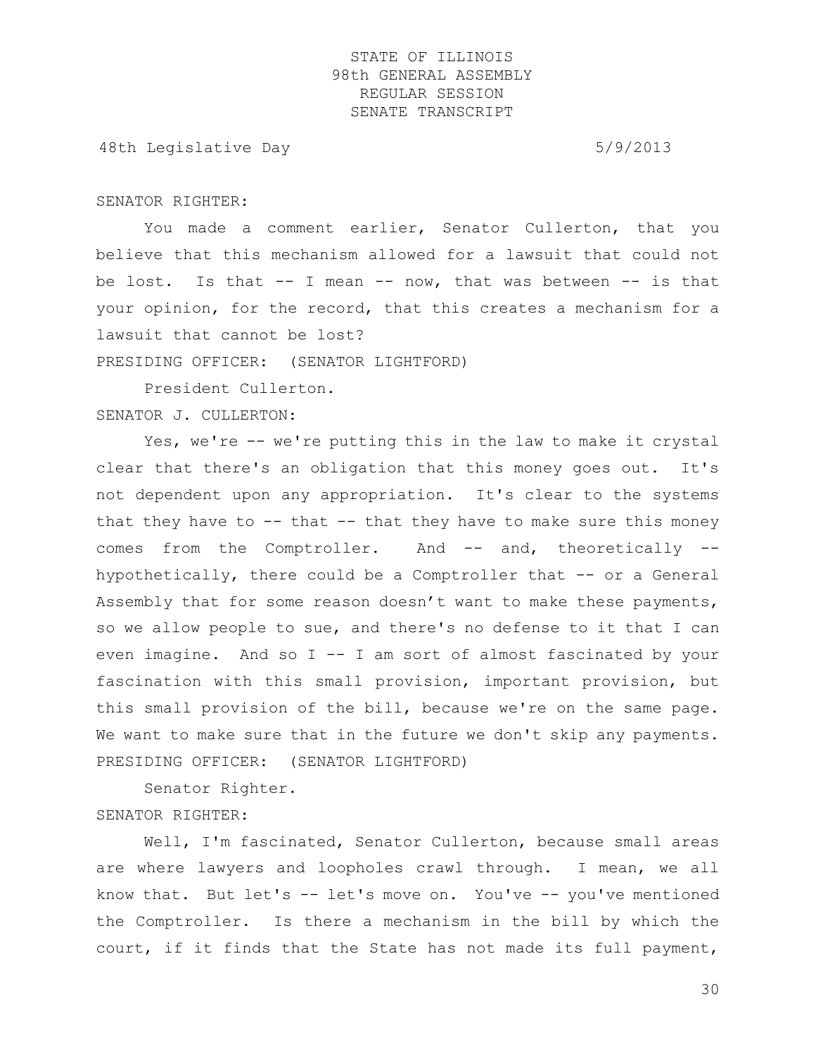SENATOR RIGHTER:

You made a comment earlier, Senator Cullerton, that you believe that this mechanism allowed for a lawsuit that could not be lost. Is that -- I mean -- now, that was between -- is that your opinion, for the record, that this creates a mechanism for a lawsuit that cannot be lost?

PRESIDING OFFICER: (SENATOR LIGHTFORD)

President Cullerton.

SENATOR J. CULLERTON:

Yes, we're -- we're putting this in the law to make it crystal clear that there's an obligation that this money goes out. It's not dependent upon any appropriation. It's clear to the systems that they have to -- that -- that they have to make sure this money comes from the Comptroller. And -- and, theoretically -- hypothetically, there could be a Comptroller that -- or a General Assembly that for some reason doesn't want to make these payments, so we allow people to sue, and there's no defense to it that I can even imagine. And so I -- I am sort of almost fascinated by your fascination with this small provision, important provision, but this small provision of the bill, because we're on the same page. We want to make sure that in the future we don't skip any payments.

PRESIDING OFFICER: (SENATOR LIGHTFORD)

Senator Righter.

SENATOR RIGHTER:

Well, I'm fascinated, Senator Cullerton, because small areas are where lawyers and loopholes crawl through. I mean, we all know that. But let's -- let's move on. You've -- you've mentioned the Comptroller. Is there a mechanism in the bill by which the court, if it finds that the State has not made its full payment,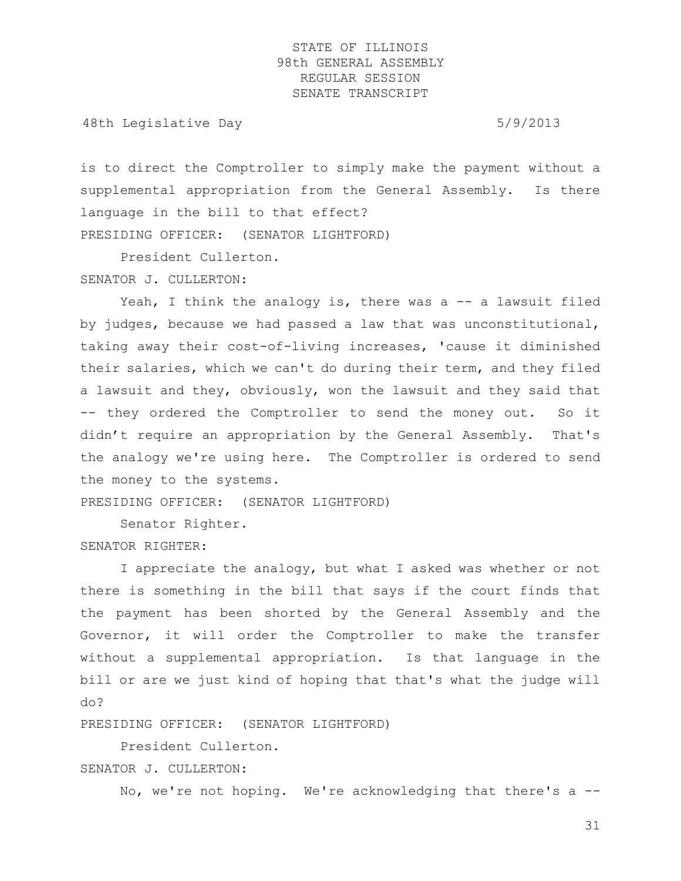is to direct the Comptroller to simply make the payment without a supplemental appropriation from the General Assembly. Is there language in the bill to that effect?

PRESIDING OFFICER: (SENATOR LIGHTFORD)

President Cullerton.

SENATOR J. CULLERTON:

Yeah, I think the analogy is, there was a -- a lawsuit filed by judges, because we had passed a law that was unconstitutional, taking away their cost-of-living increases, 'cause it diminished their salaries, which we can't do during their term, and they filed a lawsuit and they, obviously, won the lawsuit and they said that -- they ordered the Comptroller to send the money out. So it didn't require an appropriation by the General Assembly. That's the analogy we're using here. The Comptroller is ordered to send the money to the systems.

PRESIDING OFFICER: (SENATOR LIGHTFORD)

Senator Righter.

SENATOR RIGHTER:

I appreciate the analogy, but what I asked was whether or not there is something in the bill that says if the court finds that the payment has been shorted by the General Assembly and the Governor, it will order the Comptroller to make the transfer without a supplemental appropriation. Is that language in the bill or are we just kind of hoping that that's what the judge will do?

PRESIDING OFFICER: (SENATOR LIGHTFORD)

President Cullerton.

SENATOR J. CULLERTON:

No, we're not hoping. We're acknowledging that there's a --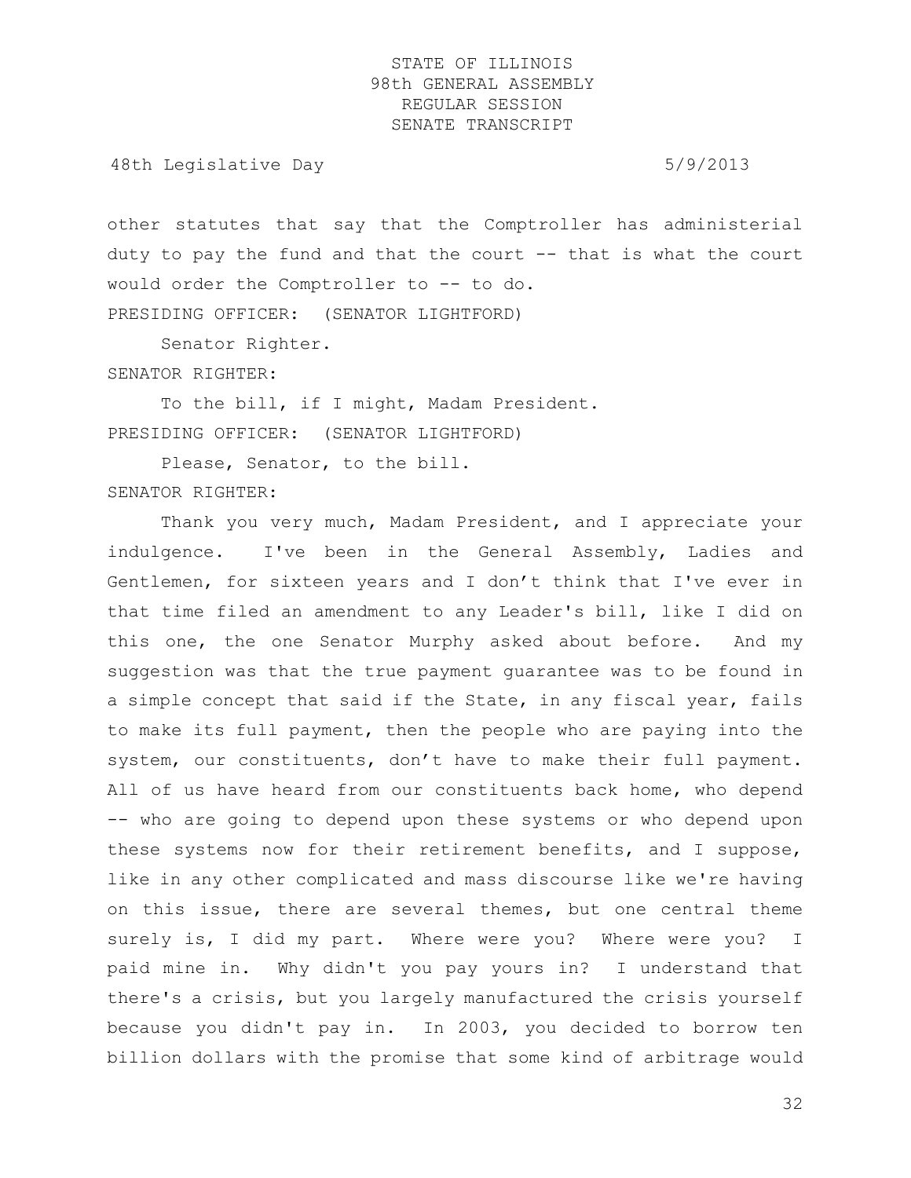other statutes that say that the Comptroller has administerial duty to pay the fund and that the court -- that is what the court would order the Comptroller to -- to do.

PRESIDING OFFICER: (SENATOR LIGHTFORD)

Senator Righter.

SENATOR RIGHTER:

To the bill, if I might, Madam President.

PRESIDING OFFICER: (SENATOR LIGHTFORD)

Please, Senator, to the bill.

SENATOR RIGHTER:

Thank you very much, Madam President, and I appreciate your indulgence. I've been in the General Assembly, Ladies and Gentlemen, for sixteen years and I don't think that I've ever in that time filed an amendment to any Leader's bill, like I did on this one, the one Senator Murphy asked about before. And my suggestion was that the true payment guarantee was to be found in a simple concept that said if the State, in any fiscal year, fails to make its full payment, then the people who are paying into the system, our constituents, don't have to make their full payment. All of us have heard from our constituents back home, who depend -- who are going to depend upon these systems or who depend upon these systems now for their retirement benefits, and I suppose, like in any other complicated and mass discourse like we're having on this issue, there are several themes, but one central theme surely is, I did my part. Where were you? Where were you? I paid mine in. Why didn't you pay yours in? I understand that there's a crisis, but you largely manufactured the crisis yourself because you didn't pay in. In 2003, you decided to borrow ten billion dollars with the promise that some kind of arbitrage would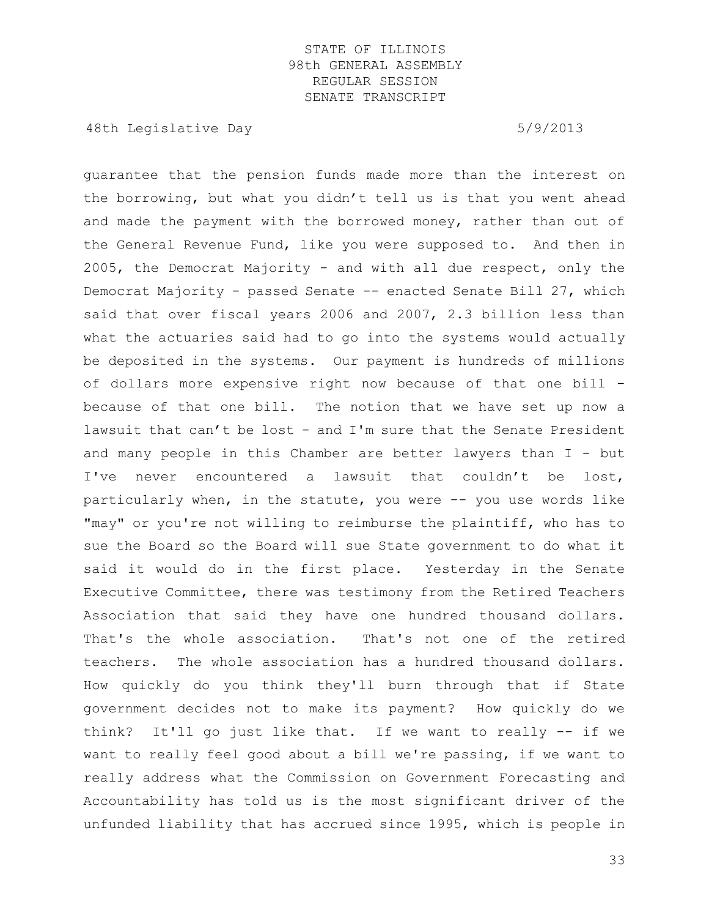guarantee that the pension funds made more than the interest on the borrowing, but what you didn't tell us is that you went ahead and made the payment with the borrowed money, rather than out of the General Revenue Fund, like you were supposed to. And then in 2005, the Democrat Majority - and with all due respect, only the Democrat Majority - passed Senate -- enacted Senate Bill 27, which said that over fiscal years 2006 and 2007, 2.3 billion less than what the actuaries said had to go into the systems would actually be deposited in the systems. Our payment is hundreds of millions of dollars more expensive right now because of that one bill - because of that one bill. The notion that we have set up now a lawsuit that can't be lost - and I'm sure that the Senate President and many people in this Chamber are better lawyers than I - but I've never encountered a lawsuit that couldn't be lost, particularly when, in the statute, you were -- you use words like "may" or you're not willing to reimburse the plaintiff, who has to sue the Board so the Board will sue State government to do what it said it would do in the first place. Yesterday in the Senate Executive Committee, there was testimony from the Retired Teachers Association that said they have one hundred thousand dollars. That's the whole association. That's not one of the retired teachers. The whole association has a hundred thousand dollars. How quickly do you think they'll burn through that if State government decides not to make its payment? How quickly do we think? It'll go just like that. If we want to really -- if we want to really feel good about a bill we're passing, if we want to really address what the Commission on Government Forecasting and Accountability has told us is the most significant driver of the unfunded liability that has accrued since 1995, which is people in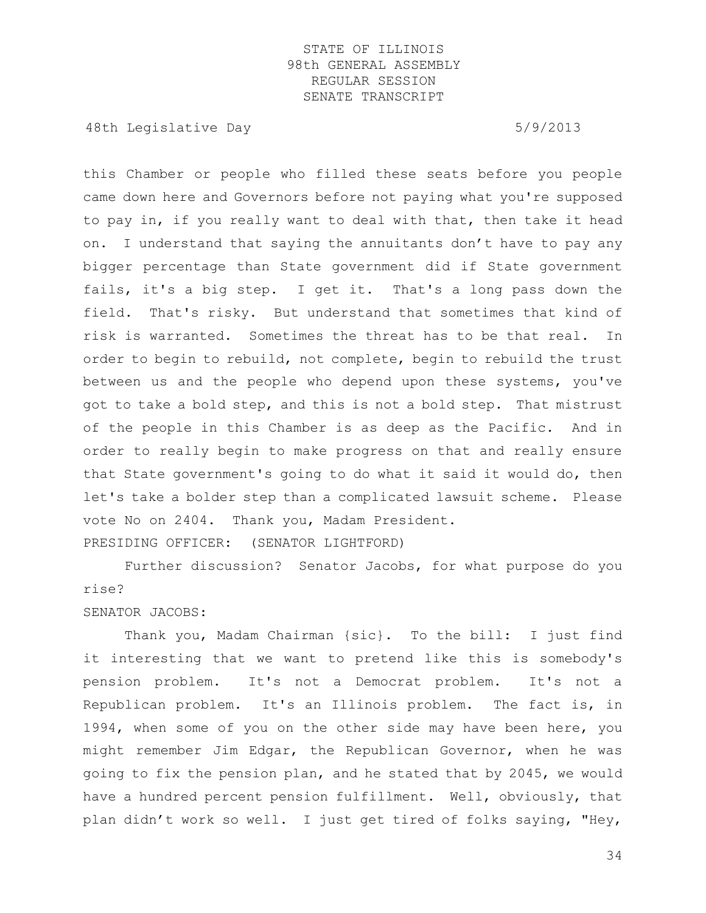this Chamber or people who filled these seats before you people came down here and Governors before not paying what you're supposed to pay in, if you really want to deal with that, then take it head on. I understand that saying the annuitants don't have to pay any bigger percentage than State government did if State government fails, it's a big step. I get it. That's a long pass down the field. That's risky. But understand that sometimes that kind of risk is warranted. Sometimes the threat has to be that real. In order to begin to rebuild, not complete, begin to rebuild the trust between us and the people who depend upon these systems, you've got to take a bold step, and this is not a bold step. That mistrust of the people in this Chamber is as deep as the Pacific. And in order to really begin to make progress on that and really ensure that State government's going to do what it said it would do, then let's take a bolder step than a complicated lawsuit scheme. Please vote No on 2404. Thank you, Madam President.

PRESIDING OFFICER: (SENATOR LIGHTFORD)

Further discussion? Senator Jacobs, for what purpose do you rise?

SENATOR JACOBS:

Thank you, Madam Chairman {sic}. To the bill: I just find it interesting that we want to pretend like this is somebody's pension problem. It's not a Democrat problem. It's not a Republican problem. It's an Illinois problem. The fact is, in 1994, when some of you on the other side may have been here, you might remember Jim Edgar, the Republican Governor, when he was going to fix the pension plan, and he stated that by 2045, we would have a hundred percent pension fulfillment. Well, obviously, that plan didn't work so well. I just get tired of folks saying, "Hey,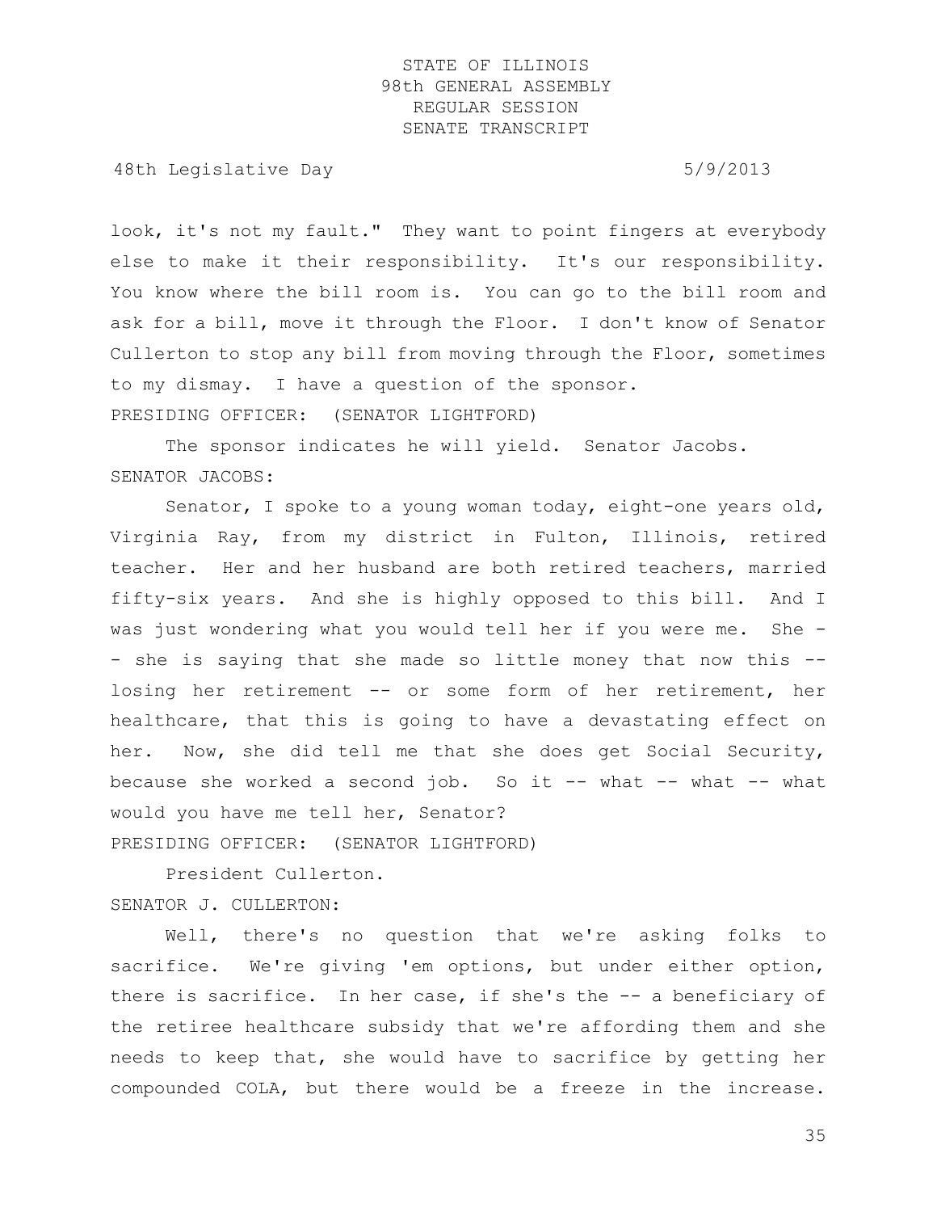look, it's not my fault." They want to point fingers at everybody else to make it their responsibility. It's our responsibility. You know where the bill room is. You can go to the bill room and ask for a bill, move it through the Floor. I don't know of Senator Cullerton to stop any bill from moving through the Floor, sometimes to my dismay. I have a question of the sponsor.

PRESIDING OFFICER: (SENATOR LIGHTFORD)

The sponsor indicates he will yield. Senator Jacobs.

SENATOR JACOBS:

Senator, I spoke to a young woman today, eight-one years old, Virginia Ray, from my district in Fulton, Illinois, retired teacher. Her and her husband are both retired teachers, married fifty-six years. And she is highly opposed to this bill. And I was just wondering what you would tell her if you were me. She -- she is saying that she made so little money that now this -- losing her retirement -- or some form of her retirement, her healthcare, that this is going to have a devastating effect on her. Now, she did tell me that she does get Social Security, because she worked a second job. So it -- what -- what -- what would you have me tell her, Senator?

PRESIDING OFFICER: (SENATOR LIGHTFORD)

President Cullerton.

SENATOR J. CULLERTON:

Well, there's no question that we're asking folks to sacrifice. We're giving 'em options, but under either option, there is sacrifice. In her case, if she's the -- a beneficiary of the retiree healthcare subsidy that we're affording them and she needs to keep that, she would have to sacrifice by getting her compounded COLA, but there would be a freeze in the increase.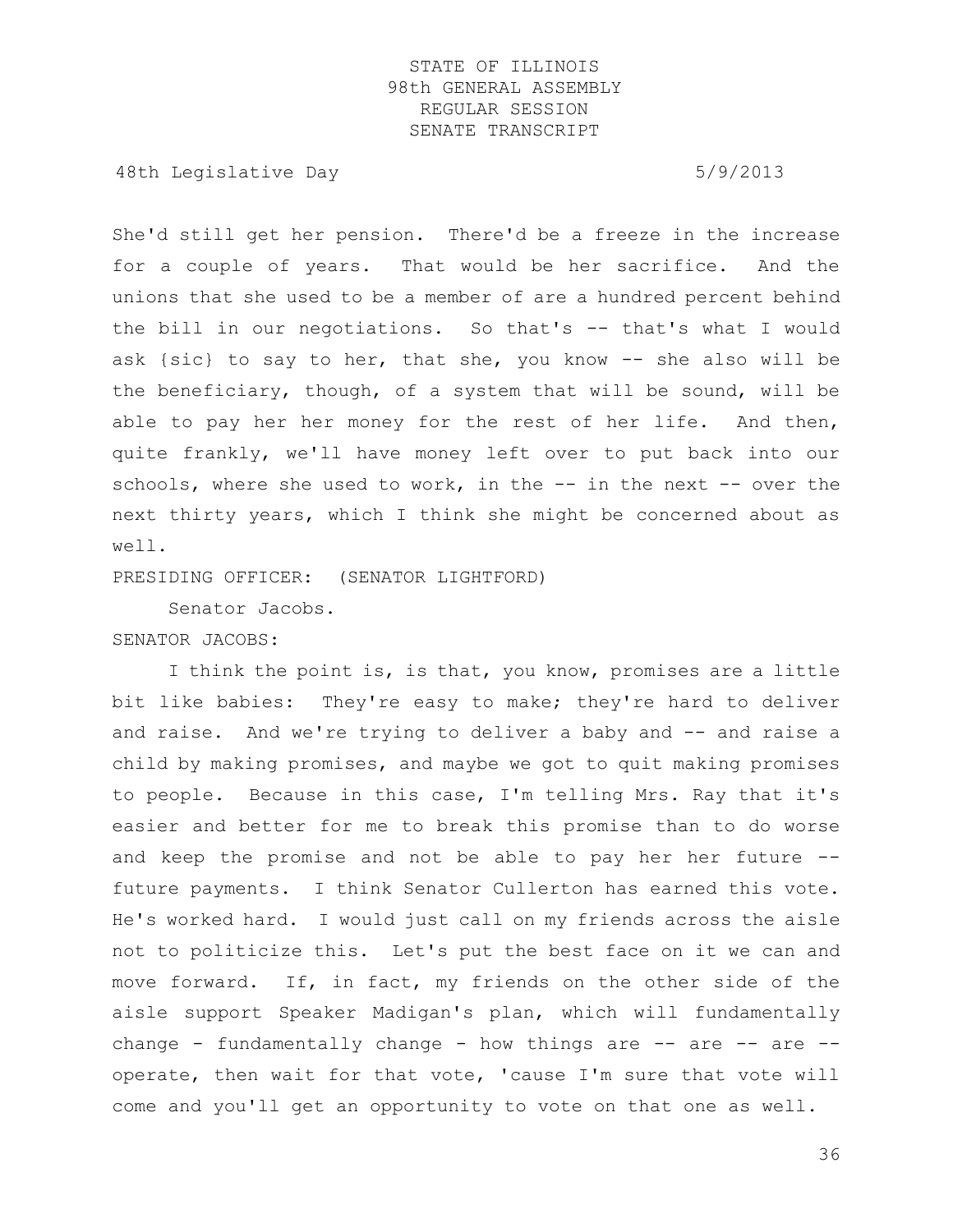She'd still get her pension. There'd be a freeze in the increase for a couple of years. That would be her sacrifice. And the unions that she used to be a member of are a hundred percent behind the bill in our negotiations. So that's -- that's what I would ask {sic} to say to her, that she, you know -- she also will be the beneficiary, though, of a system that will be sound, will be able to pay her her money for the rest of her life. And then, quite frankly, we'll have money left over to put back into our schools, where she used to work, in the -- in the next -- over the next thirty years, which I think she might be concerned about as well.

PRESIDING OFFICER: (SENATOR LIGHTFORD)

Senator Jacobs.

SENATOR JACOBS:

I think the point is, is that, you know, promises are a little bit like babies: They're easy to make; they're hard to deliver and raise. And we're trying to deliver a baby and -- and raise a child by making promises, and maybe we got to quit making promises to people. Because in this case, I'm telling Mrs. Ray that it's easier and better for me to break this promise than to do worse and keep the promise and not be able to pay her her future -- future payments. I think Senator Cullerton has earned this vote. He's worked hard. I would just call on my friends across the aisle not to politicize this. Let's put the best face on it we can and move forward. If, in fact, my friends on the other side of the aisle support Speaker Madigan's plan, which will fundamentally change - fundamentally change - how things are -- are -- are -- operate, then wait for that vote, 'cause I'm sure that vote will come and you'll get an opportunity to vote on that one as well.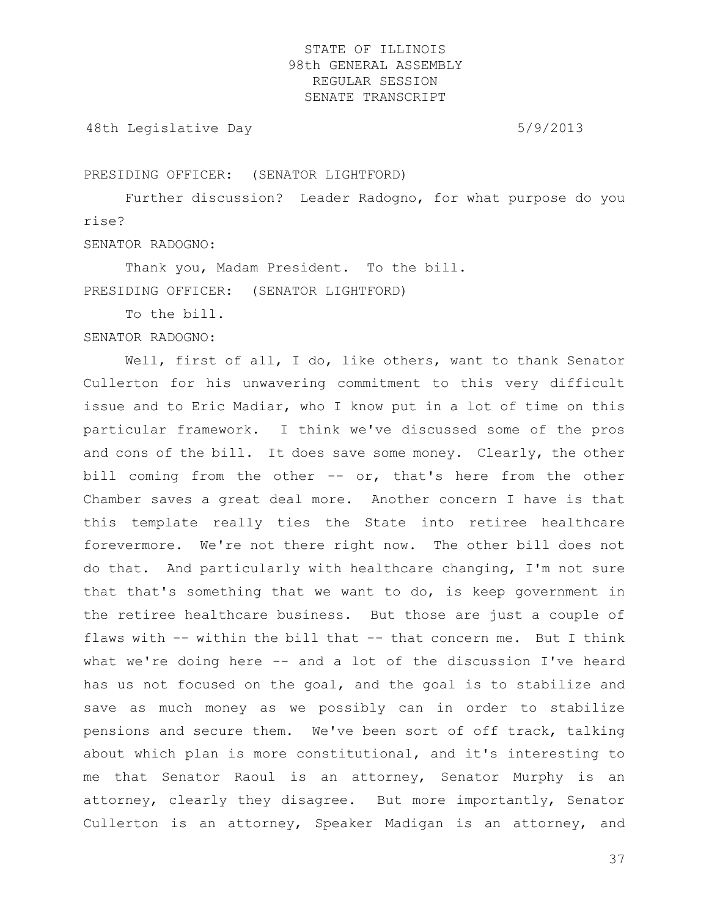PRESIDING OFFICER: (SENATOR LIGHTFORD)

Further discussion? Leader Radogno, for what purpose do you rise?

SENATOR RADOGNO:

Thank you, Madam President. To the bill.

PRESIDING OFFICER: (SENATOR LIGHTFORD)

To the bill.

SENATOR RADOGNO:

Well, first of all, I do, like others, want to thank Senator Cullerton for his unwavering commitment to this very difficult issue and to Eric Madiar, who I know put in a lot of time on this particular framework. I think we've discussed some of the pros and cons of the bill. It does save some money. Clearly, the other bill coming from the other -- or, that's here from the other Chamber saves a great deal more. Another concern I have is that this template really ties the State into retiree healthcare forevermore. We're not there right now. The other bill does not do that. And particularly with healthcare changing, I'm not sure that that's something that we want to do, is keep government in the retiree healthcare business. But those are just a couple of flaws with -- within the bill that -- that concern me. But I think what we're doing here -- and a lot of the discussion I've heard has us not focused on the goal, and the goal is to stabilize and save as much money as we possibly can in order to stabilize pensions and secure them. We've been sort of off track, talking about which plan is more constitutional, and it's interesting to me that Senator Raoul is an attorney, Senator Murphy is an attorney, clearly they disagree. But more importantly, Senator Cullerton is an attorney, Speaker Madigan is an attorney, and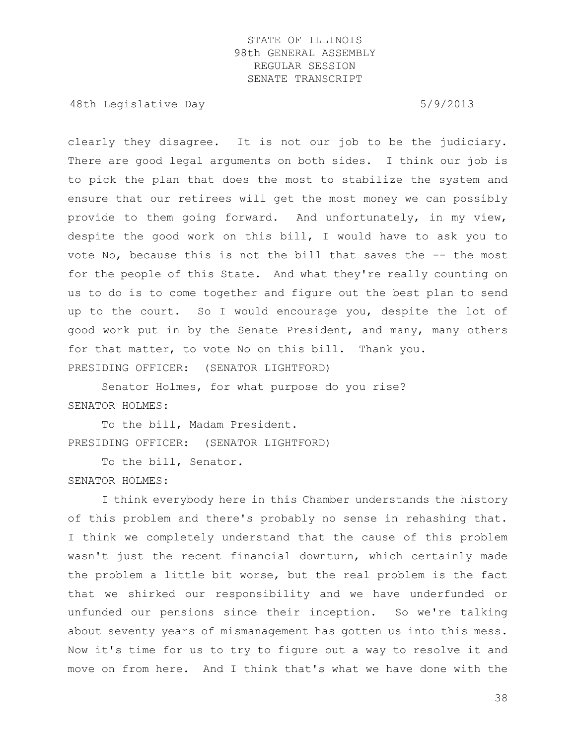clearly they disagree. It is not our job to be the judiciary. There are good legal arguments on both sides. I think our job is to pick the plan that does the most to stabilize the system and ensure that our retirees will get the most money we can possibly provide to them going forward. And unfortunately, in my view, despite the good work on this bill, I would have to ask you to vote No, because this is not the bill that saves the -- the most for the people of this State. And what they're really counting on us to do is to come together and figure out the best plan to send up to the court. So I would encourage you, despite the lot of good work put in by the Senate President, and many, many others for that matter, to vote No on this bill. Thank you.

PRESIDING OFFICER: (SENATOR LIGHTFORD)

Senator Holmes, for what purpose do you rise?

SENATOR HOLMES:

To the bill, Madam President.

PRESIDING OFFICER: (SENATOR LIGHTFORD)

To the bill, Senator.

SENATOR HOLMES:

I think everybody here in this Chamber understands the history of this problem and there's probably no sense in rehashing that. I think we completely understand that the cause of this problem wasn't just the recent financial downturn, which certainly made the problem a little bit worse, but the real problem is the fact that we shirked our responsibility and we have underfunded or unfunded our pensions since their inception. So we're talking about seventy years of mismanagement has gotten us into this mess. Now it's time for us to try to figure out a way to resolve it and move on from here. And I think that's what we have done with the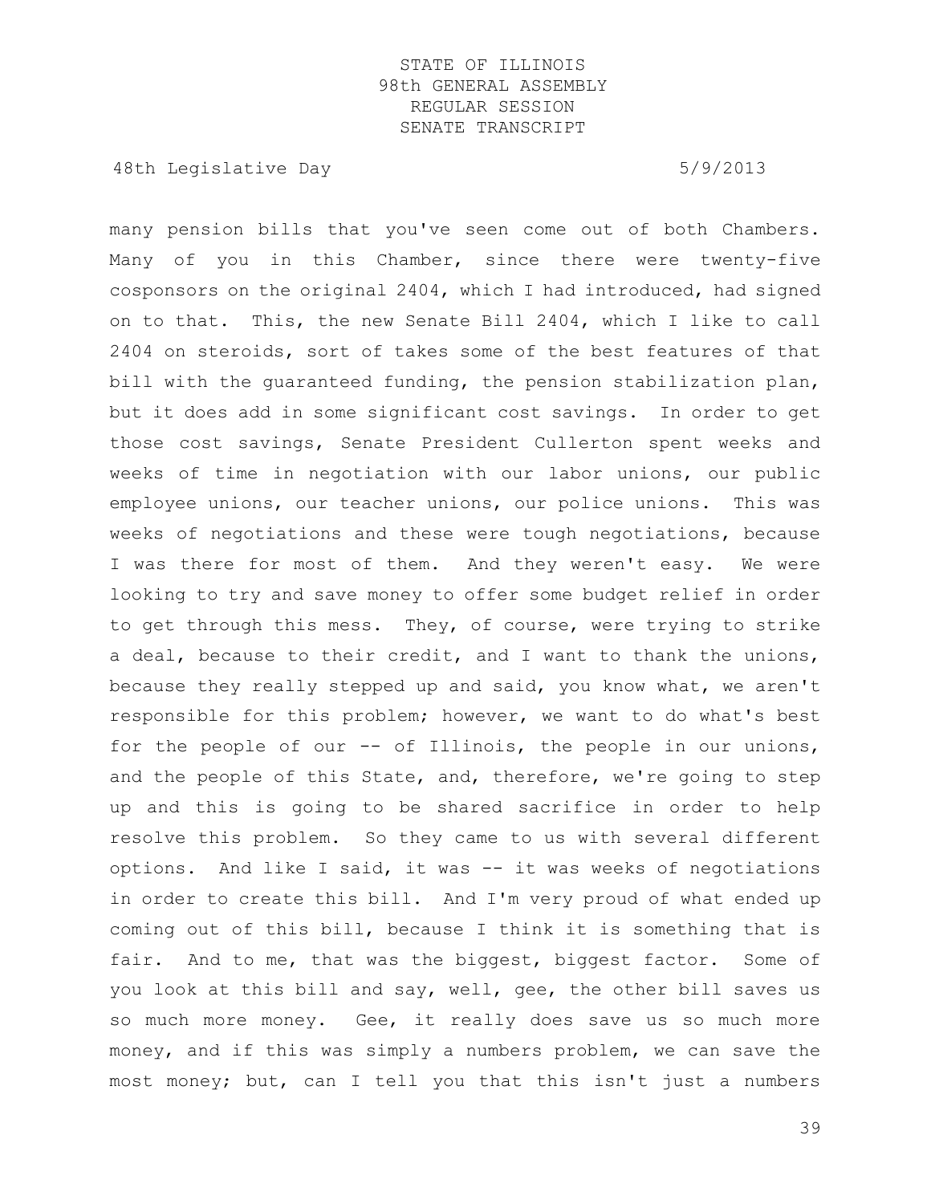many pension bills that you've seen come out of both Chambers. Many of you in this Chamber, since there were twenty-five cosponsors on the original 2404, which I had introduced, had signed on to that. This, the new Senate Bill 2404, which I like to call 2404 on steroids, sort of takes some of the best features of that bill with the guaranteed funding, the pension stabilization plan, but it does add in some significant cost savings. In order to get those cost savings, Senate President Cullerton spent weeks and weeks of time in negotiation with our labor unions, our public employee unions, our teacher unions, our police unions. This was weeks of negotiations and these were tough negotiations, because I was there for most of them. And they weren't easy. We were looking to try and save money to offer some budget relief in order to get through this mess. They, of course, were trying to strike a deal, because to their credit, and I want to thank the unions, because they really stepped up and said, you know what, we aren't responsible for this problem; however, we want to do what's best for the people of our -- of Illinois, the people in our unions, and the people of this State, and, therefore, we're going to step up and this is going to be shared sacrifice in order to help resolve this problem. So they came to us with several different options. And like I said, it was -- it was weeks of negotiations in order to create this bill. And I'm very proud of what ended up coming out of this bill, because I think it is something that is fair. And to me, that was the biggest, biggest factor. Some of you look at this bill and say, well, gee, the other bill saves us so much more money. Gee, it really does save us so much more money, and if this was simply a numbers problem, we can save the most money; but, can I tell you that this isn't just a numbers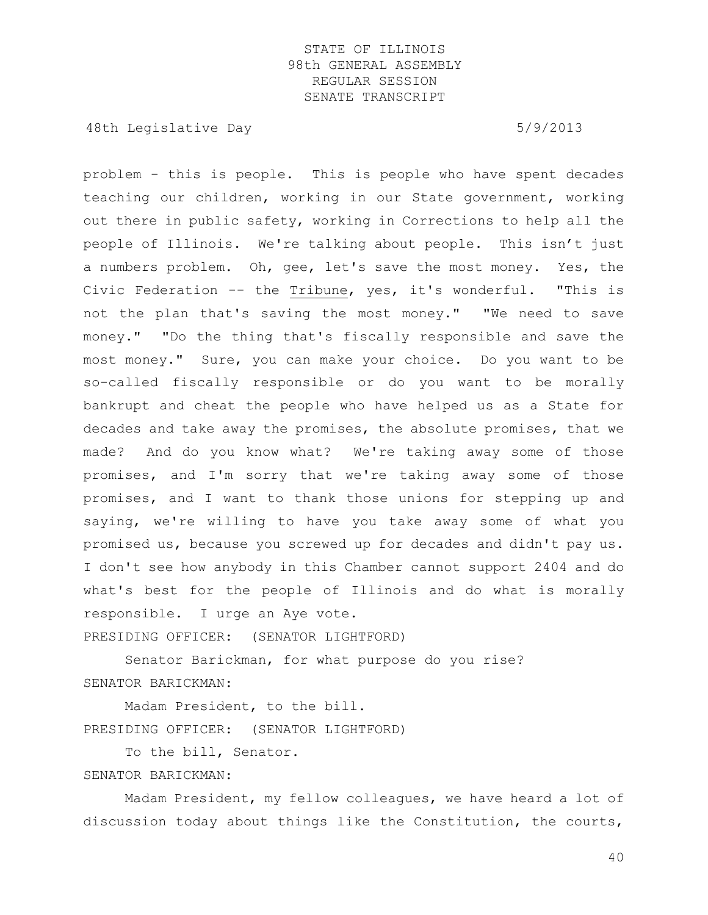problem - this is people. This is people who have spent decades teaching our children, working in our State government, working out there in public safety, working in Corrections to help all the people of Illinois. We're talking about people. This isn't just a numbers problem. Oh, gee, let's save the most money. Yes, the Civic Federation -- the Tribune, yes, it's wonderful. "This is not the plan that's saving the most money." "We need to save money." "Do the thing that's fiscally responsible and save the most money." Sure, you can make your choice. Do you want to be so-called fiscally responsible or do you want to be morally bankrupt and cheat the people who have helped us as a State for decades and take away the promises, the absolute promises, that we made? And do you know what? We're taking away some of those promises, and I'm sorry that we're taking away some of those promises, and I want to thank those unions for stepping up and saying, we're willing to have you take away some of what you promised us, because you screwed up for decades and didn't pay us. I don't see how anybody in this Chamber cannot support 2404 and do what's best for the people of Illinois and do what is morally responsible. I urge an Aye vote.

PRESIDING OFFICER: (SENATOR LIGHTFORD)

Senator Barickman, for what purpose do you rise?

SENATOR BARICKMAN:

Madam President, to the bill.

PRESIDING OFFICER: (SENATOR LIGHTFORD)

To the bill, Senator.

SENATOR BARICKMAN:

Madam President, my fellow colleagues, we have heard a lot of discussion today about things like the Constitution, the courts,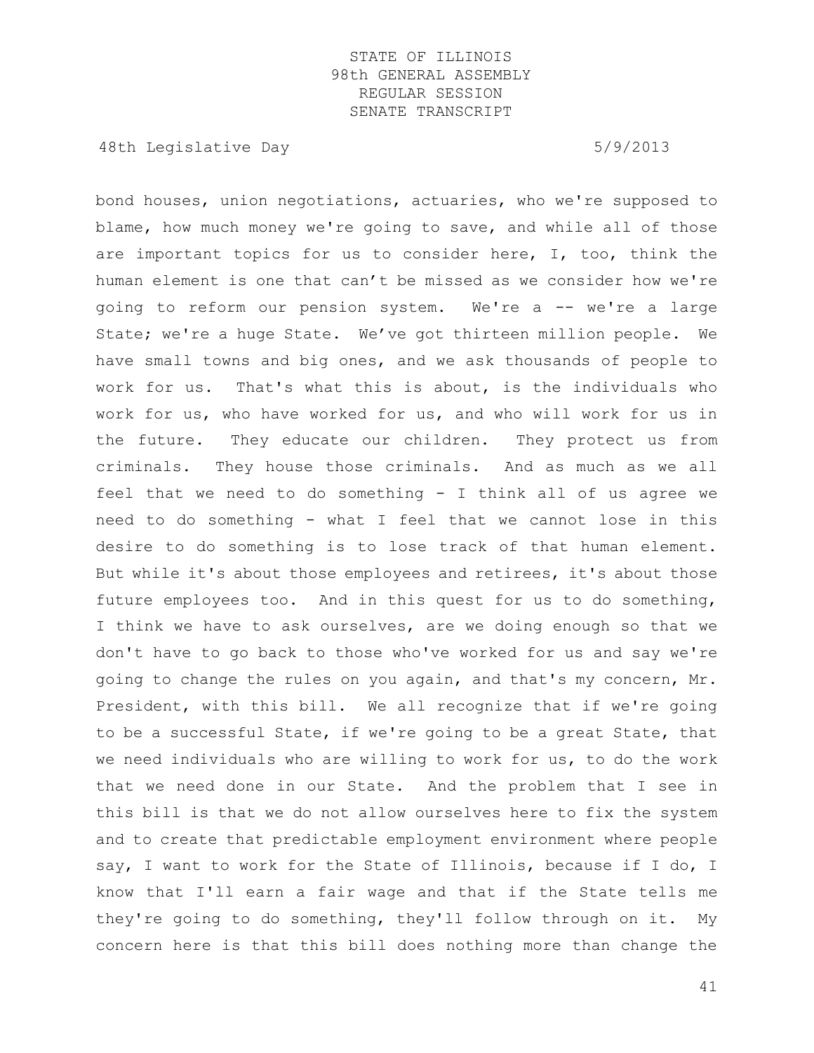bond houses, union negotiations, actuaries, who we're supposed to blame, how much money we're going to save, and while all of those are important topics for us to consider here, I, too, think the human element is one that can't be missed as we consider how we're going to reform our pension system. We're a -- we're a large State; we're a huge State. We've got thirteen million people. We have small towns and big ones, and we ask thousands of people to work for us. That's what this is about, is the individuals who work for us, who have worked for us, and who will work for us in the future. They educate our children. They protect us from criminals. They house those criminals. And as much as we all feel that we need to do something - I think all of us agree we need to do something - what I feel that we cannot lose in this desire to do something is to lose track of that human element. But while it's about those employees and retirees, it's about those future employees too. And in this quest for us to do something, I think we have to ask ourselves, are we doing enough so that we don't have to go back to those who've worked for us and say we're going to change the rules on you again, and that's my concern, Mr. President, with this bill. We all recognize that if we're going to be a successful State, if we're going to be a great State, that we need individuals who are willing to work for us, to do the work that we need done in our State. And the problem that I see in this bill is that we do not allow ourselves here to fix the system and to create that predictable employment environment where people say, I want to work for the State of Illinois, because if I do, I know that I'll earn a fair wage and that if the State tells me they're going to do something, they'll follow through on it. My concern here is that this bill does nothing more than change the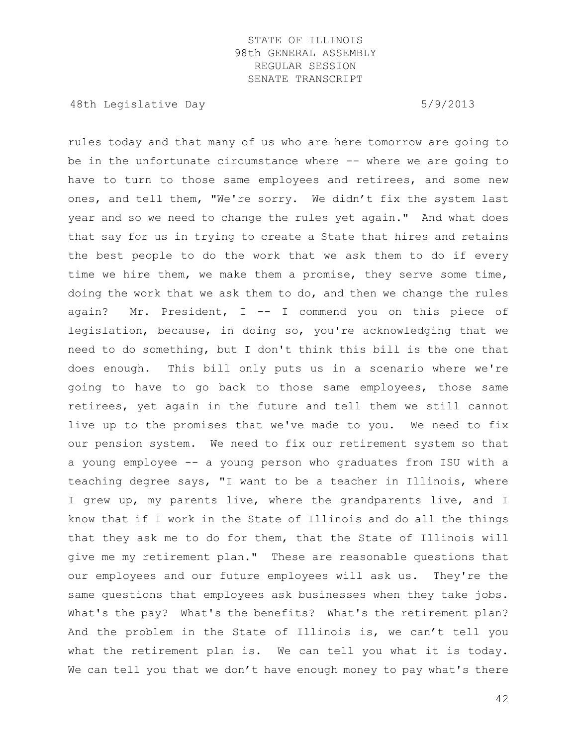rules today and that many of us who are here tomorrow are going to be in the unfortunate circumstance where -- where we are going to have to turn to those same employees and retirees, and some new ones, and tell them, "We're sorry. We didn't fix the system last year and so we need to change the rules yet again." And what does that say for us in trying to create a State that hires and retains the best people to do the work that we ask them to do if every time we hire them, we make them a promise, they serve some time, doing the work that we ask them to do, and then we change the rules again? Mr. President, I -- I commend you on this piece of legislation, because, in doing so, you're acknowledging that we need to do something, but I don't think this bill is the one that does enough. This bill only puts us in a scenario where we're going to have to go back to those same employees, those same retirees, yet again in the future and tell them we still cannot live up to the promises that we've made to you. We need to fix our pension system. We need to fix our retirement system so that a young employee -- a young person who graduates from ISU with a teaching degree says, "I want to be a teacher in Illinois, where I grew up, my parents live, where the grandparents live, and I know that if I work in the State of Illinois and do all the things that they ask me to do for them, that the State of Illinois will give me my retirement plan." These are reasonable questions that our employees and our future employees will ask us. They're the same questions that employees ask businesses when they take jobs. What's the pay? What's the benefits? What's the retirement plan? And the problem in the State of Illinois is, we can't tell you what the retirement plan is. We can tell you what it is today. We can tell you that we don't have enough money to pay what's there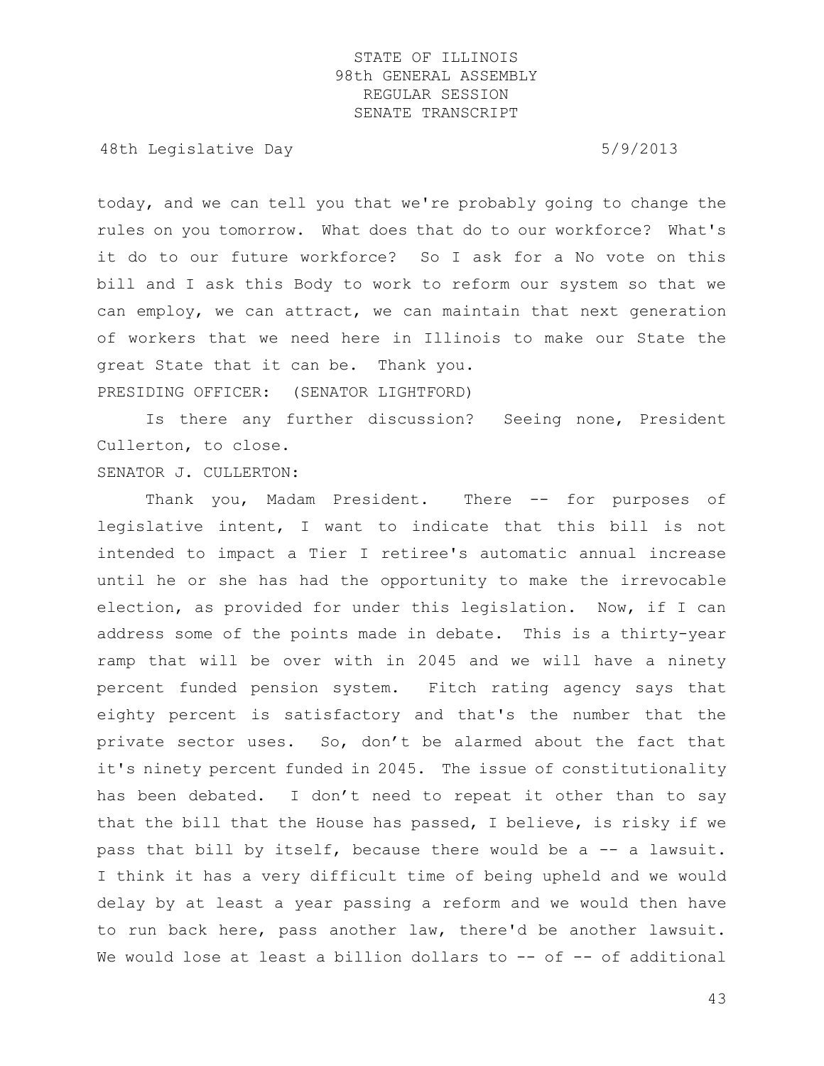today, and we can tell you that we're probably going to change the rules on you tomorrow. What does that do to our workforce? What's it do to our future workforce? So I ask for a No vote on this bill and I ask this Body to work to reform our system so that we can employ, we can attract, we can maintain that next generation of workers that we need here in Illinois to make our State the great State that it can be. Thank you.

PRESIDING OFFICER: (SENATOR LIGHTFORD)

Is there any further discussion? Seeing none, President Cullerton, to close.

SENATOR J. CULLERTON:

Thank you, Madam President. There -- for purposes of legislative intent, I want to indicate that this bill is not intended to impact a Tier I retiree's automatic annual increase until he or she has had the opportunity to make the irrevocable election, as provided for under this legislation. Now, if I can address some of the points made in debate. This is a thirty-year ramp that will be over with in 2045 and we will have a ninety percent funded pension system. Fitch rating agency says that eighty percent is satisfactory and that's the number that the private sector uses. So, don't be alarmed about the fact that it's ninety percent funded in 2045. The issue of constitutionality has been debated. I don't need to repeat it other than to say that the bill that the House has passed, I believe, is risky if we pass that bill by itself, because there would be a -- a lawsuit. I think it has a very difficult time of being upheld and we would delay by at least a year passing a reform and we would then have to run back here, pass another law, there'd be another lawsuit. We would lose at least a billion dollars to -- of -- of additional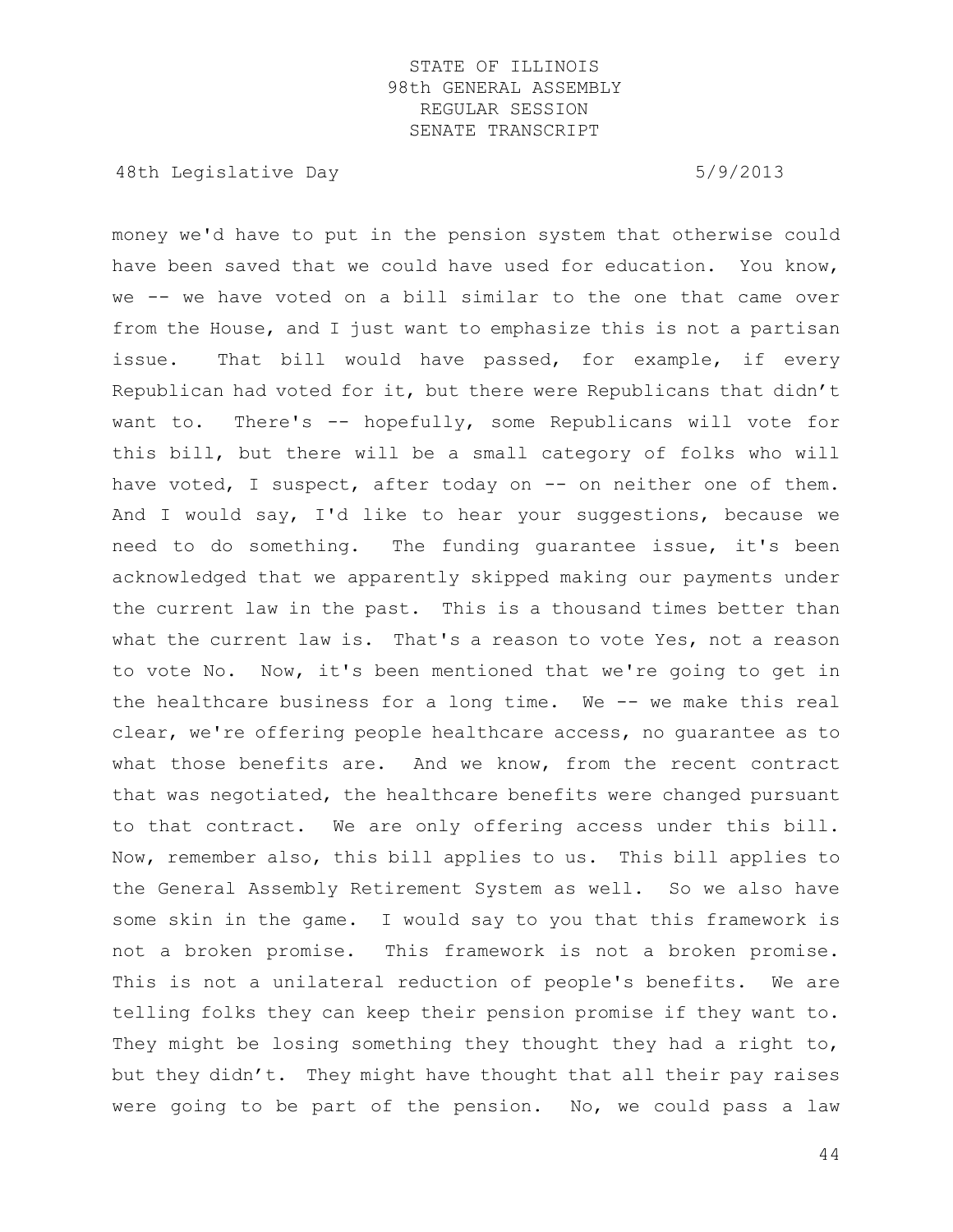money we'd have to put in the pension system that otherwise could have been saved that we could have used for education. You know, we -- we have voted on a bill similar to the one that came over from the House, and I just want to emphasize this is not a partisan issue. That bill would have passed, for example, if every Republican had voted for it, but there were Republicans that didn't want to. There's -- hopefully, some Republicans will vote for this bill, but there will be a small category of folks who will have voted, I suspect, after today on -- on neither one of them. And I would say, I'd like to hear your suggestions, because we need to do something. The funding guarantee issue, it's been acknowledged that we apparently skipped making our payments under the current law in the past. This is a thousand times better than what the current law is. That's a reason to vote Yes, not a reason to vote No. Now, it's been mentioned that we're going to get in the healthcare business for a long time. We -- we make this real clear, we're offering people healthcare access, no guarantee as to what those benefits are. And we know, from the recent contract that was negotiated, the healthcare benefits were changed pursuant to that contract. We are only offering access under this bill. Now, remember also, this bill applies to us. This bill applies to the General Assembly Retirement System as well. So we also have some skin in the game. I would say to you that this framework is not a broken promise. This framework is not a broken promise. This is not a unilateral reduction of people's benefits. We are telling folks they can keep their pension promise if they want to. They might be losing something they thought they had a right to, but they didn't. They might have thought that all their pay raises were going to be part of the pension. No, we could pass a law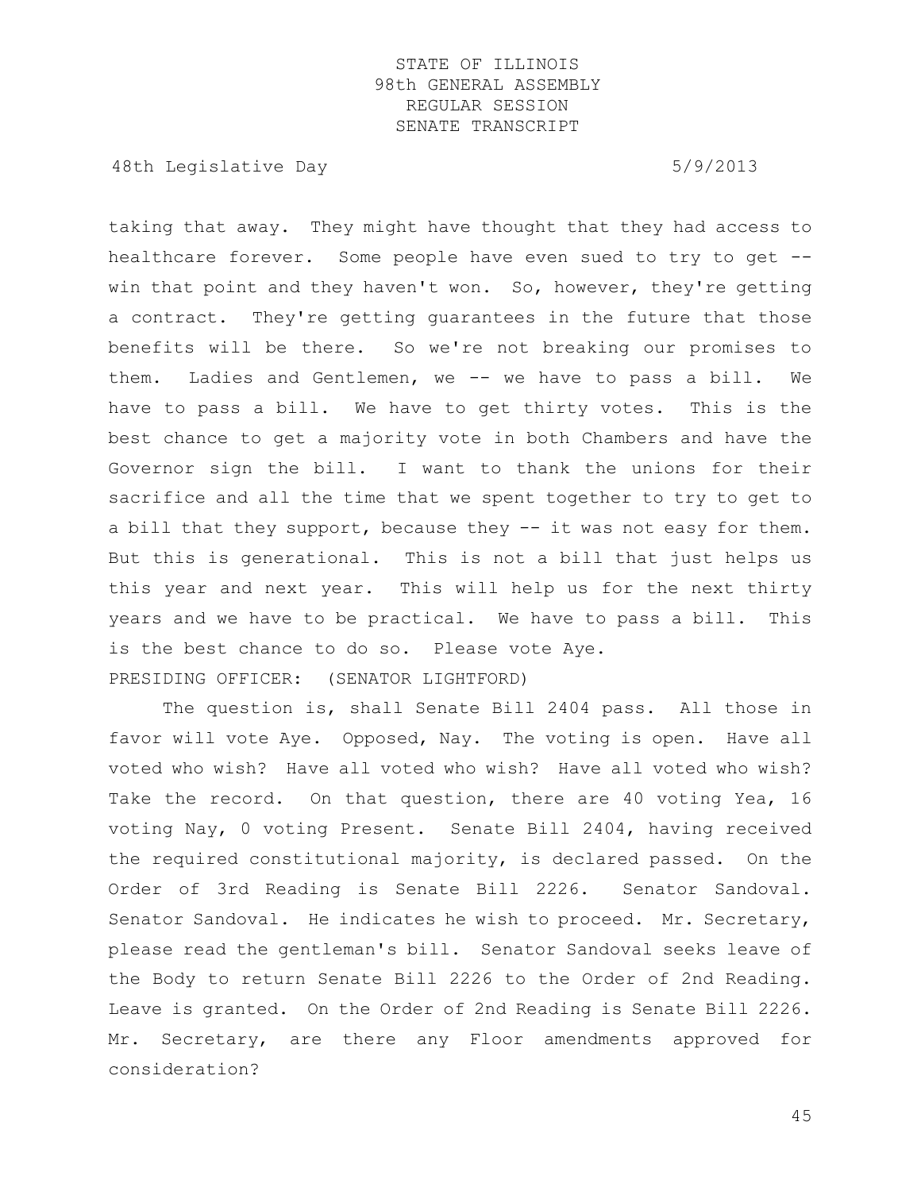taking that away. They might have thought that they had access to healthcare forever. Some people have even sued to try to get -- win that point and they haven't won. So, however, they're getting a contract. They're getting guarantees in the future that those benefits will be there. So we're not breaking our promises to them. Ladies and Gentlemen, we -- we have to pass a bill. We have to pass a bill. We have to get thirty votes. This is the best chance to get a majority vote in both Chambers and have the Governor sign the bill. I want to thank the unions for their sacrifice and all the time that we spent together to try to get to a bill that they support, because they -- it was not easy for them. But this is generational. This is not a bill that just helps us this year and next year. This will help us for the next thirty years and we have to be practical. We have to pass a bill. This is the best chance to do so. Please vote Aye.

PRESIDING OFFICER: (SENATOR LIGHTFORD)

The question is, shall Senate Bill 2404 pass. All those in favor will vote Aye. Opposed, Nay. The voting is open. Have all voted who wish? Have all voted who wish? Have all voted who wish? Take the record. On that question, there are 40 voting Yea, 16 voting Nay, 0 voting Present. Senate Bill 2404, having received the required constitutional majority, is declared passed. On the Order of 3rd Reading is Senate Bill 2226. Senator Sandoval. Senator Sandoval. He indicates he wish to proceed. Mr. Secretary, please read the gentleman's bill. Senator Sandoval seeks leave of the Body to return Senate Bill 2226 to the Order of 2nd Reading. Leave is granted. On the Order of 2nd Reading is Senate Bill 2226. Mr. Secretary, are there any Floor amendments approved for consideration?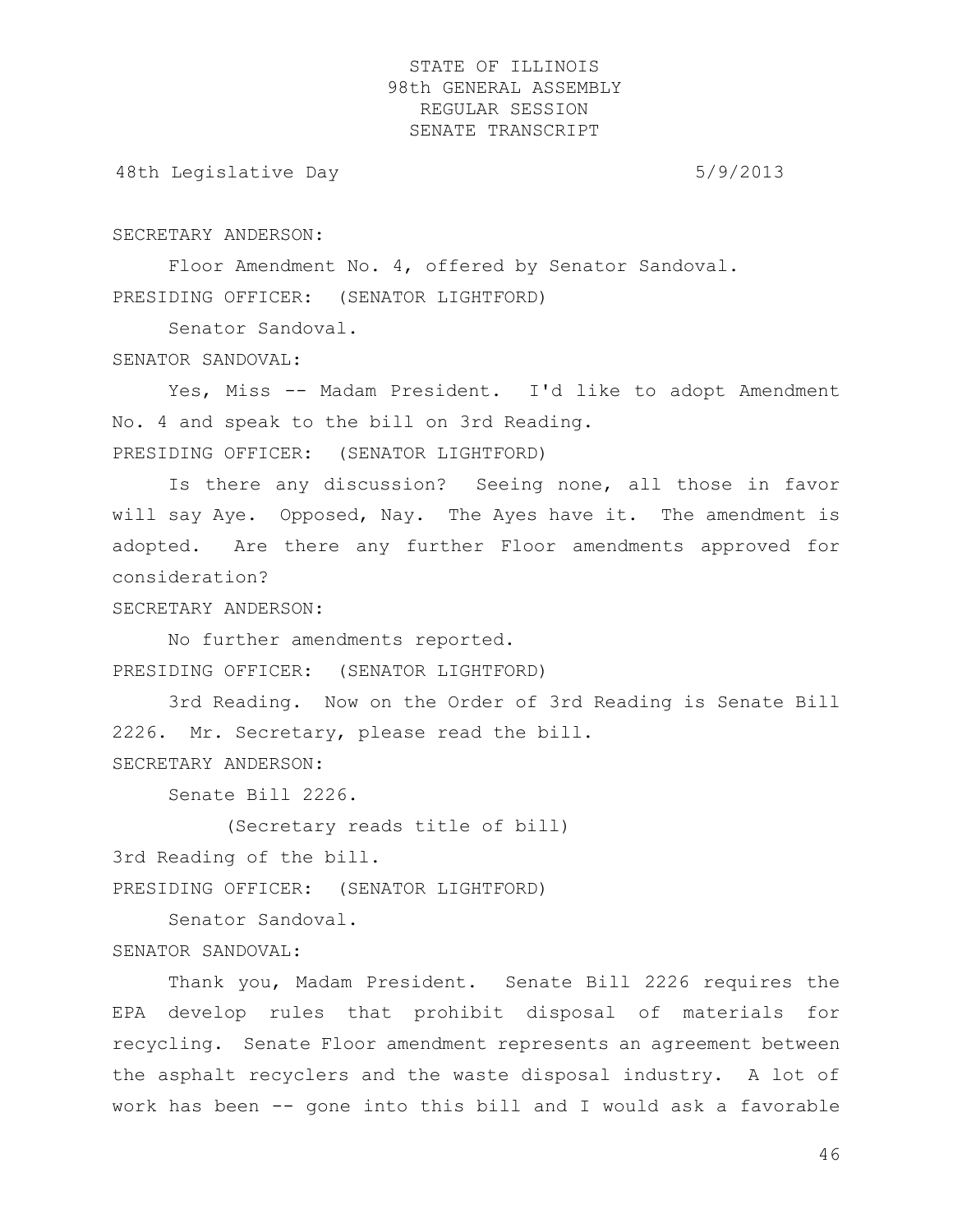SECRETARY ANDERSON:

Floor Amendment No. 4, offered by Senator Sandoval.

PRESIDING OFFICER: (SENATOR LIGHTFORD)

Senator Sandoval.

SENATOR SANDOVAL:

Yes, Miss -- Madam President. I'd like to adopt Amendment No. 4 and speak to the bill on 3rd Reading.

PRESIDING OFFICER: (SENATOR LIGHTFORD)

Is there any discussion? Seeing none, all those in favor will say Aye. Opposed, Nay. The Ayes have it. The amendment is adopted. Are there any further Floor amendments approved for consideration?

SECRETARY ANDERSON:

No further amendments reported.

PRESIDING OFFICER: (SENATOR LIGHTFORD)

3rd Reading. Now on the Order of 3rd Reading is Senate Bill 2226. Mr. Secretary, please read the bill.

SECRETARY ANDERSON:

Senate Bill 2226.

(Secretary reads title of bill)

3rd Reading of the bill.

PRESIDING OFFICER: (SENATOR LIGHTFORD)

Senator Sandoval.

SENATOR SANDOVAL:

Thank you, Madam President. Senate Bill 2226 requires the EPA develop rules that prohibit disposal of materials for recycling. Senate Floor amendment represents an agreement between the asphalt recyclers and the waste disposal industry. A lot of work has been -- gone into this bill and I would ask a favorable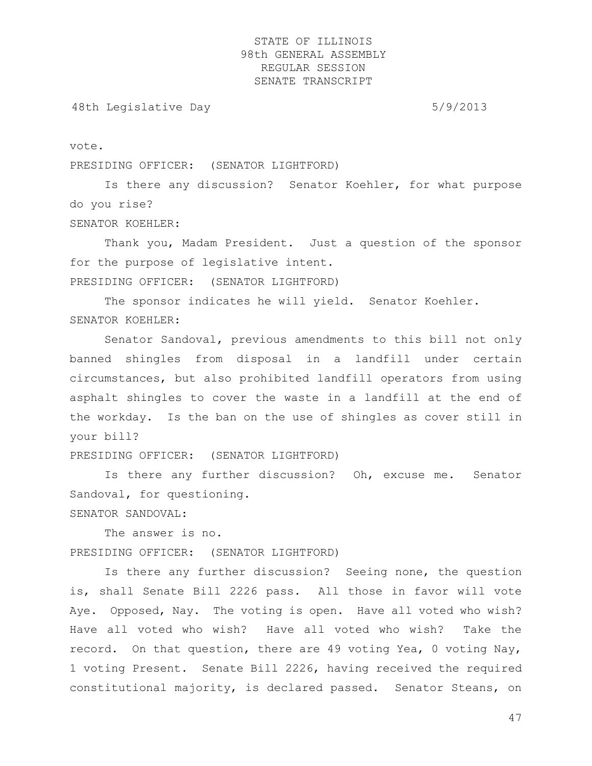vote.

PRESIDING OFFICER: (SENATOR LIGHTFORD)

Is there any discussion? Senator Koehler, for what purpose do you rise?

SENATOR KOEHLER:

Thank you, Madam President. Just a question of the sponsor for the purpose of legislative intent.

PRESIDING OFFICER: (SENATOR LIGHTFORD)

The sponsor indicates he will yield. Senator Koehler.

SENATOR KOEHLER:

Senator Sandoval, previous amendments to this bill not only banned shingles from disposal in a landfill under certain circumstances, but also prohibited landfill operators from using asphalt shingles to cover the waste in a landfill at the end of the workday. Is the ban on the use of shingles as cover still in your bill?

PRESIDING OFFICER: (SENATOR LIGHTFORD)

Is there any further discussion? Oh, excuse me. Senator Sandoval, for questioning.

SENATOR SANDOVAL:

The answer is no.

PRESIDING OFFICER: (SENATOR LIGHTFORD)

Is there any further discussion? Seeing none, the question is, shall Senate Bill 2226 pass. All those in favor will vote Aye. Opposed, Nay. The voting is open. Have all voted who wish? Have all voted who wish? Have all voted who wish? Take the record. On that question, there are 49 voting Yea, 0 voting Nay, 1 voting Present. Senate Bill 2226, having received the required constitutional majority, is declared passed. Senator Steans, on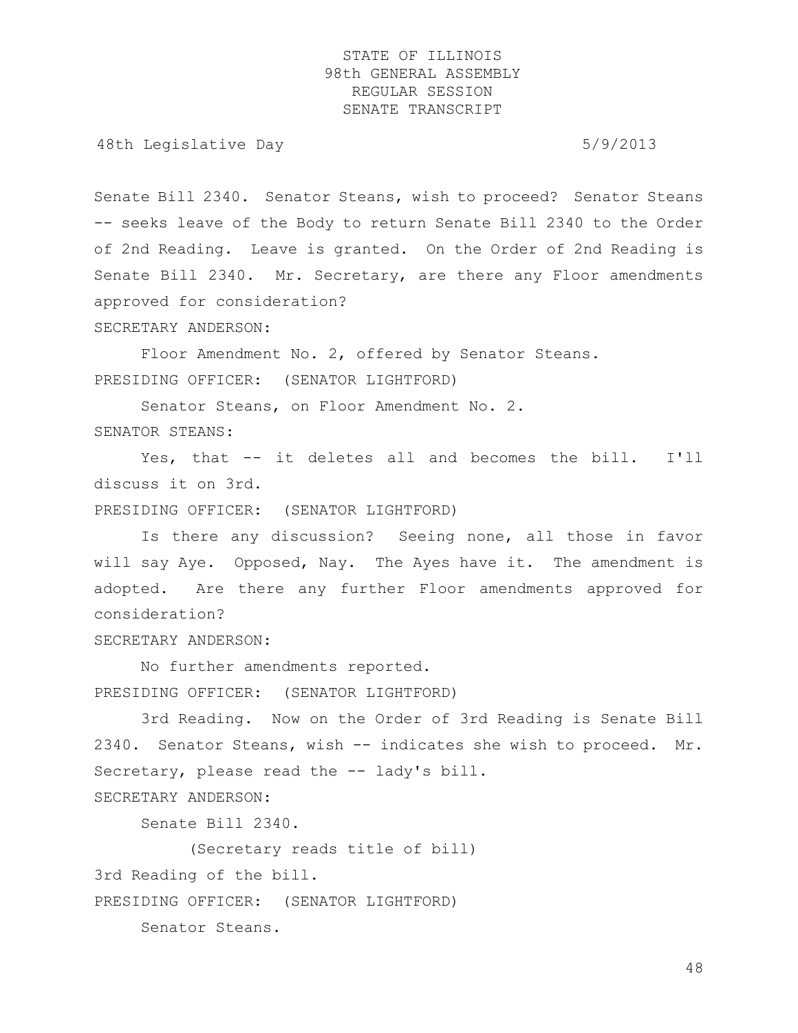Senate Bill 2340. Senator Steans, wish to proceed? Senator Steans -- seeks leave of the Body to return Senate Bill 2340 to the Order of 2nd Reading. Leave is granted. On the Order of 2nd Reading is Senate Bill 2340. Mr. Secretary, are there any Floor amendments approved for consideration?

SECRETARY ANDERSON:

Floor Amendment No. 2, offered by Senator Steans.

PRESIDING OFFICER: (SENATOR LIGHTFORD)

Senator Steans, on Floor Amendment No. 2.

SENATOR STEANS:

Yes, that -- it deletes all and becomes the bill. I'll discuss it on 3rd.

PRESIDING OFFICER: (SENATOR LIGHTFORD)

Is there any discussion? Seeing none, all those in favor will say Aye. Opposed, Nay. The Ayes have it. The amendment is adopted. Are there any further Floor amendments approved for consideration?

SECRETARY ANDERSON:

No further amendments reported.

PRESIDING OFFICER: (SENATOR LIGHTFORD)

3rd Reading. Now on the Order of 3rd Reading is Senate Bill 2340. Senator Steans, wish -- indicates she wish to proceed. Mr. Secretary, please read the -- lady's bill.

SECRETARY ANDERSON:

Senate Bill 2340.

(Secretary reads title of bill)

3rd Reading of the bill.

PRESIDING OFFICER: (SENATOR LIGHTFORD)

Senator Steans.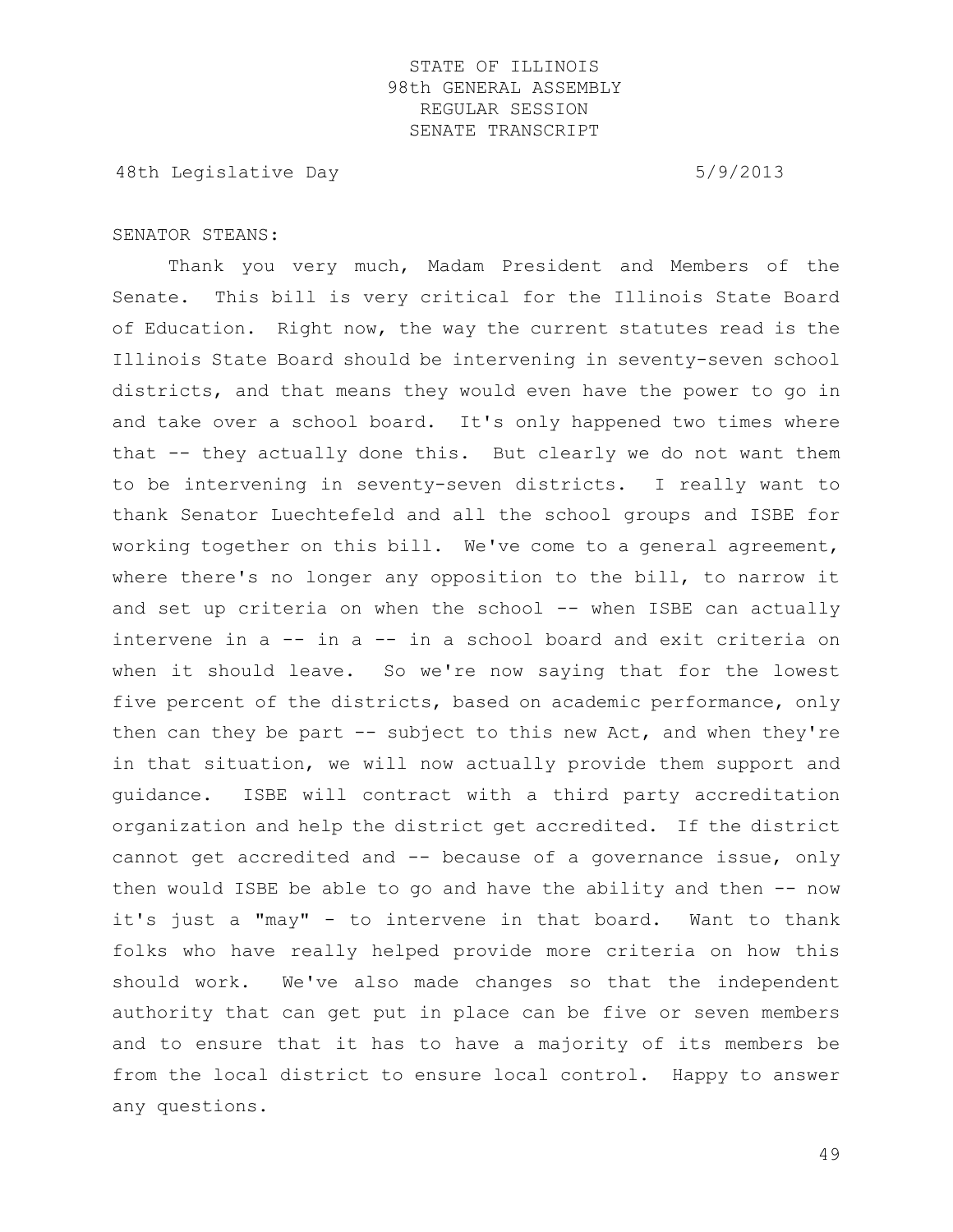SENATOR STEANS:

Thank you very much, Madam President and Members of the Senate. This bill is very critical for the Illinois State Board of Education. Right now, the way the current statutes read is the Illinois State Board should be intervening in seventy-seven school districts, and that means they would even have the power to go in and take over a school board. It's only happened two times where that -- they actually done this. But clearly we do not want them to be intervening in seventy-seven districts. I really want to thank Senator Luechtefeld and all the school groups and ISBE for working together on this bill. We've come to a general agreement, where there's no longer any opposition to the bill, to narrow it and set up criteria on when the school -- when ISBE can actually intervene in a -- in a -- in a school board and exit criteria on when it should leave. So we're now saying that for the lowest five percent of the districts, based on academic performance, only then can they be part -- subject to this new Act, and when they're in that situation, we will now actually provide them support and guidance. ISBE will contract with a third party accreditation organization and help the district get accredited. If the district cannot get accredited and -- because of a governance issue, only then would ISBE be able to go and have the ability and then -- now it's just a "may" - to intervene in that board. Want to thank folks who have really helped provide more criteria on how this should work. We've also made changes so that the independent authority that can get put in place can be five or seven members and to ensure that it has to have a majority of its members be from the local district to ensure local control. Happy to answer any questions.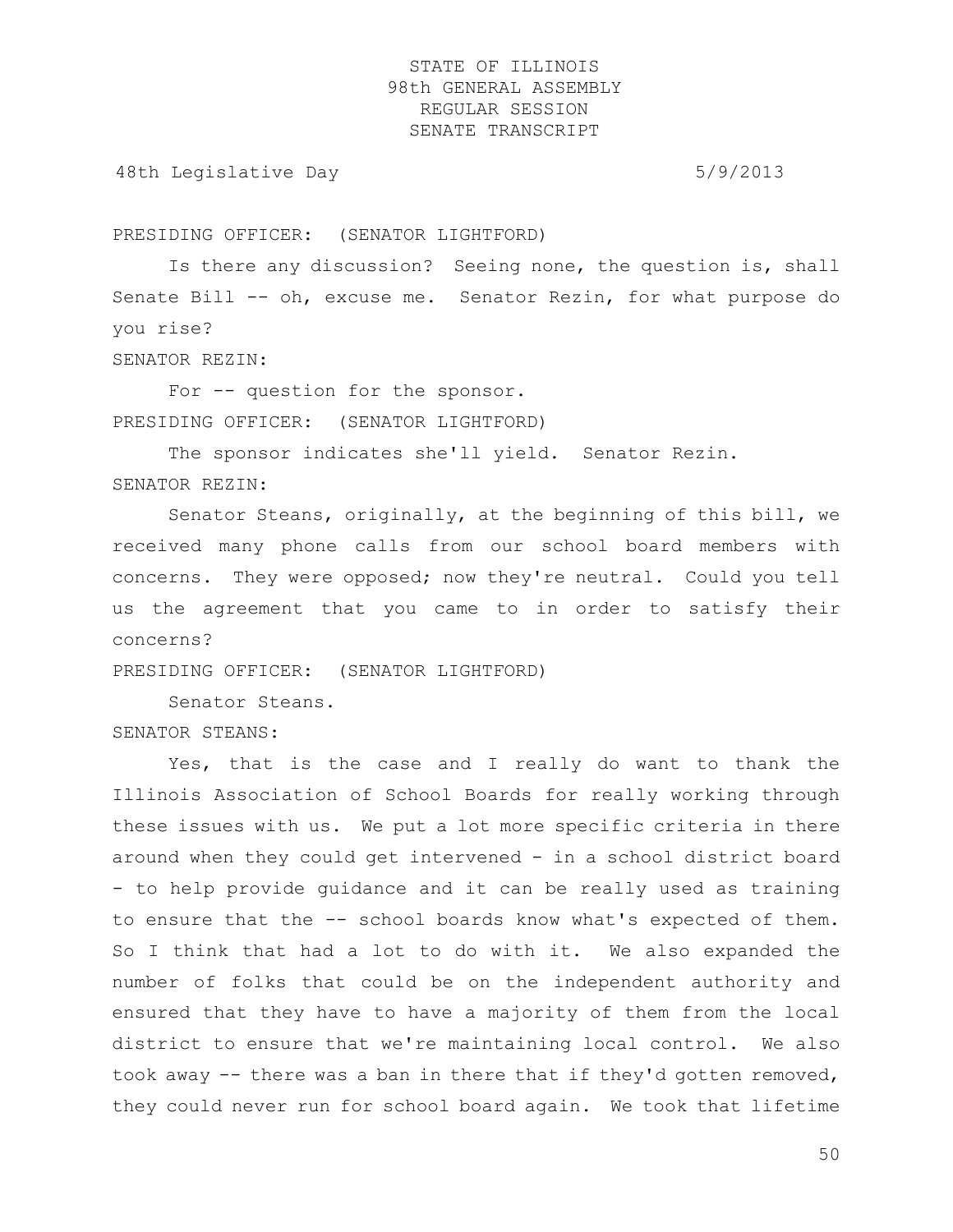PRESIDING OFFICER: (SENATOR LIGHTFORD)

Is there any discussion? Seeing none, the question is, shall Senate Bill -- oh, excuse me. Senator Rezin, for what purpose do you rise?

SENATOR REZIN:

For -- question for the sponsor.

PRESIDING OFFICER: (SENATOR LIGHTFORD)

The sponsor indicates she'll yield. Senator Rezin.

SENATOR REZIN:

Senator Steans, originally, at the beginning of this bill, we received many phone calls from our school board members with concerns. They were opposed; now they're neutral. Could you tell us the agreement that you came to in order to satisfy their concerns?

PRESIDING OFFICER: (SENATOR LIGHTFORD)

Senator Steans.

SENATOR STEANS:

Yes, that is the case and I really do want to thank the Illinois Association of School Boards for really working through these issues with us. We put a lot more specific criteria in there around when they could get intervened - in a school district board - to help provide guidance and it can be really used as training to ensure that the -- school boards know what's expected of them. So I think that had a lot to do with it. We also expanded the number of folks that could be on the independent authority and ensured that they have to have a majority of them from the local district to ensure that we're maintaining local control. We also took away -- there was a ban in there that if they'd gotten removed, they could never run for school board again. We took that lifetime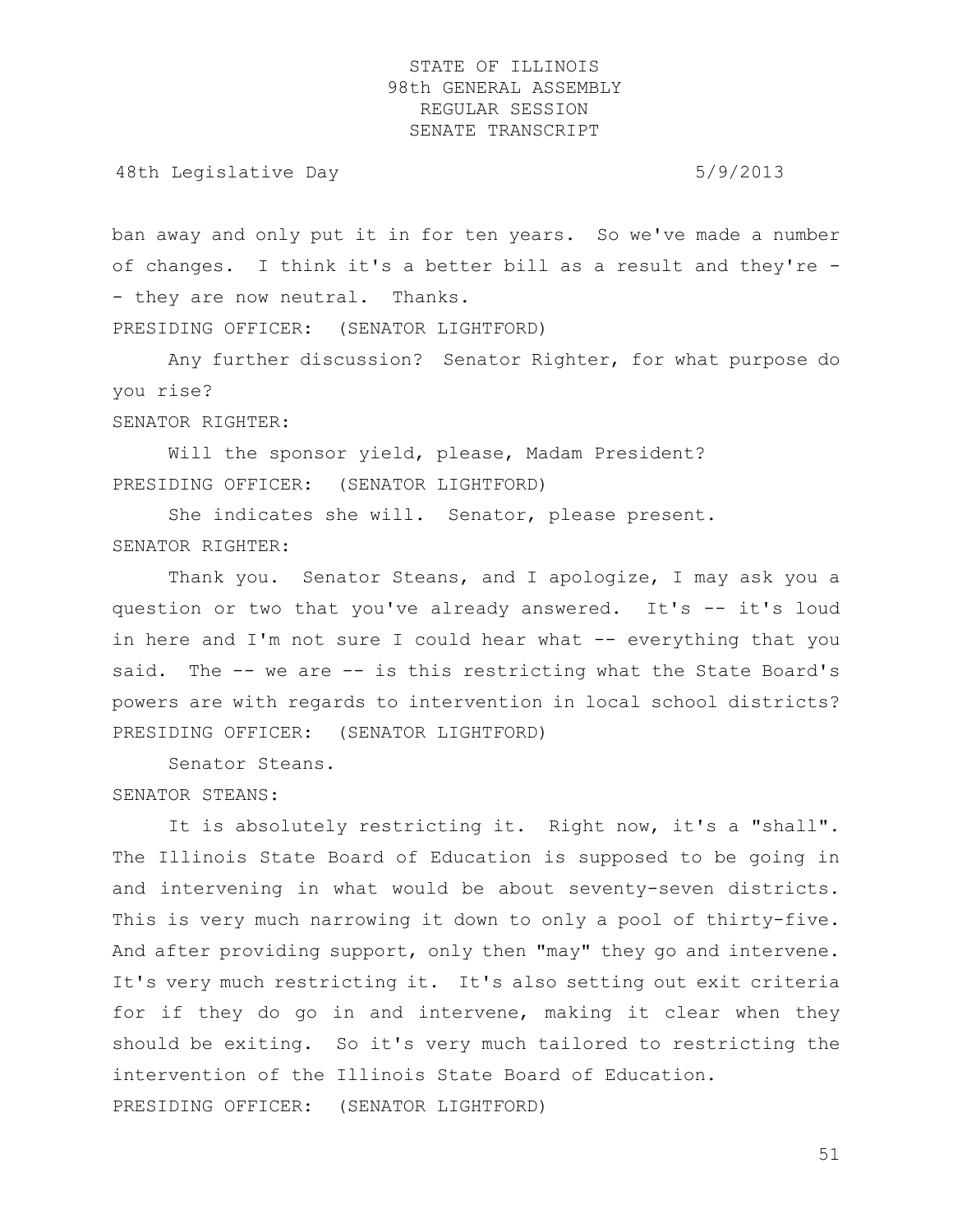ban away and only put it in for ten years. So we've made a number of changes. I think it's a better bill as a result and they're -- they are now neutral. Thanks.

PRESIDING OFFICER: (SENATOR LIGHTFORD)

Any further discussion? Senator Righter, for what purpose do you rise?

SENATOR RIGHTER:

Will the sponsor yield, please, Madam President?

PRESIDING OFFICER: (SENATOR LIGHTFORD)

She indicates she will. Senator, please present.

SENATOR RIGHTER:

Thank you. Senator Steans, and I apologize, I may ask you a question or two that you've already answered. It's -- it's loud in here and I'm not sure I could hear what -- everything that you said. The -- we are -- is this restricting what the State Board's powers are with regards to intervention in local school districts?

PRESIDING OFFICER: (SENATOR LIGHTFORD)

Senator Steans.

SENATOR STEANS:

It is absolutely restricting it. Right now, it's a "shall". The Illinois State Board of Education is supposed to be going in and intervening in what would be about seventy-seven districts. This is very much narrowing it down to only a pool of thirty-five. And after providing support, only then "may" they go and intervene. It's very much restricting it. It's also setting out exit criteria for if they do go in and intervene, making it clear when they should be exiting. So it's very much tailored to restricting the intervention of the Illinois State Board of Education.

PRESIDING OFFICER: (SENATOR LIGHTFORD)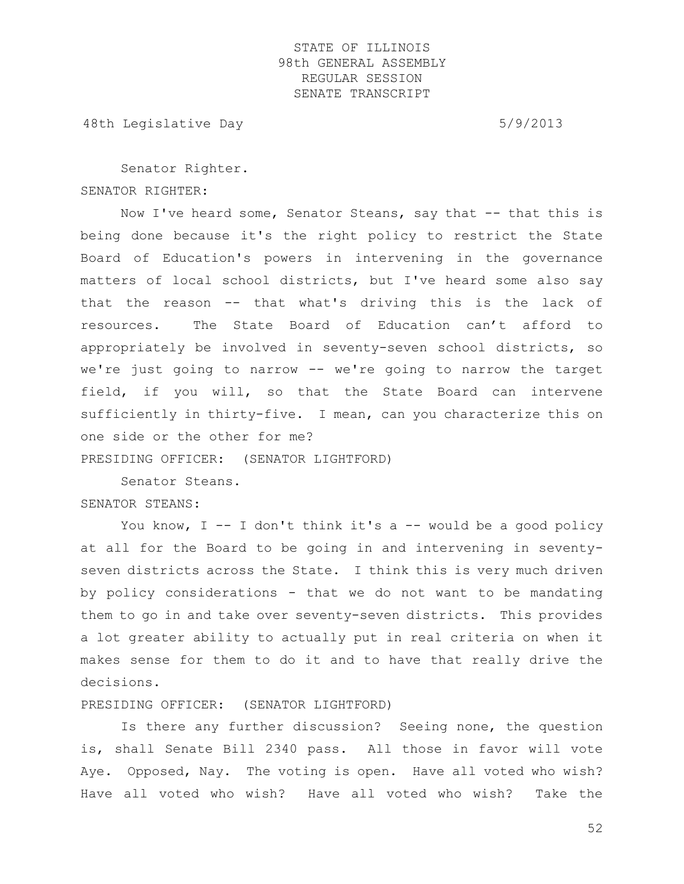Senator Righter.

SENATOR RIGHTER:

Now I've heard some, Senator Steans, say that -- that this is being done because it's the right policy to restrict the State Board of Education's powers in intervening in the governance matters of local school districts, but I've heard some also say that the reason -- that what's driving this is the lack of resources. The State Board of Education can't afford to appropriately be involved in seventy-seven school districts, so we're just going to narrow -- we're going to narrow the target field, if you will, so that the State Board can intervene sufficiently in thirty-five. I mean, can you characterize this on one side or the other for me?

PRESIDING OFFICER: (SENATOR LIGHTFORD)

Senator Steans.

SENATOR STEANS:

You know, I -- I don't think it's a -- would be a good policy at all for the Board to be going in and intervening in seventy-seven districts across the State. I think this is very much driven by policy considerations - that we do not want to be mandating them to go in and take over seventy-seven districts. This provides a lot greater ability to actually put in real criteria on when it makes sense for them to do it and to have that really drive the decisions.

PRESIDING OFFICER: (SENATOR LIGHTFORD)

Is there any further discussion? Seeing none, the question is, shall Senate Bill 2340 pass. All those in favor will vote Aye. Opposed, Nay. The voting is open. Have all voted who wish? Have all voted who wish? Have all voted who wish? Take the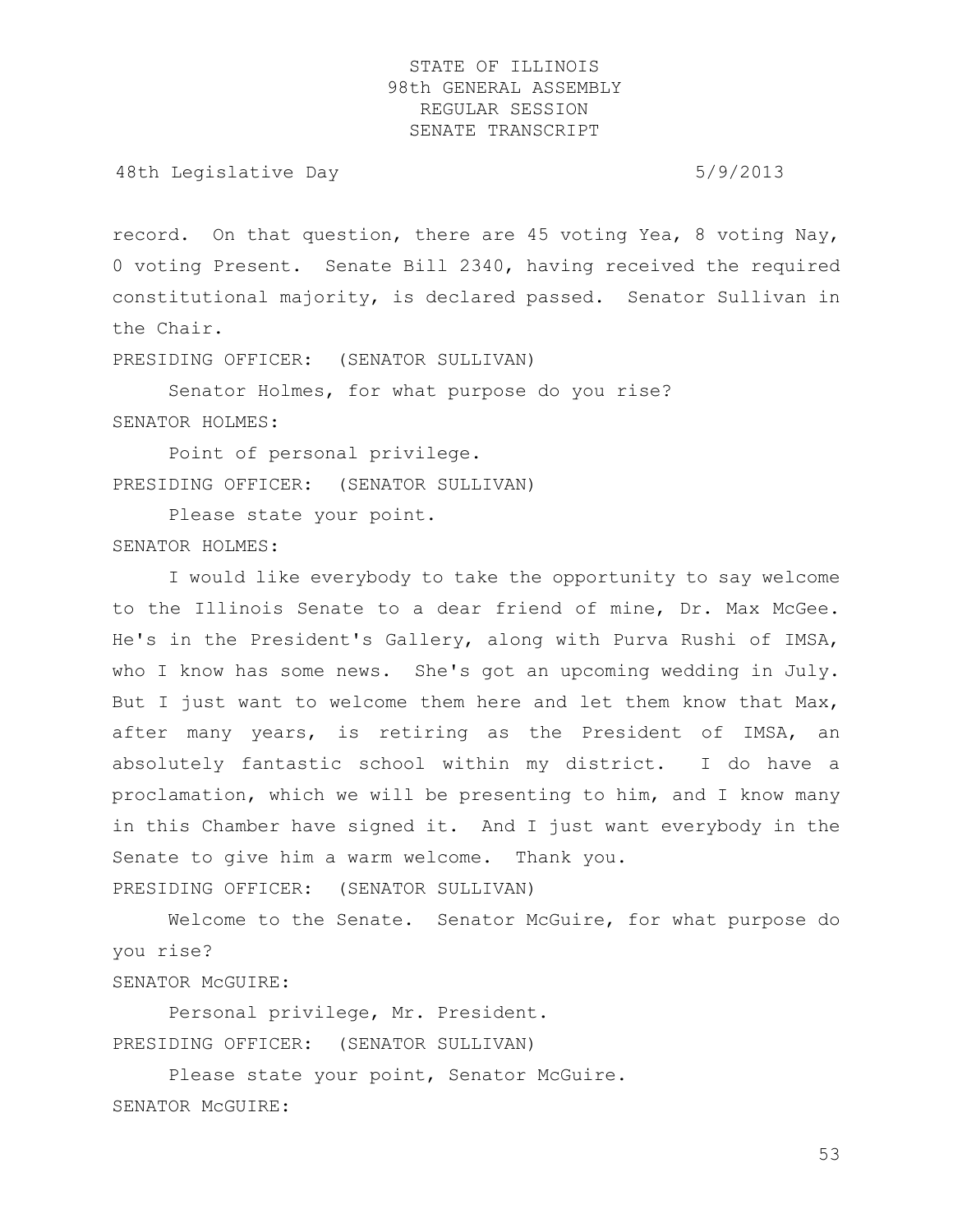record. On that question, there are 45 voting Yea, 8 voting Nay, 0 voting Present. Senate Bill 2340, having received the required constitutional majority, is declared passed. Senator Sullivan in the Chair.

PRESIDING OFFICER: (SENATOR SULLIVAN)

Senator Holmes, for what purpose do you rise?

SENATOR HOLMES:

Point of personal privilege.

PRESIDING OFFICER: (SENATOR SULLIVAN)

Please state your point.

SENATOR HOLMES:

I would like everybody to take the opportunity to say welcome to the Illinois Senate to a dear friend of mine, Dr. Max McGee. He's in the President's Gallery, along with Purva Rushi of IMSA, who I know has some news. She's got an upcoming wedding in July. But I just want to welcome them here and let them know that Max, after many years, is retiring as the President of IMSA, an absolutely fantastic school within my district. I do have a proclamation, which we will be presenting to him, and I know many in this Chamber have signed it. And I just want everybody in the Senate to give him a warm welcome. Thank you.

PRESIDING OFFICER: (SENATOR SULLIVAN)

Welcome to the Senate. Senator McGuire, for what purpose do you rise?

SENATOR McGUIRE:

Personal privilege, Mr. President.

PRESIDING OFFICER: (SENATOR SULLIVAN)

Please state your point, Senator McGuire.

SENATOR McGUIRE: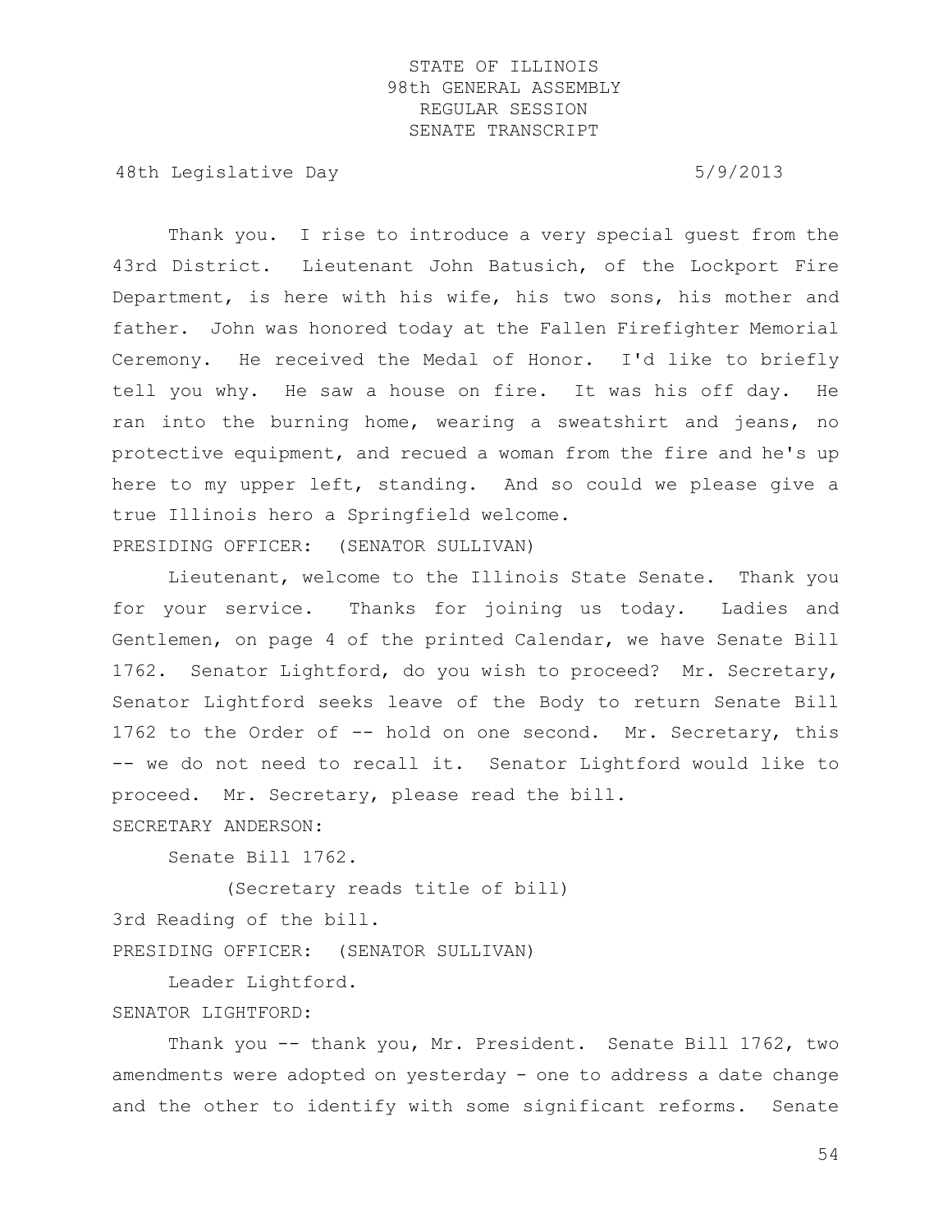Thank you. I rise to introduce a very special guest from the 43rd District. Lieutenant John Batusich, of the Lockport Fire Department, is here with his wife, his two sons, his mother and father. John was honored today at the Fallen Firefighter Memorial Ceremony. He received the Medal of Honor. I'd like to briefly tell you why. He saw a house on fire. It was his off day. He ran into the burning home, wearing a sweatshirt and jeans, no protective equipment, and recued a woman from the fire and he's up here to my upper left, standing. And so could we please give a true Illinois hero a Springfield welcome.

PRESIDING OFFICER: (SENATOR SULLIVAN)

Lieutenant, welcome to the Illinois State Senate. Thank you for your service. Thanks for joining us today. Ladies and Gentlemen, on page 4 of the printed Calendar, we have Senate Bill 1762. Senator Lightford, do you wish to proceed? Mr. Secretary, Senator Lightford seeks leave of the Body to return Senate Bill 1762 to the Order of -- hold on one second. Mr. Secretary, this -- we do not need to recall it. Senator Lightford would like to proceed. Mr. Secretary, please read the bill.

SECRETARY ANDERSON:

Senate Bill 1762.

(Secretary reads title of bill)

3rd Reading of the bill.

PRESIDING OFFICER: (SENATOR SULLIVAN)

Leader Lightford.

SENATOR LIGHTFORD:

Thank you -- thank you, Mr. President. Senate Bill 1762, two amendments were adopted on yesterday - one to address a date change and the other to identify with some significant reforms. Senate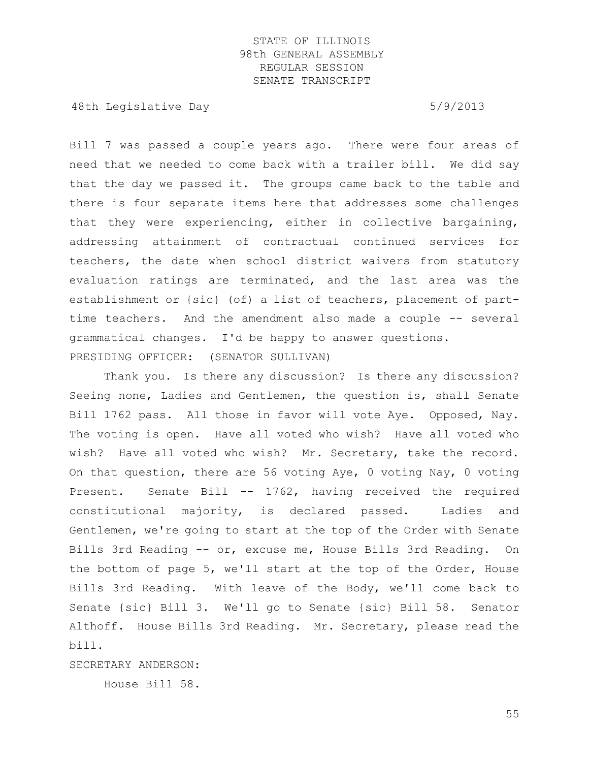Bill 7 was passed a couple years ago. There were four areas of need that we needed to come back with a trailer bill. We did say that the day we passed it. The groups came back to the table and there is four separate items here that addresses some challenges that they were experiencing, either in collective bargaining, addressing attainment of contractual continued services for teachers, the date when school district waivers from statutory evaluation ratings are terminated, and the last area was the establishment or {sic} (of) a list of teachers, placement of part-time teachers. And the amendment also made a couple -- several grammatical changes. I'd be happy to answer questions.

PRESIDING OFFICER: (SENATOR SULLIVAN)

Thank you. Is there any discussion? Is there any discussion? Seeing none, Ladies and Gentlemen, the question is, shall Senate Bill 1762 pass. All those in favor will vote Aye. Opposed, Nay. The voting is open. Have all voted who wish? Have all voted who wish? Have all voted who wish? Mr. Secretary, take the record. On that question, there are 56 voting Aye, 0 voting Nay, 0 voting Present. Senate Bill -- 1762, having received the required constitutional majority, is declared passed. Ladies and Gentlemen, we're going to start at the top of the Order with Senate Bills 3rd Reading -- or, excuse me, House Bills 3rd Reading. On the bottom of page 5, we'll start at the top of the Order, House Bills 3rd Reading. With leave of the Body, we'll come back to Senate {sic} Bill 3. We'll go to Senate {sic} Bill 58. Senator Althoff. House Bills 3rd Reading. Mr. Secretary, please read the bill.

SECRETARY ANDERSON:

House Bill 58.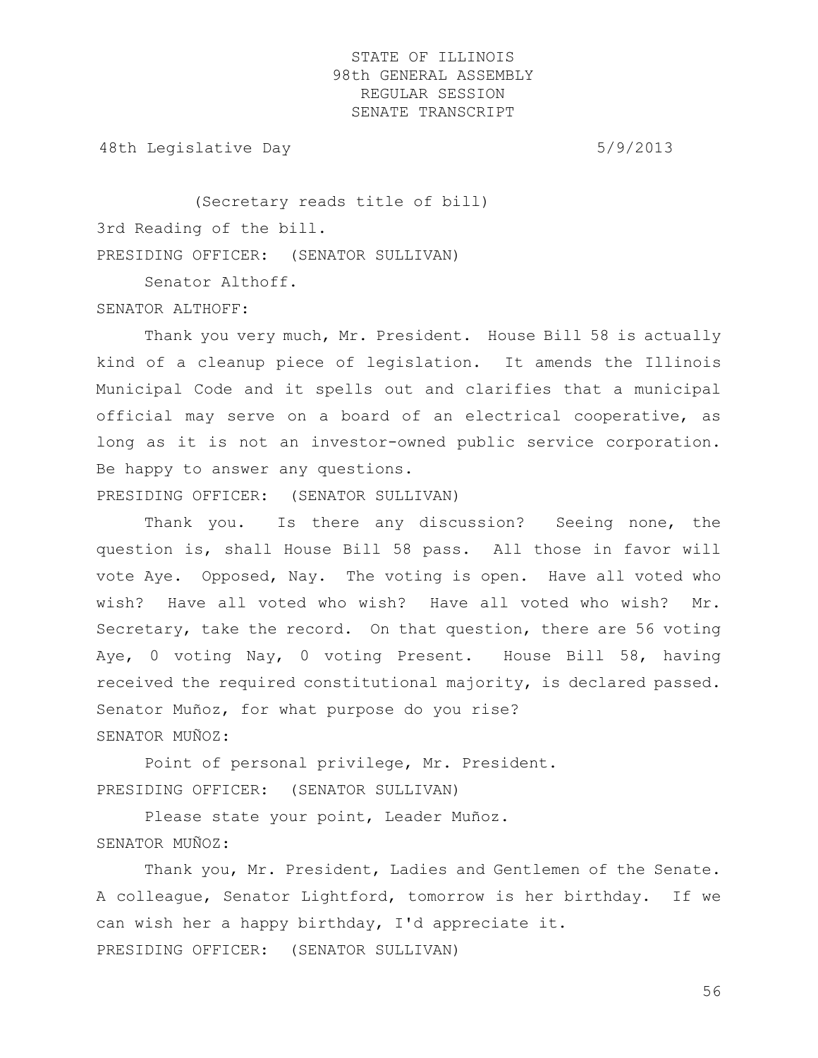(Secretary reads title of bill)

3rd Reading of the bill.

PRESIDING OFFICER: (SENATOR SULLIVAN)

Senator Althoff.

SENATOR ALTHOFF:

Thank you very much, Mr. President. House Bill 58 is actually kind of a cleanup piece of legislation. It amends the Illinois Municipal Code and it spells out and clarifies that a municipal official may serve on a board of an electrical cooperative, as long as it is not an investor-owned public service corporation. Be happy to answer any questions.

PRESIDING OFFICER: (SENATOR SULLIVAN)

Thank you. Is there any discussion? Seeing none, the question is, shall House Bill 58 pass. All those in favor will vote Aye. Opposed, Nay. The voting is open. Have all voted who wish? Have all voted who wish? Have all voted who wish? Mr. Secretary, take the record. On that question, there are 56 voting Aye, 0 voting Nay, 0 voting Present. House Bill 58, having received the required constitutional majority, is declared passed. Senator Muñoz, for what purpose do you rise?

SENATOR MUÑOZ:

Point of personal privilege, Mr. President.

PRESIDING OFFICER: (SENATOR SULLIVAN)

Please state your point, Leader Muñoz.

SENATOR MUÑOZ:

Thank you, Mr. President, Ladies and Gentlemen of the Senate. A colleague, Senator Lightford, tomorrow is her birthday. If we can wish her a happy birthday, I'd appreciate it.

PRESIDING OFFICER: (SENATOR SULLIVAN)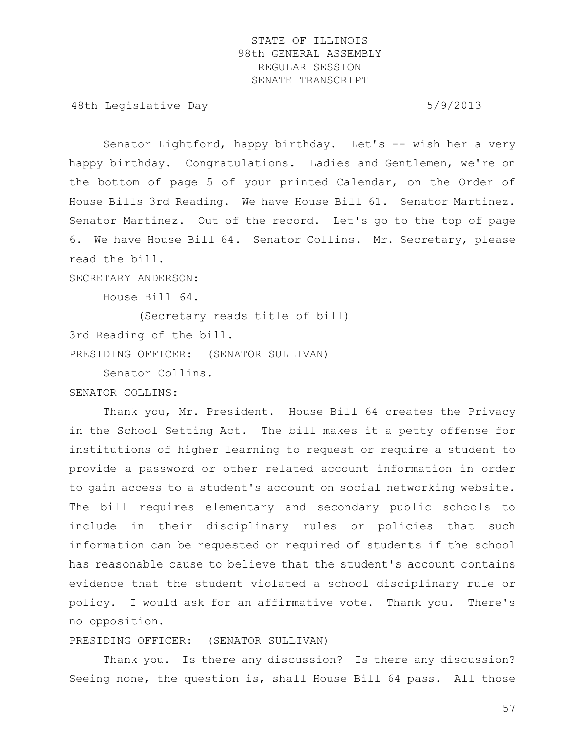Senator Lightford, happy birthday. Let's -- wish her a very happy birthday. Congratulations. Ladies and Gentlemen, we're on the bottom of page 5 of your printed Calendar, on the Order of House Bills 3rd Reading. We have House Bill 61. Senator Martinez. Senator Martinez. Out of the record. Let's go to the top of page 6. We have House Bill 64. Senator Collins. Mr. Secretary, please read the bill.

SECRETARY ANDERSON:

House Bill 64.

(Secretary reads title of bill)

3rd Reading of the bill.

PRESIDING OFFICER: (SENATOR SULLIVAN)

Senator Collins.

SENATOR COLLINS:

Thank you, Mr. President. House Bill 64 creates the Privacy in the School Setting Act. The bill makes it a petty offense for institutions of higher learning to request or require a student to provide a password or other related account information in order to gain access to a student's account on social networking website. The bill requires elementary and secondary public schools to include in their disciplinary rules or policies that such information can be requested or required of students if the school has reasonable cause to believe that the student's account contains evidence that the student violated a school disciplinary rule or policy. I would ask for an affirmative vote. Thank you. There's no opposition.

PRESIDING OFFICER: (SENATOR SULLIVAN)

Thank you. Is there any discussion? Is there any discussion? Seeing none, the question is, shall House Bill 64 pass. All those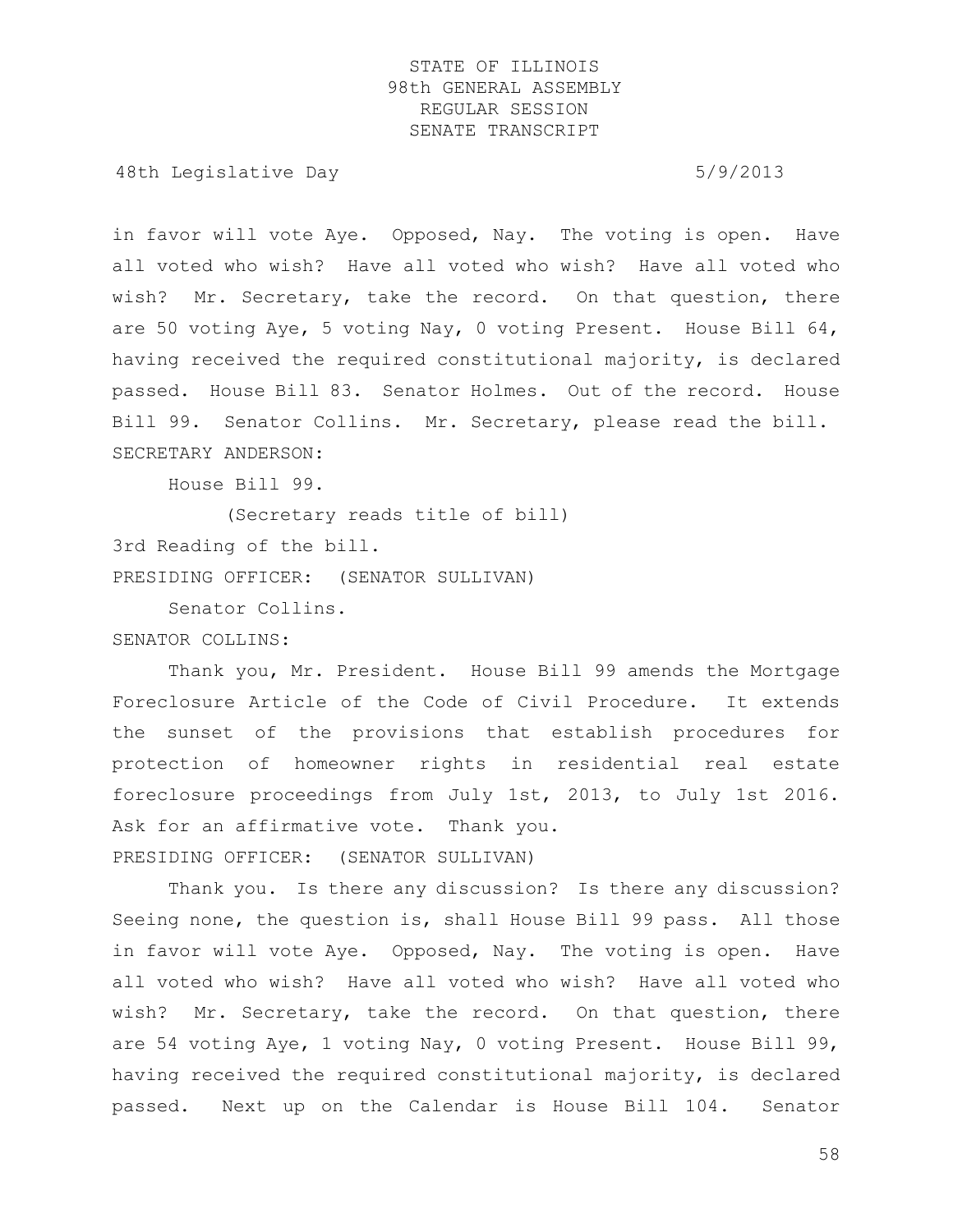in favor will vote Aye. Opposed, Nay. The voting is open. Have all voted who wish? Have all voted who wish? Have all voted who wish? Mr. Secretary, take the record. On that question, there are 50 voting Aye, 5 voting Nay, 0 voting Present. House Bill 64, having received the required constitutional majority, is declared passed. House Bill 83. Senator Holmes. Out of the record. House Bill 99. Senator Collins. Mr. Secretary, please read the bill.

SECRETARY ANDERSON:

House Bill 99.

(Secretary reads title of bill)

3rd Reading of the bill.

PRESIDING OFFICER: (SENATOR SULLIVAN)

Senator Collins.

SENATOR COLLINS:

Thank you, Mr. President. House Bill 99 amends the Mortgage Foreclosure Article of the Code of Civil Procedure. It extends the sunset of the provisions that establish procedures for protection of homeowner rights in residential real estate foreclosure proceedings from July 1st, 2013, to July 1st 2016. Ask for an affirmative vote. Thank you.

PRESIDING OFFICER: (SENATOR SULLIVAN)

Thank you. Is there any discussion? Is there any discussion? Seeing none, the question is, shall House Bill 99 pass. All those in favor will vote Aye. Opposed, Nay. The voting is open. Have all voted who wish? Have all voted who wish? Have all voted who wish? Mr. Secretary, take the record. On that question, there are 54 voting Aye, 1 voting Nay, 0 voting Present. House Bill 99, having received the required constitutional majority, is declared passed. Next up on the Calendar is House Bill 104. Senator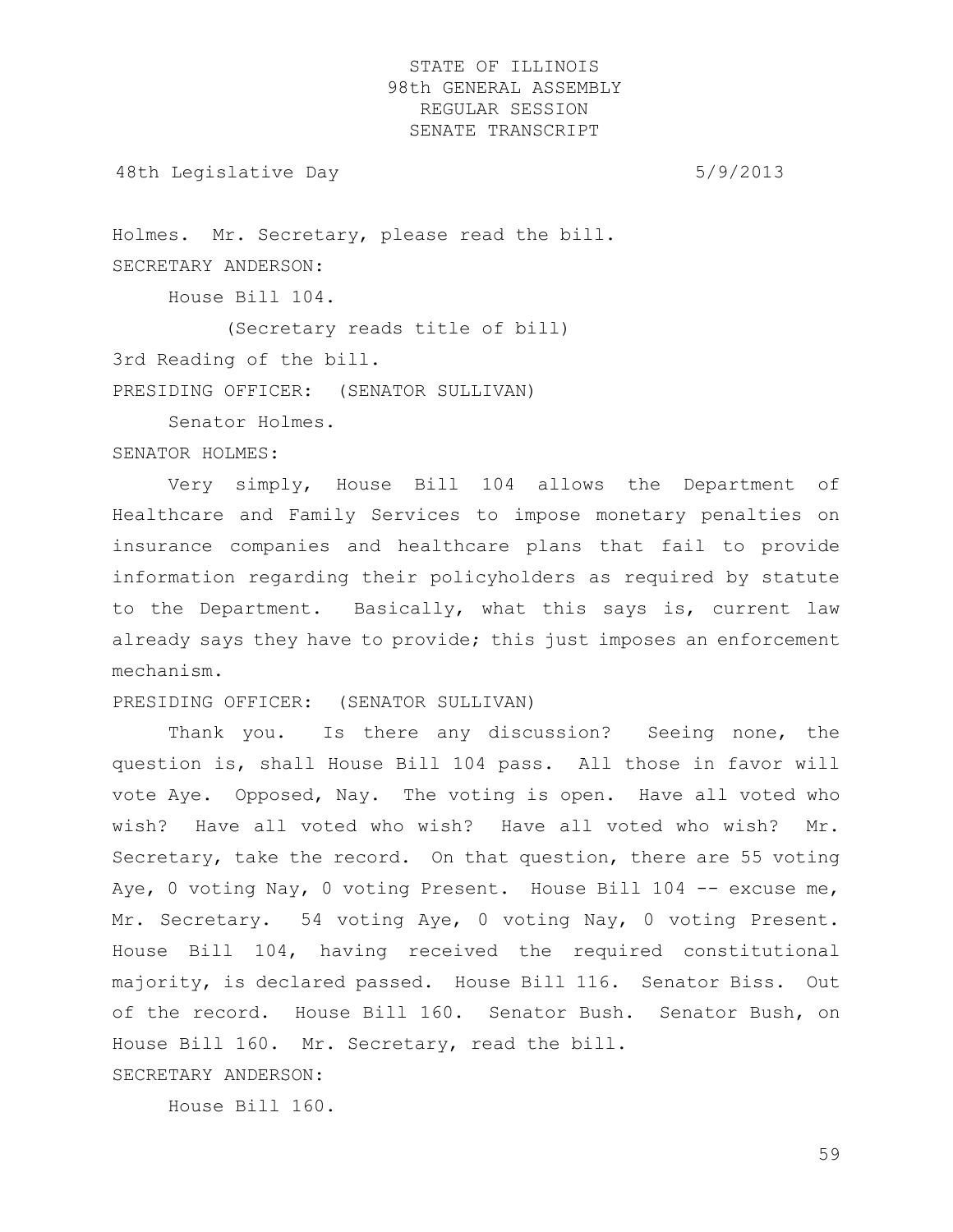Holmes. Mr. Secretary, please read the bill.

SECRETARY ANDERSON:

House Bill 104.

(Secretary reads title of bill)

3rd Reading of the bill.

PRESIDING OFFICER: (SENATOR SULLIVAN)

Senator Holmes.

SENATOR HOLMES:

Very simply, House Bill 104 allows the Department of Healthcare and Family Services to impose monetary penalties on insurance companies and healthcare plans that fail to provide information regarding their policyholders as required by statute to the Department. Basically, what this says is, current law already says they have to provide; this just imposes an enforcement mechanism.

PRESIDING OFFICER: (SENATOR SULLIVAN)

Thank you. Is there any discussion? Seeing none, the question is, shall House Bill 104 pass. All those in favor will vote Aye. Opposed, Nay. The voting is open. Have all voted who wish? Have all voted who wish? Have all voted who wish? Mr. Secretary, take the record. On that question, there are 55 voting Aye, 0 voting Nay, 0 voting Present. House Bill 104 -- excuse me, Mr. Secretary. 54 voting Aye, 0 voting Nay, 0 voting Present. House Bill 104, having received the required constitutional majority, is declared passed. House Bill 116. Senator Biss. Out of the record. House Bill 160. Senator Bush. Senator Bush, on House Bill 160. Mr. Secretary, read the bill.

SECRETARY ANDERSON:

House Bill 160.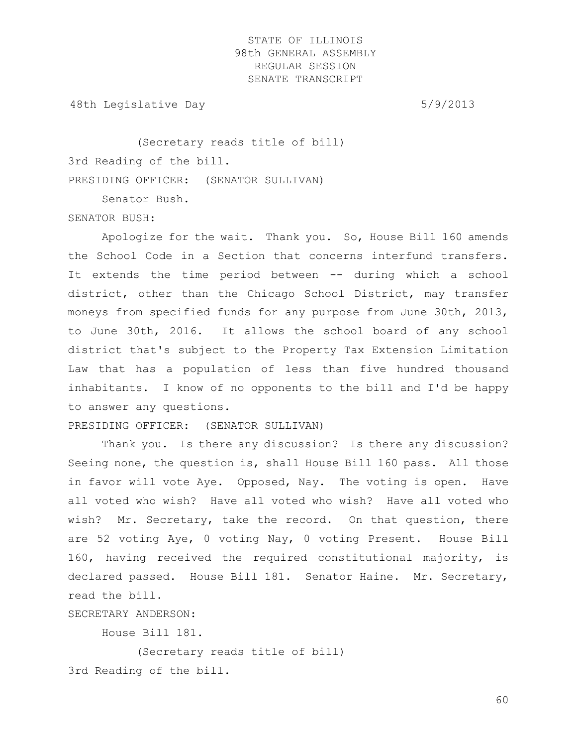(Secretary reads title of bill)

3rd Reading of the bill.

PRESIDING OFFICER: (SENATOR SULLIVAN)

Senator Bush.

SENATOR BUSH:

Apologize for the wait. Thank you. So, House Bill 160 amends the School Code in a Section that concerns interfund transfers. It extends the time period between -- during which a school district, other than the Chicago School District, may transfer moneys from specified funds for any purpose from June 30th, 2013, to June 30th, 2016. It allows the school board of any school district that's subject to the Property Tax Extension Limitation Law that has a population of less than five hundred thousand inhabitants. I know of no opponents to the bill and I'd be happy to answer any questions.

PRESIDING OFFICER: (SENATOR SULLIVAN)

Thank you. Is there any discussion? Is there any discussion? Seeing none, the question is, shall House Bill 160 pass. All those in favor will vote Aye. Opposed, Nay. The voting is open. Have all voted who wish? Have all voted who wish? Have all voted who wish? Mr. Secretary, take the record. On that question, there are 52 voting Aye, 0 voting Nay, 0 voting Present. House Bill 160, having received the required constitutional majority, is declared passed. House Bill 181. Senator Haine. Mr. Secretary, read the bill.

SECRETARY ANDERSON:

House Bill 181.

(Secretary reads title of bill)

3rd Reading of the bill.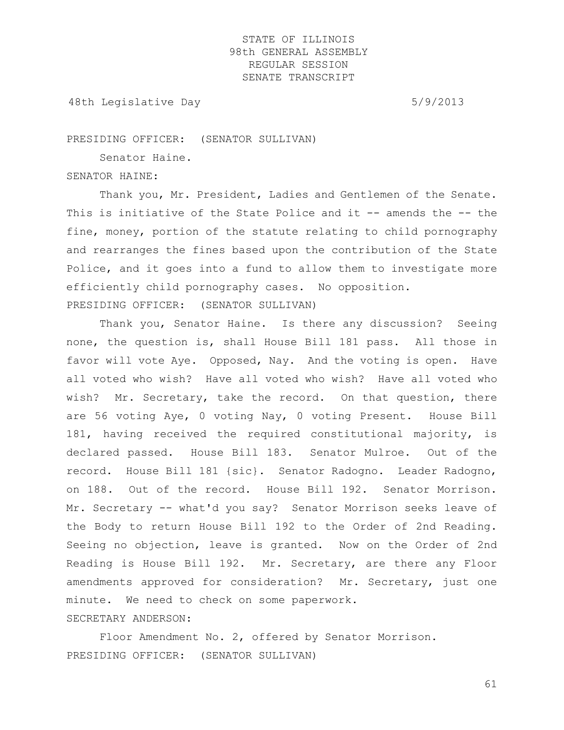PRESIDING OFFICER: (SENATOR SULLIVAN)

Senator Haine.

SENATOR HAINE:

Thank you, Mr. President, Ladies and Gentlemen of the Senate. This is initiative of the State Police and it -- amends the -- the fine, money, portion of the statute relating to child pornography and rearranges the fines based upon the contribution of the State Police, and it goes into a fund to allow them to investigate more efficiently child pornography cases. No opposition.

PRESIDING OFFICER: (SENATOR SULLIVAN)

Thank you, Senator Haine. Is there any discussion? Seeing none, the question is, shall House Bill 181 pass. All those in favor will vote Aye. Opposed, Nay. And the voting is open. Have all voted who wish? Have all voted who wish? Have all voted who wish? Mr. Secretary, take the record. On that question, there are 56 voting Aye, 0 voting Nay, 0 voting Present. House Bill 181, having received the required constitutional majority, is declared passed. House Bill 183. Senator Mulroe. Out of the record. House Bill 181 {sic}. Senator Radogno. Leader Radogno, on 188. Out of the record. House Bill 192. Senator Morrison. Mr. Secretary -- what'd you say? Senator Morrison seeks leave of the Body to return House Bill 192 to the Order of 2nd Reading. Seeing no objection, leave is granted. Now on the Order of 2nd Reading is House Bill 192. Mr. Secretary, are there any Floor amendments approved for consideration? Mr. Secretary, just one minute. We need to check on some paperwork.

SECRETARY ANDERSON:

Floor Amendment No. 2, offered by Senator Morrison.

PRESIDING OFFICER: (SENATOR SULLIVAN)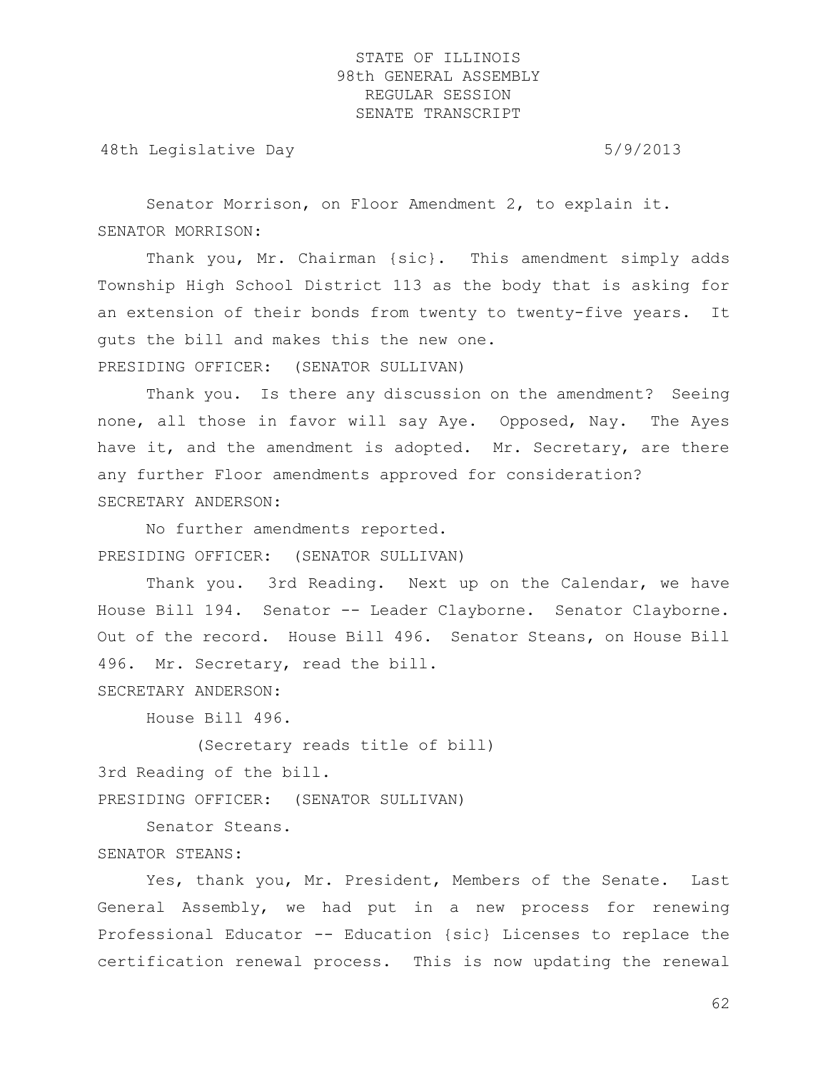Senator Morrison, on Floor Amendment 2, to explain it.

SENATOR MORRISON:

Thank you, Mr. Chairman {sic}. This amendment simply adds Township High School District 113 as the body that is asking for an extension of their bonds from twenty to twenty-five years. It guts the bill and makes this the new one.

PRESIDING OFFICER: (SENATOR SULLIVAN)

Thank you. Is there any discussion on the amendment? Seeing none, all those in favor will say Aye. Opposed, Nay. The Ayes have it, and the amendment is adopted. Mr. Secretary, are there any further Floor amendments approved for consideration?

SECRETARY ANDERSON:

No further amendments reported.

PRESIDING OFFICER: (SENATOR SULLIVAN)

Thank you. 3rd Reading. Next up on the Calendar, we have House Bill 194. Senator -- Leader Clayborne. Senator Clayborne. Out of the record. House Bill 496. Senator Steans, on House Bill 496. Mr. Secretary, read the bill.

SECRETARY ANDERSON:

House Bill 496.

(Secretary reads title of bill)

3rd Reading of the bill.

PRESIDING OFFICER: (SENATOR SULLIVAN)

Senator Steans.

SENATOR STEANS:

Yes, thank you, Mr. President, Members of the Senate. Last General Assembly, we had put in a new process for renewing Professional Educator -- Education {sic} Licenses to replace the certification renewal process. This is now updating the renewal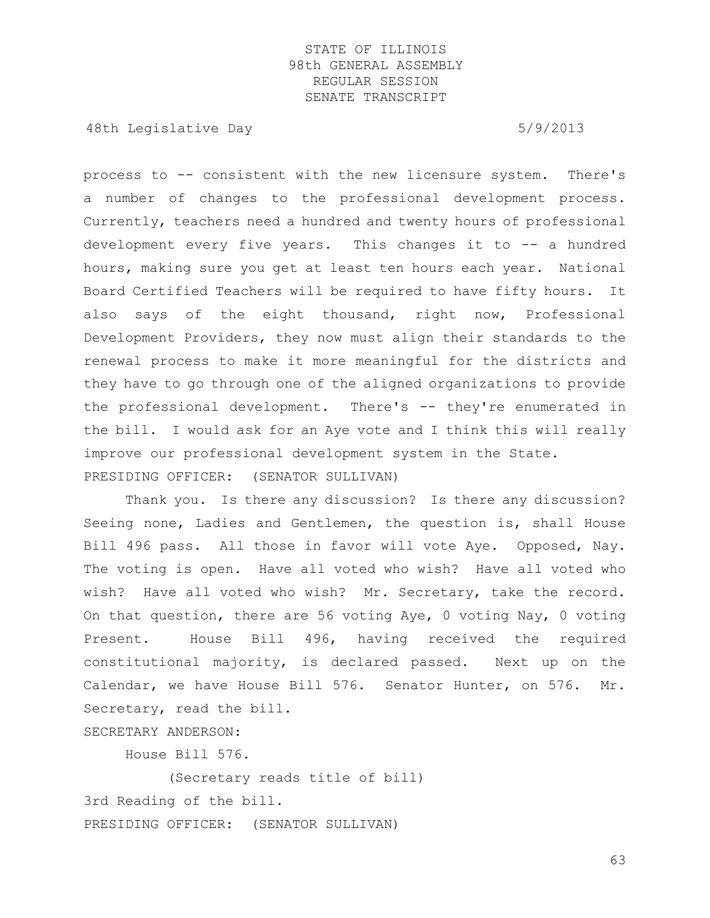process to -- consistent with the new licensure system. There's a number of changes to the professional development process. Currently, teachers need a hundred and twenty hours of professional development every five years. This changes it to -- a hundred hours, making sure you get at least ten hours each year. National Board Certified Teachers will be required to have fifty hours. It also says of the eight thousand, right now, Professional Development Providers, they now must align their standards to the renewal process to make it more meaningful for the districts and they have to go through one of the aligned organizations to provide the professional development. There's -- they're enumerated in the bill. I would ask for an Aye vote and I think this will really improve our professional development system in the State.

PRESIDING OFFICER: (SENATOR SULLIVAN)

Thank you. Is there any discussion? Is there any discussion? Seeing none, Ladies and Gentlemen, the question is, shall House Bill 496 pass. All those in favor will vote Aye. Opposed, Nay. The voting is open. Have all voted who wish? Have all voted who wish? Have all voted who wish? Mr. Secretary, take the record. On that question, there are 56 voting Aye, 0 voting Nay, 0 voting Present. House Bill 496, having received the required constitutional majority, is declared passed. Next up on the Calendar, we have House Bill 576. Senator Hunter, on 576. Mr. Secretary, read the bill.

SECRETARY ANDERSON:

House Bill 576.

(Secretary reads title of bill)

3rd Reading of the bill.

PRESIDING OFFICER: (SENATOR SULLIVAN)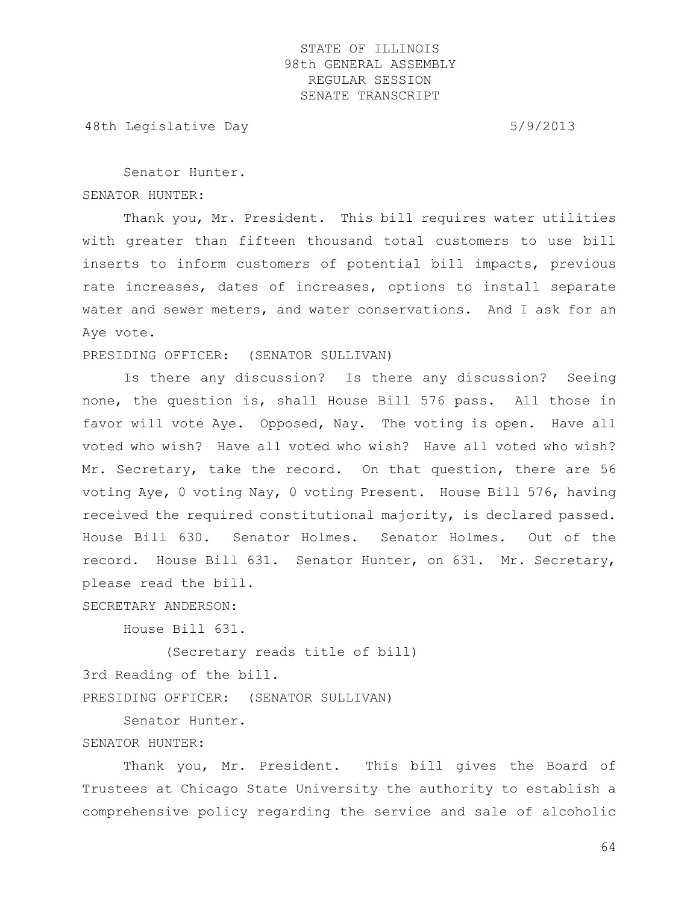Senator Hunter.

SENATOR HUNTER:

Thank you, Mr. President. This bill requires water utilities with greater than fifteen thousand total customers to use bill inserts to inform customers of potential bill impacts, previous rate increases, dates of increases, options to install separate water and sewer meters, and water conservations. And I ask for an Aye vote.

PRESIDING OFFICER: (SENATOR SULLIVAN)

Is there any discussion? Is there any discussion? Seeing none, the question is, shall House Bill 576 pass. All those in favor will vote Aye. Opposed, Nay. The voting is open. Have all voted who wish? Have all voted who wish? Have all voted who wish? Mr. Secretary, take the record. On that question, there are 56 voting Aye, 0 voting Nay, 0 voting Present. House Bill 576, having received the required constitutional majority, is declared passed. House Bill 630. Senator Holmes. Senator Holmes. Out of the record. House Bill 631. Senator Hunter, on 631. Mr. Secretary, please read the bill.

SECRETARY ANDERSON:

House Bill 631.

(Secretary reads title of bill)

3rd Reading of the bill.

PRESIDING OFFICER: (SENATOR SULLIVAN)

Senator Hunter.

SENATOR HUNTER:

Thank you, Mr. President. This bill gives the Board of Trustees at Chicago State University the authority to establish a comprehensive policy regarding the service and sale of alcoholic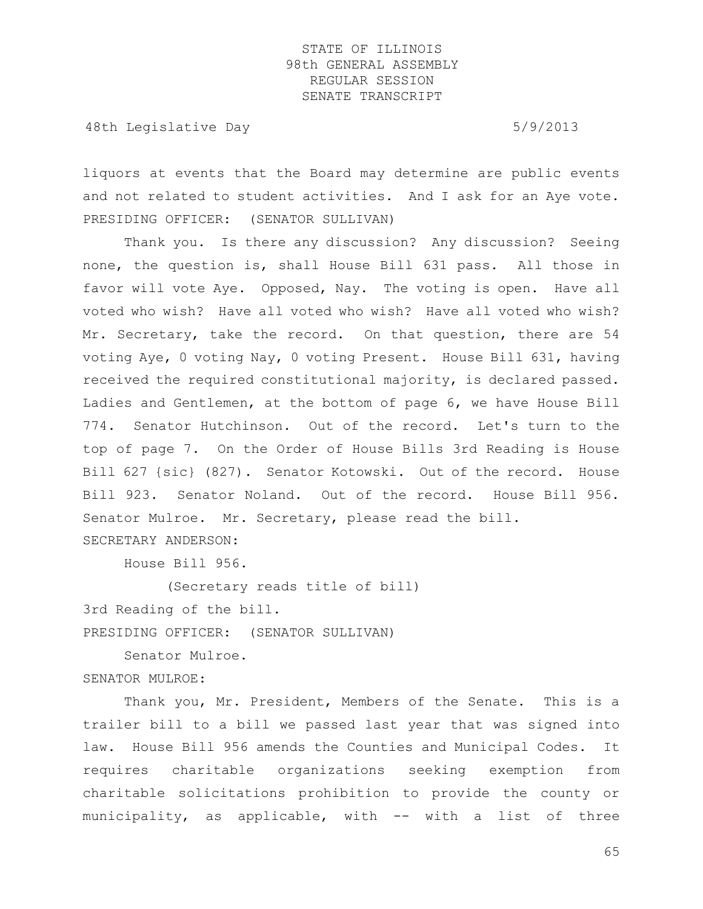liquors at events that the Board may determine are public events and not related to student activities. And I ask for an Aye vote.

PRESIDING OFFICER: (SENATOR SULLIVAN)

Thank you. Is there any discussion? Any discussion? Seeing none, the question is, shall House Bill 631 pass. All those in favor will vote Aye. Opposed, Nay. The voting is open. Have all voted who wish? Have all voted who wish? Have all voted who wish? Mr. Secretary, take the record. On that question, there are 54 voting Aye, 0 voting Nay, 0 voting Present. House Bill 631, having received the required constitutional majority, is declared passed. Ladies and Gentlemen, at the bottom of page 6, we have House Bill 774. Senator Hutchinson. Out of the record. Let's turn to the top of page 7. On the Order of House Bills 3rd Reading is House Bill 627 {sic} (827). Senator Kotowski. Out of the record. House Bill 923. Senator Noland. Out of the record. House Bill 956. Senator Mulroe. Mr. Secretary, please read the bill.

SECRETARY ANDERSON:

House Bill 956.

(Secretary reads title of bill)

3rd Reading of the bill.

PRESIDING OFFICER: (SENATOR SULLIVAN)

Senator Mulroe.

SENATOR MULROE:

Thank you, Mr. President, Members of the Senate. This is a trailer bill to a bill we passed last year that was signed into law. House Bill 956 amends the Counties and Municipal Codes. It requires charitable organizations seeking exemption from charitable solicitations prohibition to provide the county or municipality, as applicable, with -- with a list of three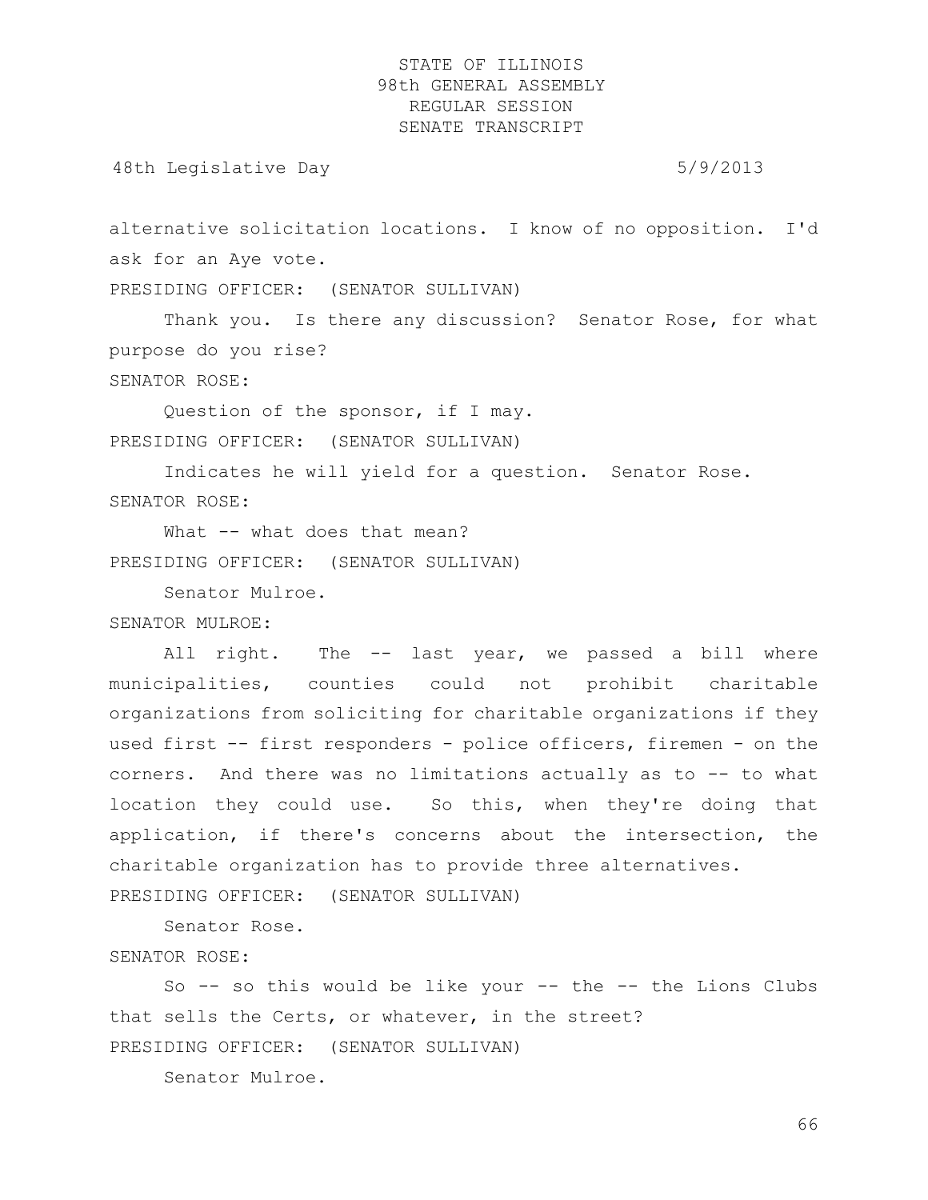alternative solicitation locations. I know of no opposition. I'd ask for an Aye vote.

PRESIDING OFFICER: (SENATOR SULLIVAN)

Thank you. Is there any discussion? Senator Rose, for what purpose do you rise?

SENATOR ROSE:

Question of the sponsor, if I may.

PRESIDING OFFICER: (SENATOR SULLIVAN)

Indicates he will yield for a question. Senator Rose.

SENATOR ROSE:

What -- what does that mean?

PRESIDING OFFICER: (SENATOR SULLIVAN)

Senator Mulroe.

SENATOR MULROE:

All right. The -- last year, we passed a bill where municipalities, counties could not prohibit charitable organizations from soliciting for charitable organizations if they used first -- first responders - police officers, firemen - on the corners. And there was no limitations actually as to -- to what location they could use. So this, when they're doing that application, if there's concerns about the intersection, the charitable organization has to provide three alternatives.

PRESIDING OFFICER: (SENATOR SULLIVAN)

Senator Rose.

SENATOR ROSE:

So -- so this would be like your -- the -- the Lions Clubs that sells the Certs, or whatever, in the street?

PRESIDING OFFICER: (SENATOR SULLIVAN)

Senator Mulroe.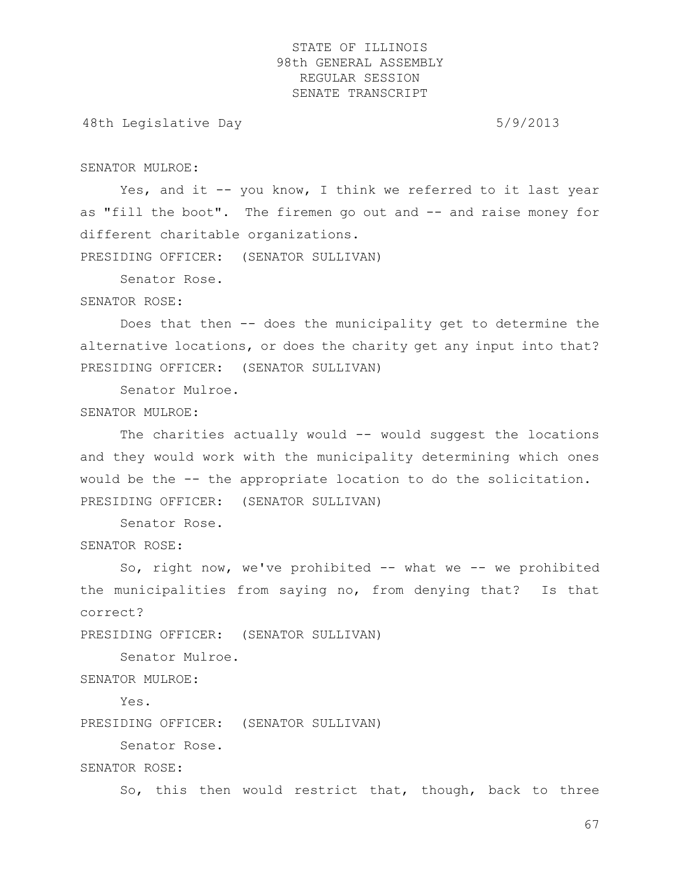SENATOR MULROE:

Yes, and it -- you know, I think we referred to it last year as "fill the boot". The firemen go out and -- and raise money for different charitable organizations.

PRESIDING OFFICER: (SENATOR SULLIVAN)

Senator Rose.

SENATOR ROSE:

Does that then -- does the municipality get to determine the alternative locations, or does the charity get any input into that?

PRESIDING OFFICER: (SENATOR SULLIVAN)

Senator Mulroe.

SENATOR MULROE:

The charities actually would -- would suggest the locations and they would work with the municipality determining which ones would be the -- the appropriate location to do the solicitation.

PRESIDING OFFICER: (SENATOR SULLIVAN)

Senator Rose.

SENATOR ROSE:

So, right now, we've prohibited -- what we -- we prohibited the municipalities from saying no, from denying that? Is that correct?

PRESIDING OFFICER: (SENATOR SULLIVAN)

Senator Mulroe.

SENATOR MULROE:

Yes.

PRESIDING OFFICER: (SENATOR SULLIVAN)

Senator Rose.

SENATOR ROSE:

So, this then would restrict that, though, back to three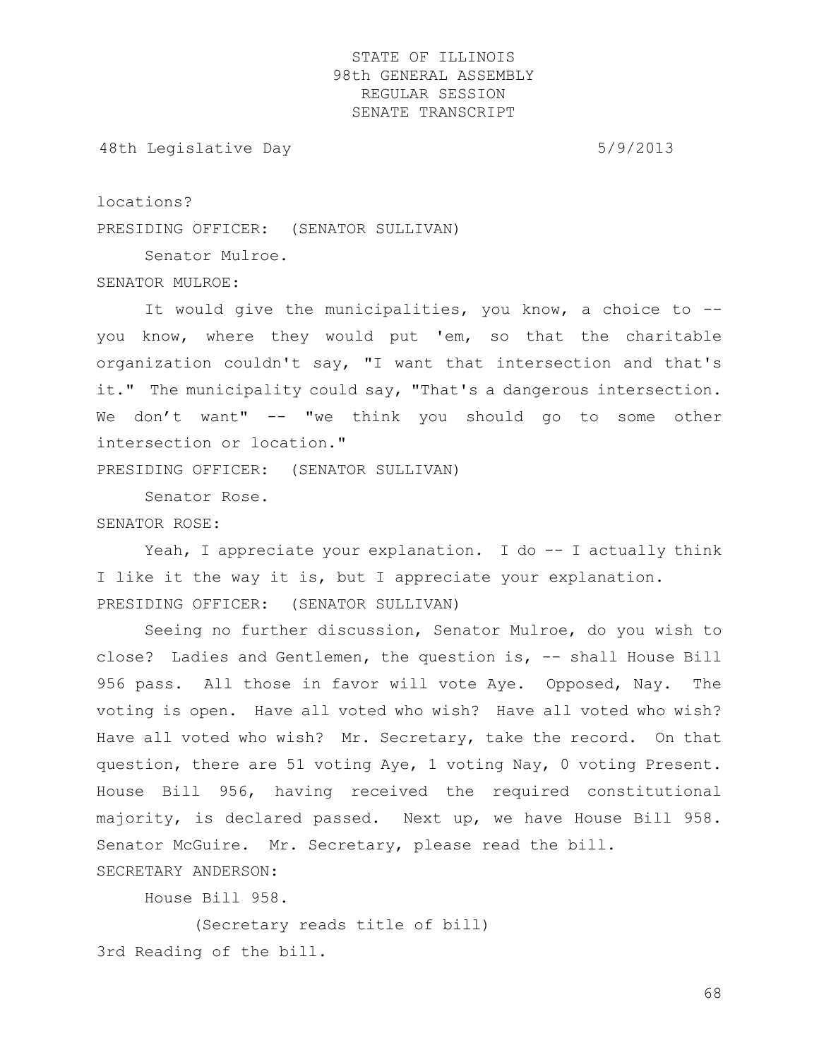locations?

PRESIDING OFFICER: (SENATOR SULLIVAN)

Senator Mulroe.

SENATOR MULROE:

It would give the municipalities, you know, a choice to -- you know, where they would put 'em, so that the charitable organization couldn't say, "I want that intersection and that's it." The municipality could say, "That's a dangerous intersection. We don't want" -- "we think you should go to some other intersection or location."

PRESIDING OFFICER: (SENATOR SULLIVAN)

Senator Rose.

SENATOR ROSE:

Yeah, I appreciate your explanation. I do -- I actually think I like it the way it is, but I appreciate your explanation.

PRESIDING OFFICER: (SENATOR SULLIVAN)

Seeing no further discussion, Senator Mulroe, do you wish to close? Ladies and Gentlemen, the question is, -- shall House Bill 956 pass. All those in favor will vote Aye. Opposed, Nay. The voting is open. Have all voted who wish? Have all voted who wish? Have all voted who wish? Mr. Secretary, take the record. On that question, there are 51 voting Aye, 1 voting Nay, 0 voting Present. House Bill 956, having received the required constitutional majority, is declared passed. Next up, we have House Bill 958. Senator McGuire. Mr. Secretary, please read the bill.

SECRETARY ANDERSON:

House Bill 958.

(Secretary reads title of bill)

3rd Reading of the bill.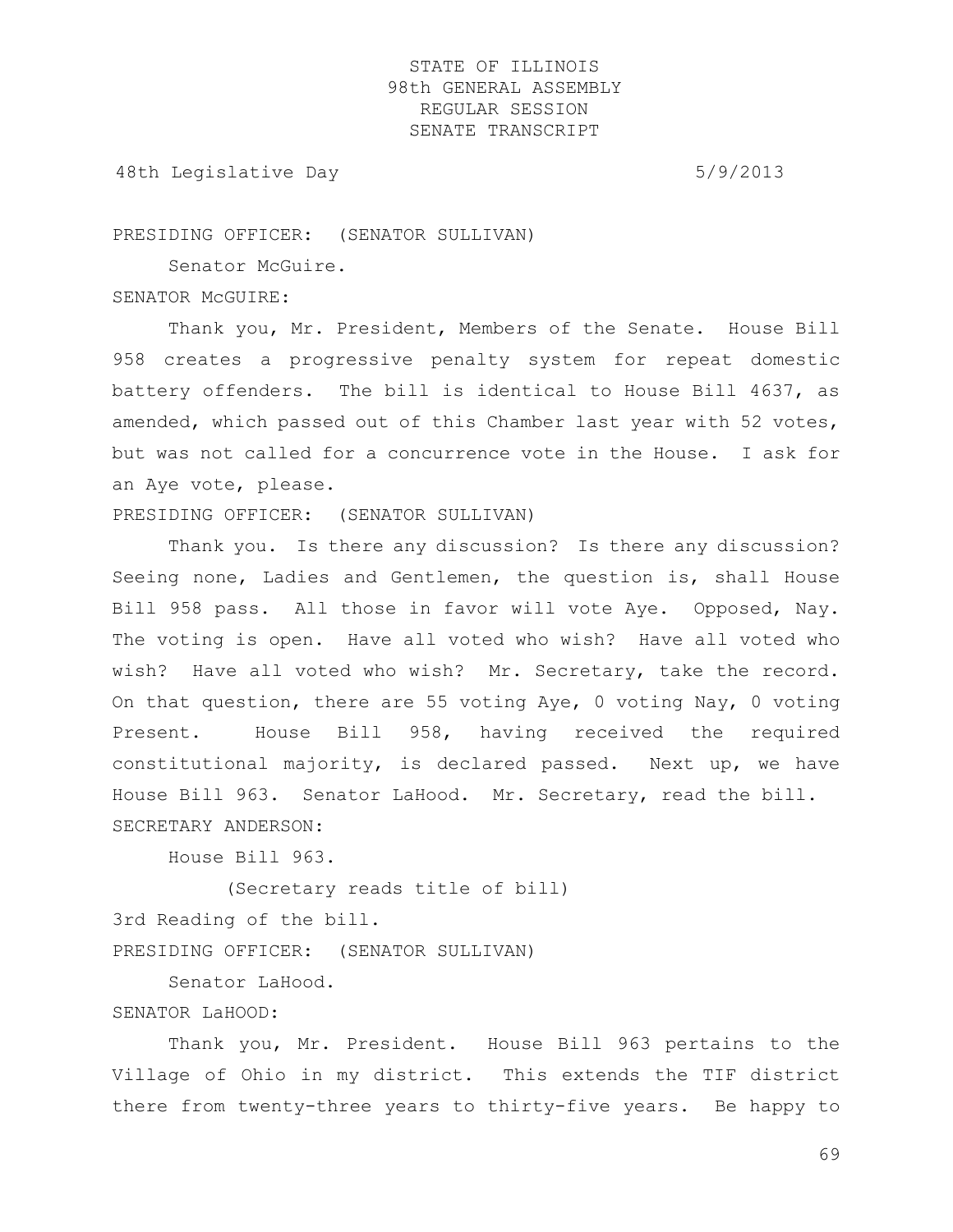PRESIDING OFFICER: (SENATOR SULLIVAN)

Senator McGuire.

SENATOR McGUIRE:

Thank you, Mr. President, Members of the Senate. House Bill 958 creates a progressive penalty system for repeat domestic battery offenders. The bill is identical to House Bill 4637, as amended, which passed out of this Chamber last year with 52 votes, but was not called for a concurrence vote in the House. I ask for an Aye vote, please.

PRESIDING OFFICER: (SENATOR SULLIVAN)

Thank you. Is there any discussion? Is there any discussion? Seeing none, Ladies and Gentlemen, the question is, shall House Bill 958 pass. All those in favor will vote Aye. Opposed, Nay. The voting is open. Have all voted who wish? Have all voted who wish? Have all voted who wish? Mr. Secretary, take the record. On that question, there are 55 voting Aye, 0 voting Nay, 0 voting Present. House Bill 958, having received the required constitutional majority, is declared passed. Next up, we have House Bill 963. Senator LaHood. Mr. Secretary, read the bill.

SECRETARY ANDERSON:

House Bill 963.

(Secretary reads title of bill)

3rd Reading of the bill.

PRESIDING OFFICER: (SENATOR SULLIVAN)

Senator LaHood.

SENATOR LaHOOD:

Thank you, Mr. President. House Bill 963 pertains to the Village of Ohio in my district. This extends the TIF district there from twenty-three years to thirty-five years. Be happy to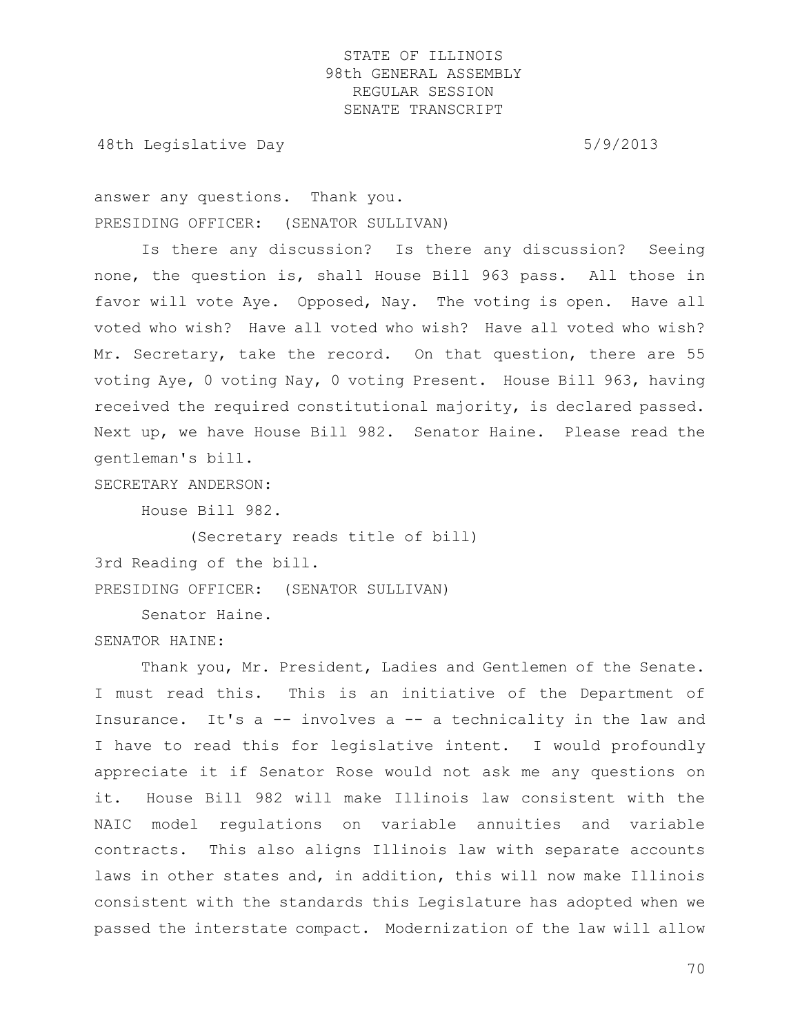answer any questions. Thank you.

PRESIDING OFFICER: (SENATOR SULLIVAN)

Is there any discussion? Is there any discussion? Seeing none, the question is, shall House Bill 963 pass. All those in favor will vote Aye. Opposed, Nay. The voting is open. Have all voted who wish? Have all voted who wish? Have all voted who wish? Mr. Secretary, take the record. On that question, there are 55 voting Aye, 0 voting Nay, 0 voting Present. House Bill 963, having received the required constitutional majority, is declared passed. Next up, we have House Bill 982. Senator Haine. Please read the gentleman's bill.

SECRETARY ANDERSON:

House Bill 982.

(Secretary reads title of bill)

3rd Reading of the bill.

PRESIDING OFFICER: (SENATOR SULLIVAN)

Senator Haine.

SENATOR HAINE:

Thank you, Mr. President, Ladies and Gentlemen of the Senate. I must read this. This is an initiative of the Department of Insurance. It's a -- involves a -- a technicality in the law and I have to read this for legislative intent. I would profoundly appreciate it if Senator Rose would not ask me any questions on it. House Bill 982 will make Illinois law consistent with the NAIC model regulations on variable annuities and variable contracts. This also aligns Illinois law with separate accounts laws in other states and, in addition, this will now make Illinois consistent with the standards this Legislature has adopted when we passed the interstate compact. Modernization of the law will allow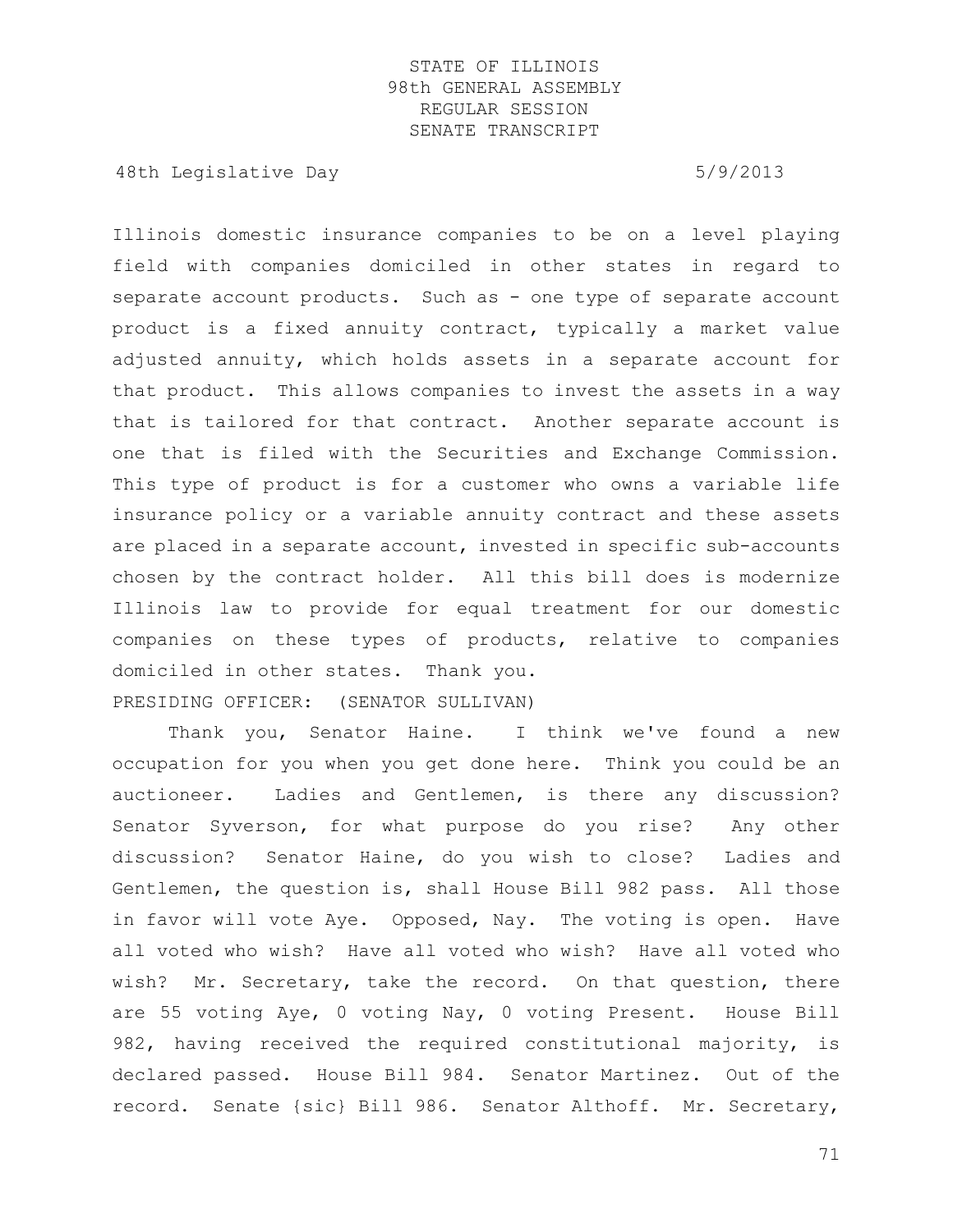Illinois domestic insurance companies to be on a level playing field with companies domiciled in other states in regard to separate account products. Such as - one type of separate account product is a fixed annuity contract, typically a market value adjusted annuity, which holds assets in a separate account for that product. This allows companies to invest the assets in a way that is tailored for that contract. Another separate account is one that is filed with the Securities and Exchange Commission. This type of product is for a customer who owns a variable life insurance policy or a variable annuity contract and these assets are placed in a separate account, invested in specific sub-accounts chosen by the contract holder. All this bill does is modernize Illinois law to provide for equal treatment for our domestic companies on these types of products, relative to companies domiciled in other states. Thank you.

PRESIDING OFFICER: (SENATOR SULLIVAN)

Thank you, Senator Haine. I think we've found a new occupation for you when you get done here. Think you could be an auctioneer. Ladies and Gentlemen, is there any discussion? Senator Syverson, for what purpose do you rise? Any other discussion? Senator Haine, do you wish to close? Ladies and Gentlemen, the question is, shall House Bill 982 pass. All those in favor will vote Aye. Opposed, Nay. The voting is open. Have all voted who wish? Have all voted who wish? Have all voted who wish? Mr. Secretary, take the record. On that question, there are 55 voting Aye, 0 voting Nay, 0 voting Present. House Bill 982, having received the required constitutional majority, is declared passed. House Bill 984. Senator Martinez. Out of the record. Senate {sic} Bill 986. Senator Althoff. Mr. Secretary,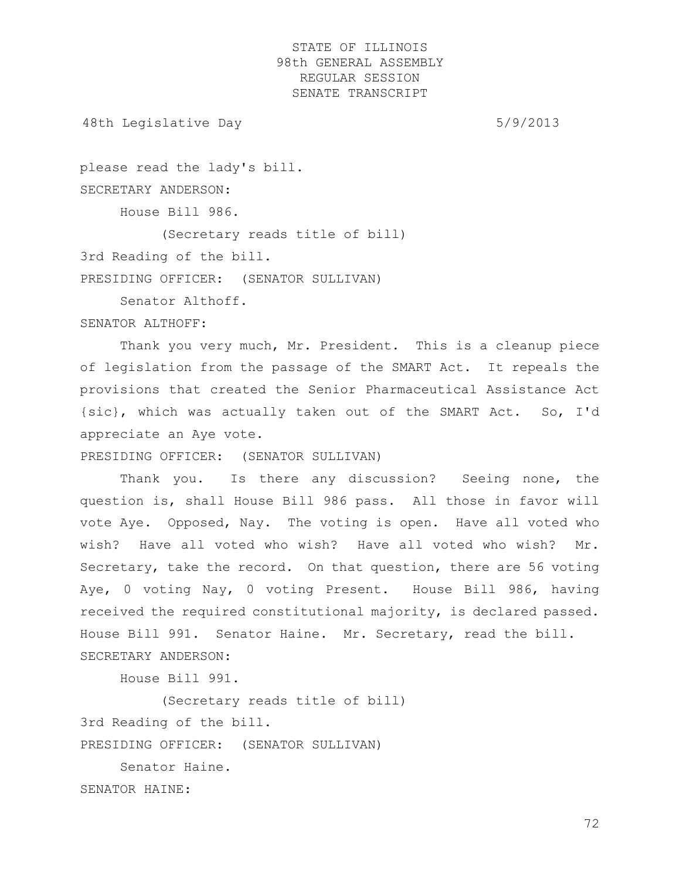please read the lady's bill.

SECRETARY ANDERSON:

House Bill 986.

(Secretary reads title of bill)

3rd Reading of the bill.

PRESIDING OFFICER: (SENATOR SULLIVAN)

Senator Althoff.

SENATOR ALTHOFF:

Thank you very much, Mr. President. This is a cleanup piece of legislation from the passage of the SMART Act. It repeals the provisions that created the Senior Pharmaceutical Assistance Act {sic}, which was actually taken out of the SMART Act. So, I'd appreciate an Aye vote.

PRESIDING OFFICER: (SENATOR SULLIVAN)

Thank you. Is there any discussion? Seeing none, the question is, shall House Bill 986 pass. All those in favor will vote Aye. Opposed, Nay. The voting is open. Have all voted who wish? Have all voted who wish? Have all voted who wish? Mr. Secretary, take the record. On that question, there are 56 voting Aye, 0 voting Nay, 0 voting Present. House Bill 986, having received the required constitutional majority, is declared passed. House Bill 991. Senator Haine. Mr. Secretary, read the bill.

SECRETARY ANDERSON:

House Bill 991.

(Secretary reads title of bill)

3rd Reading of the bill.

PRESIDING OFFICER: (SENATOR SULLIVAN)

Senator Haine.

SENATOR HAINE: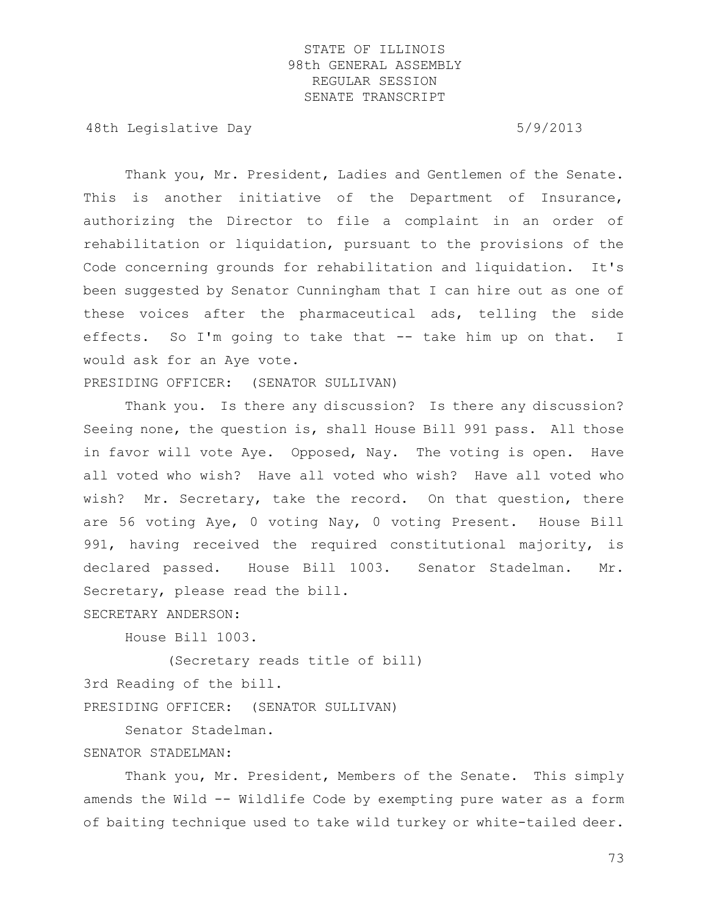Thank you, Mr. President, Ladies and Gentlemen of the Senate. This is another initiative of the Department of Insurance, authorizing the Director to file a complaint in an order of rehabilitation or liquidation, pursuant to the provisions of the Code concerning grounds for rehabilitation and liquidation. It's been suggested by Senator Cunningham that I can hire out as one of these voices after the pharmaceutical ads, telling the side effects. So I'm going to take that -- take him up on that. I would ask for an Aye vote.

PRESIDING OFFICER: (SENATOR SULLIVAN)

Thank you. Is there any discussion? Is there any discussion? Seeing none, the question is, shall House Bill 991 pass. All those in favor will vote Aye. Opposed, Nay. The voting is open. Have all voted who wish? Have all voted who wish? Have all voted who wish? Mr. Secretary, take the record. On that question, there are 56 voting Aye, 0 voting Nay, 0 voting Present. House Bill 991, having received the required constitutional majority, is declared passed. House Bill 1003. Senator Stadelman. Mr. Secretary, please read the bill.

SECRETARY ANDERSON:

House Bill 1003.

(Secretary reads title of bill)

3rd Reading of the bill.

PRESIDING OFFICER: (SENATOR SULLIVAN)

Senator Stadelman.

SENATOR STADELMAN:

Thank you, Mr. President, Members of the Senate. This simply amends the Wild -- Wildlife Code by exempting pure water as a form of baiting technique used to take wild turkey or white-tailed deer.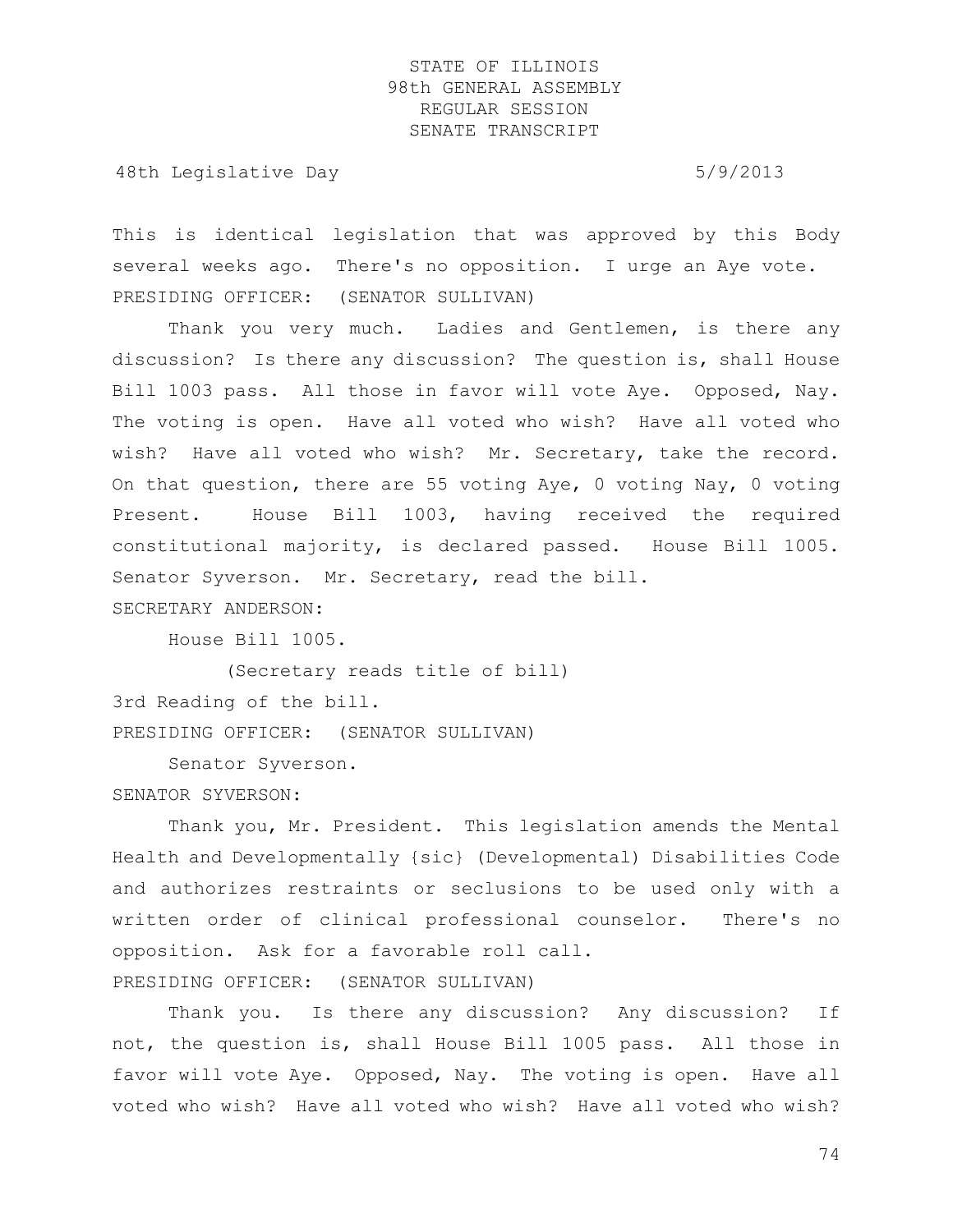This is identical legislation that was approved by this Body several weeks ago. There's no opposition. I urge an Aye vote.

PRESIDING OFFICER: (SENATOR SULLIVAN)

Thank you very much. Ladies and Gentlemen, is there any discussion? Is there any discussion? The question is, shall House Bill 1003 pass. All those in favor will vote Aye. Opposed, Nay. The voting is open. Have all voted who wish? Have all voted who wish? Have all voted who wish? Mr. Secretary, take the record. On that question, there are 55 voting Aye, 0 voting Nay, 0 voting Present. House Bill 1003, having received the required constitutional majority, is declared passed. House Bill 1005. Senator Syverson. Mr. Secretary, read the bill.

SECRETARY ANDERSON:

House Bill 1005.

(Secretary reads title of bill)

3rd Reading of the bill.

PRESIDING OFFICER: (SENATOR SULLIVAN)

Senator Syverson.

SENATOR SYVERSON:

Thank you, Mr. President. This legislation amends the Mental Health and Developmentally {sic} (Developmental) Disabilities Code and authorizes restraints or seclusions to be used only with a written order of clinical professional counselor. There's no opposition. Ask for a favorable roll call.

PRESIDING OFFICER: (SENATOR SULLIVAN)

Thank you. Is there any discussion? Any discussion? If not, the question is, shall House Bill 1005 pass. All those in favor will vote Aye. Opposed, Nay. The voting is open. Have all voted who wish? Have all voted who wish? Have all voted who wish?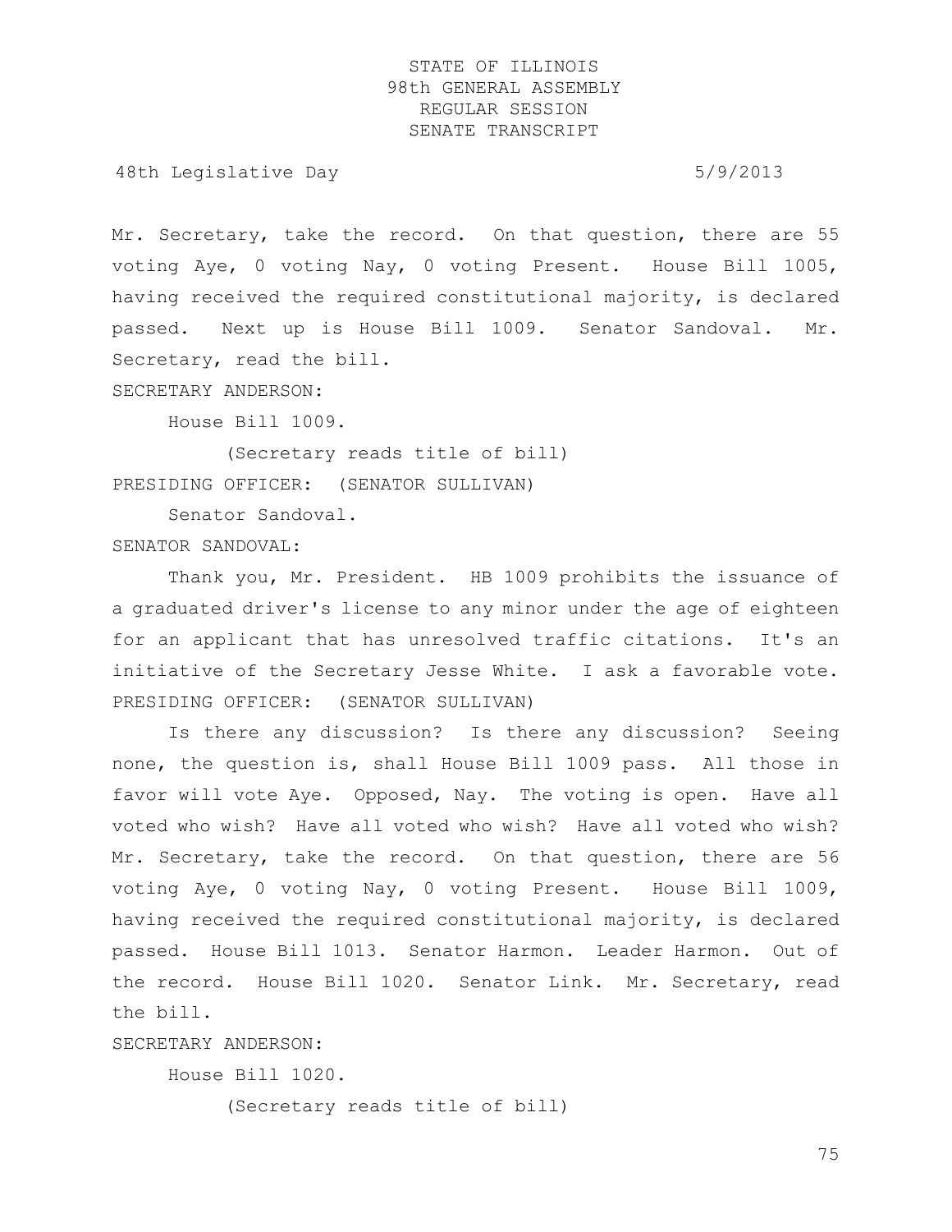Mr. Secretary, take the record. On that question, there are 55 voting Aye, 0 voting Nay, 0 voting Present. House Bill 1005, having received the required constitutional majority, is declared passed. Next up is House Bill 1009. Senator Sandoval. Mr. Secretary, read the bill.

SECRETARY ANDERSON:

House Bill 1009.

(Secretary reads title of bill)

PRESIDING OFFICER: (SENATOR SULLIVAN)

Senator Sandoval.

SENATOR SANDOVAL:

Thank you, Mr. President. HB 1009 prohibits the issuance of a graduated driver's license to any minor under the age of eighteen for an applicant that has unresolved traffic citations. It's an initiative of the Secretary Jesse White. I ask a favorable vote.

PRESIDING OFFICER: (SENATOR SULLIVAN)

Is there any discussion? Is there any discussion? Seeing none, the question is, shall House Bill 1009 pass. All those in favor will vote Aye. Opposed, Nay. The voting is open. Have all voted who wish? Have all voted who wish? Have all voted who wish? Mr. Secretary, take the record. On that question, there are 56 voting Aye, 0 voting Nay, 0 voting Present. House Bill 1009, having received the required constitutional majority, is declared passed. House Bill 1013. Senator Harmon. Leader Harmon. Out of the record. House Bill 1020. Senator Link. Mr. Secretary, read the bill.

SECRETARY ANDERSON:

House Bill 1020.

(Secretary reads title of bill)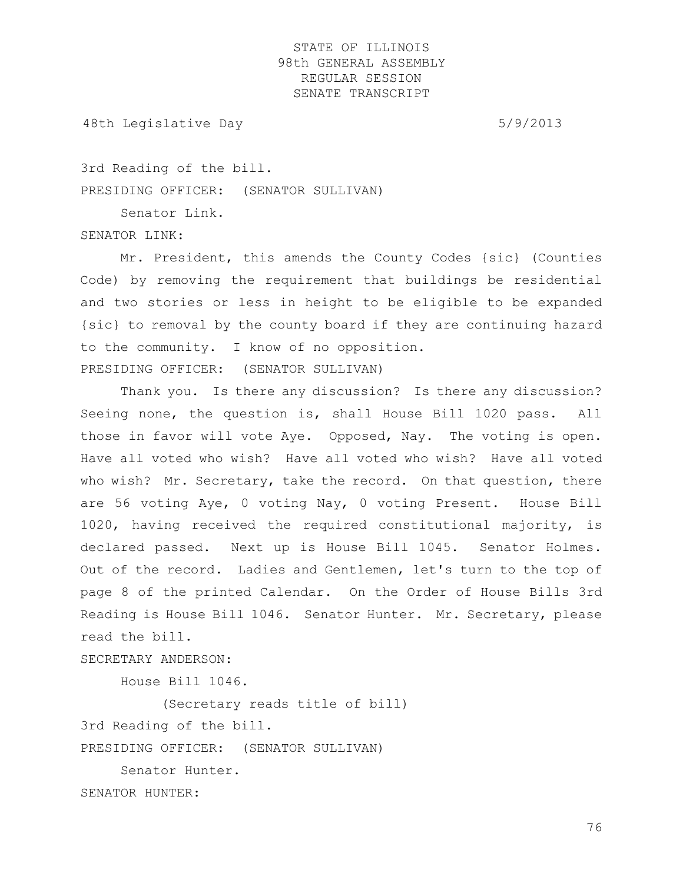3rd Reading of the bill.

PRESIDING OFFICER: (SENATOR SULLIVAN)

Senator Link.

SENATOR LINK:

Mr. President, this amends the County Codes {sic} (Counties Code) by removing the requirement that buildings be residential and two stories or less in height to be eligible to be expanded {sic} to removal by the county board if they are continuing hazard to the community. I know of no opposition.

PRESIDING OFFICER: (SENATOR SULLIVAN)

Thank you. Is there any discussion? Is there any discussion? Seeing none, the question is, shall House Bill 1020 pass. All those in favor will vote Aye. Opposed, Nay. The voting is open. Have all voted who wish? Have all voted who wish? Have all voted who wish? Mr. Secretary, take the record. On that question, there are 56 voting Aye, 0 voting Nay, 0 voting Present. House Bill 1020, having received the required constitutional majority, is declared passed. Next up is House Bill 1045. Senator Holmes. Out of the record. Ladies and Gentlemen, let's turn to the top of page 8 of the printed Calendar. On the Order of House Bills 3rd Reading is House Bill 1046. Senator Hunter. Mr. Secretary, please read the bill.

SECRETARY ANDERSON:

House Bill 1046.

(Secretary reads title of bill)

3rd Reading of the bill.

PRESIDING OFFICER: (SENATOR SULLIVAN)

Senator Hunter.

SENATOR HUNTER: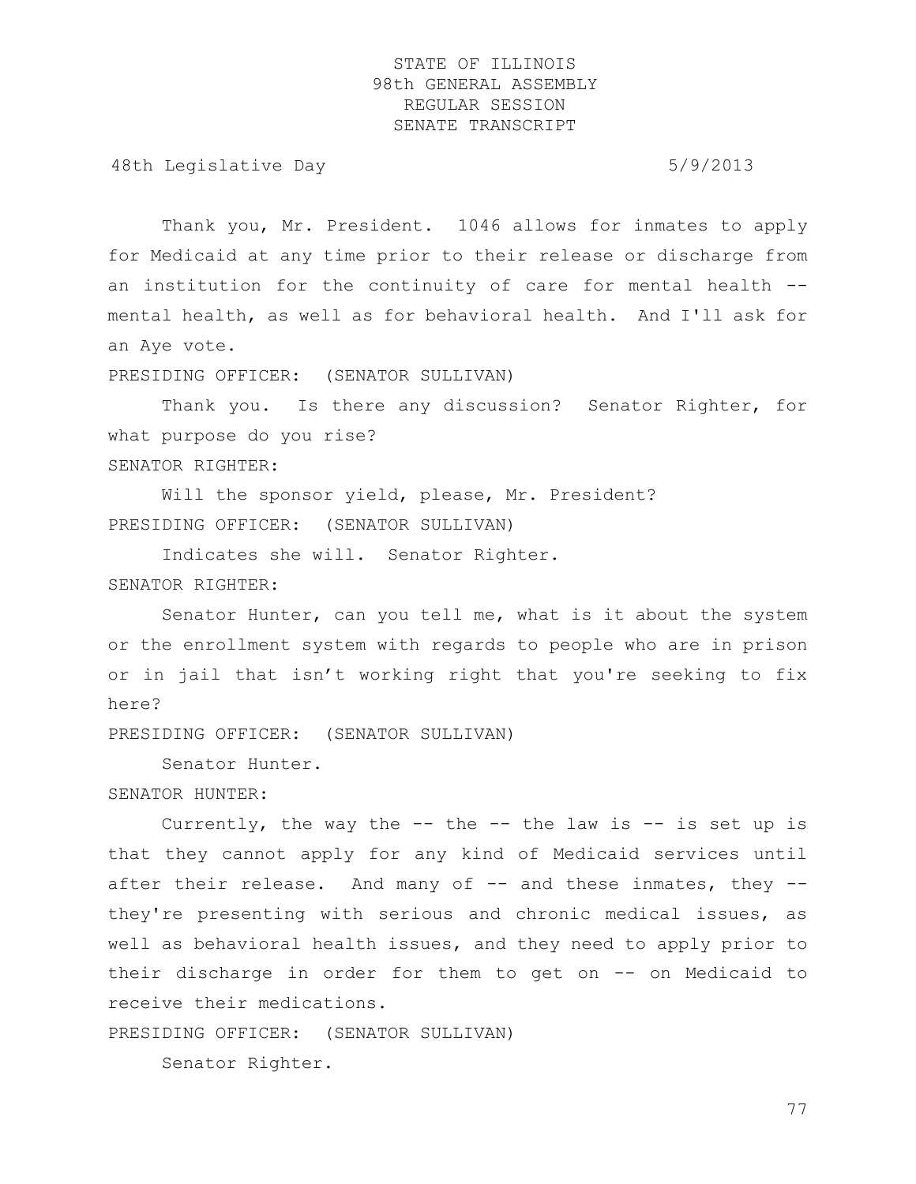Thank you, Mr. President. 1046 allows for inmates to apply for Medicaid at any time prior to their release or discharge from an institution for the continuity of care for mental health -- mental health, as well as for behavioral health. And I'll ask for an Aye vote.

PRESIDING OFFICER: (SENATOR SULLIVAN)

Thank you. Is there any discussion? Senator Righter, for what purpose do you rise?

SENATOR RIGHTER:

Will the sponsor yield, please, Mr. President?

PRESIDING OFFICER: (SENATOR SULLIVAN)

Indicates she will. Senator Righter.

SENATOR RIGHTER:

Senator Hunter, can you tell me, what is it about the system or the enrollment system with regards to people who are in prison or in jail that isn't working right that you're seeking to fix here?

PRESIDING OFFICER: (SENATOR SULLIVAN)

Senator Hunter.

SENATOR HUNTER:

Currently, the way the -- the -- the law is -- is set up is that they cannot apply for any kind of Medicaid services until after their release. And many of -- and these inmates, they -- they're presenting with serious and chronic medical issues, as well as behavioral health issues, and they need to apply prior to their discharge in order for them to get on -- on Medicaid to receive their medications.

PRESIDING OFFICER: (SENATOR SULLIVAN)

Senator Righter.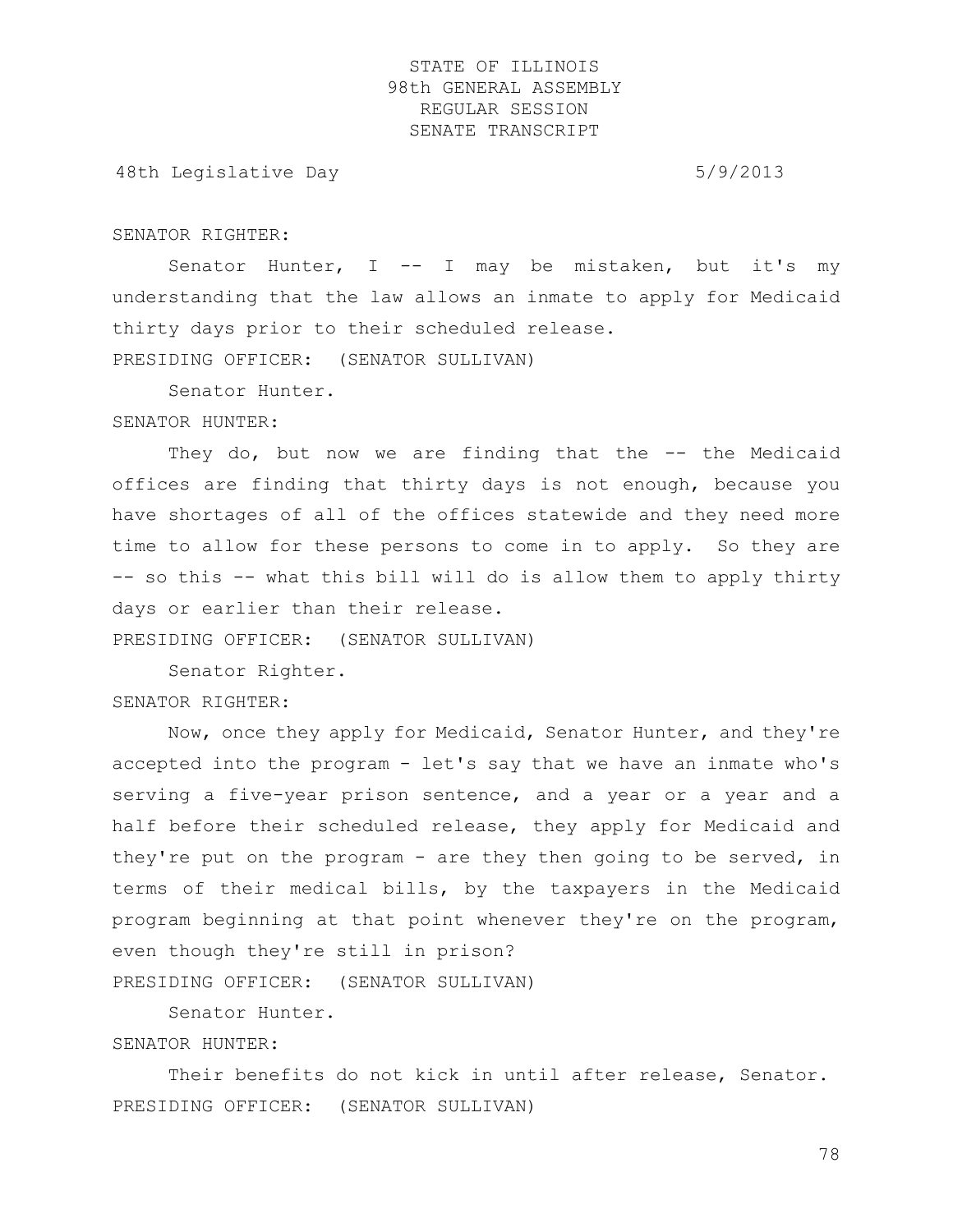SENATOR RIGHTER:

Senator Hunter, I -- I may be mistaken, but it's my understanding that the law allows an inmate to apply for Medicaid thirty days prior to their scheduled release.

PRESIDING OFFICER: (SENATOR SULLIVAN)

Senator Hunter.

SENATOR HUNTER:

They do, but now we are finding that the -- the Medicaid offices are finding that thirty days is not enough, because you have shortages of all of the offices statewide and they need more time to allow for these persons to come in to apply. So they are -- so this -- what this bill will do is allow them to apply thirty days or earlier than their release.

PRESIDING OFFICER: (SENATOR SULLIVAN)

Senator Righter.

SENATOR RIGHTER:

Now, once they apply for Medicaid, Senator Hunter, and they're accepted into the program - let's say that we have an inmate who's serving a five-year prison sentence, and a year or a year and a half before their scheduled release, they apply for Medicaid and they're put on the program - are they then going to be served, in terms of their medical bills, by the taxpayers in the Medicaid program beginning at that point whenever they're on the program, even though they're still in prison?

PRESIDING OFFICER: (SENATOR SULLIVAN)

Senator Hunter.

SENATOR HUNTER:

Their benefits do not kick in until after release, Senator.

PRESIDING OFFICER: (SENATOR SULLIVAN)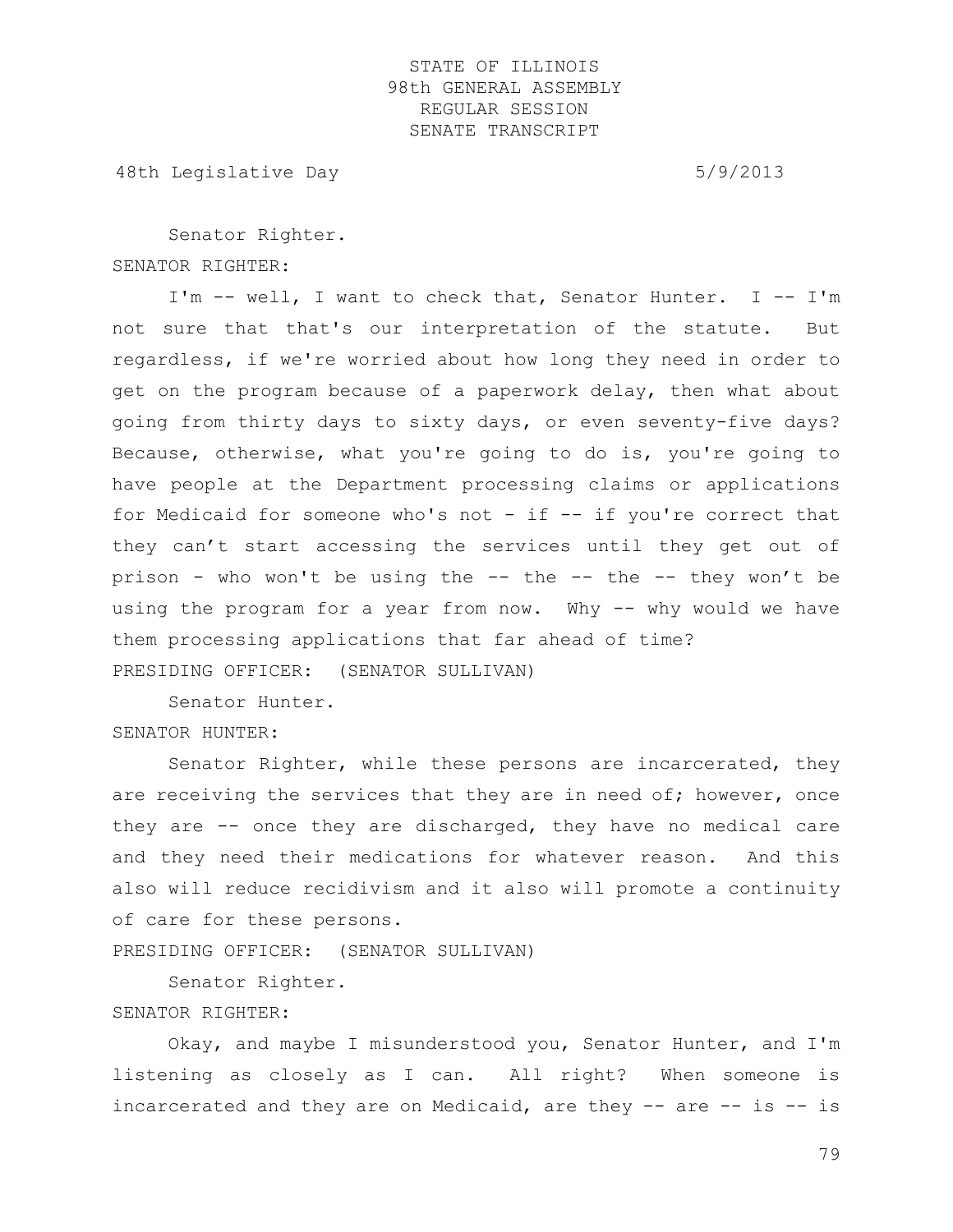Senator Righter.

SENATOR RIGHTER:

I'm -- well, I want to check that, Senator Hunter. I -- I'm not sure that that's our interpretation of the statute. But regardless, if we're worried about how long they need in order to get on the program because of a paperwork delay, then what about going from thirty days to sixty days, or even seventy-five days? Because, otherwise, what you're going to do is, you're going to have people at the Department processing claims or applications for Medicaid for someone who's not - if -- if you're correct that they can't start accessing the services until they get out of prison - who won't be using the -- the -- the -- they won't be using the program for a year from now. Why -- why would we have them processing applications that far ahead of time?

PRESIDING OFFICER: (SENATOR SULLIVAN)

Senator Hunter.

SENATOR HUNTER:

Senator Righter, while these persons are incarcerated, they are receiving the services that they are in need of; however, once they are -- once they are discharged, they have no medical care and they need their medications for whatever reason. And this also will reduce recidivism and it also will promote a continuity of care for these persons.

PRESIDING OFFICER: (SENATOR SULLIVAN)

Senator Righter.

SENATOR RIGHTER:

Okay, and maybe I misunderstood you, Senator Hunter, and I'm listening as closely as I can. All right? When someone is incarcerated and they are on Medicaid, are they -- are -- is -- is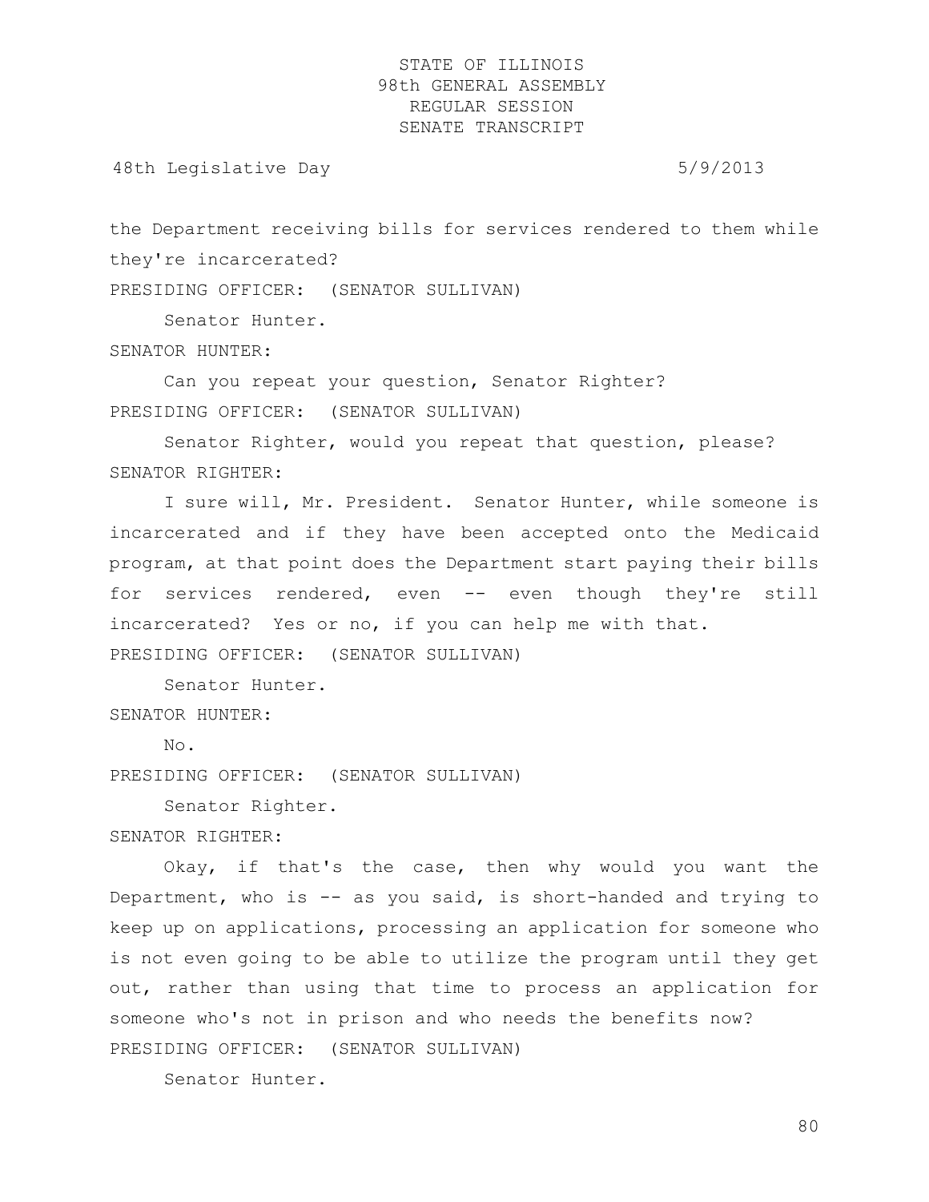the Department receiving bills for services rendered to them while they're incarcerated?

PRESIDING OFFICER: (SENATOR SULLIVAN)

Senator Hunter.

SENATOR HUNTER:

Can you repeat your question, Senator Righter?

PRESIDING OFFICER: (SENATOR SULLIVAN)

Senator Righter, would you repeat that question, please?

SENATOR RIGHTER:

I sure will, Mr. President. Senator Hunter, while someone is incarcerated and if they have been accepted onto the Medicaid program, at that point does the Department start paying their bills for services rendered, even -- even though they're still incarcerated? Yes or no, if you can help me with that.

PRESIDING OFFICER: (SENATOR SULLIVAN)

Senator Hunter.

SENATOR HUNTER:

No.

PRESIDING OFFICER: (SENATOR SULLIVAN)

Senator Righter.

SENATOR RIGHTER:

Okay, if that's the case, then why would you want the Department, who is -- as you said, is short-handed and trying to keep up on applications, processing an application for someone who is not even going to be able to utilize the program until they get out, rather than using that time to process an application for someone who's not in prison and who needs the benefits now?

PRESIDING OFFICER: (SENATOR SULLIVAN)

Senator Hunter.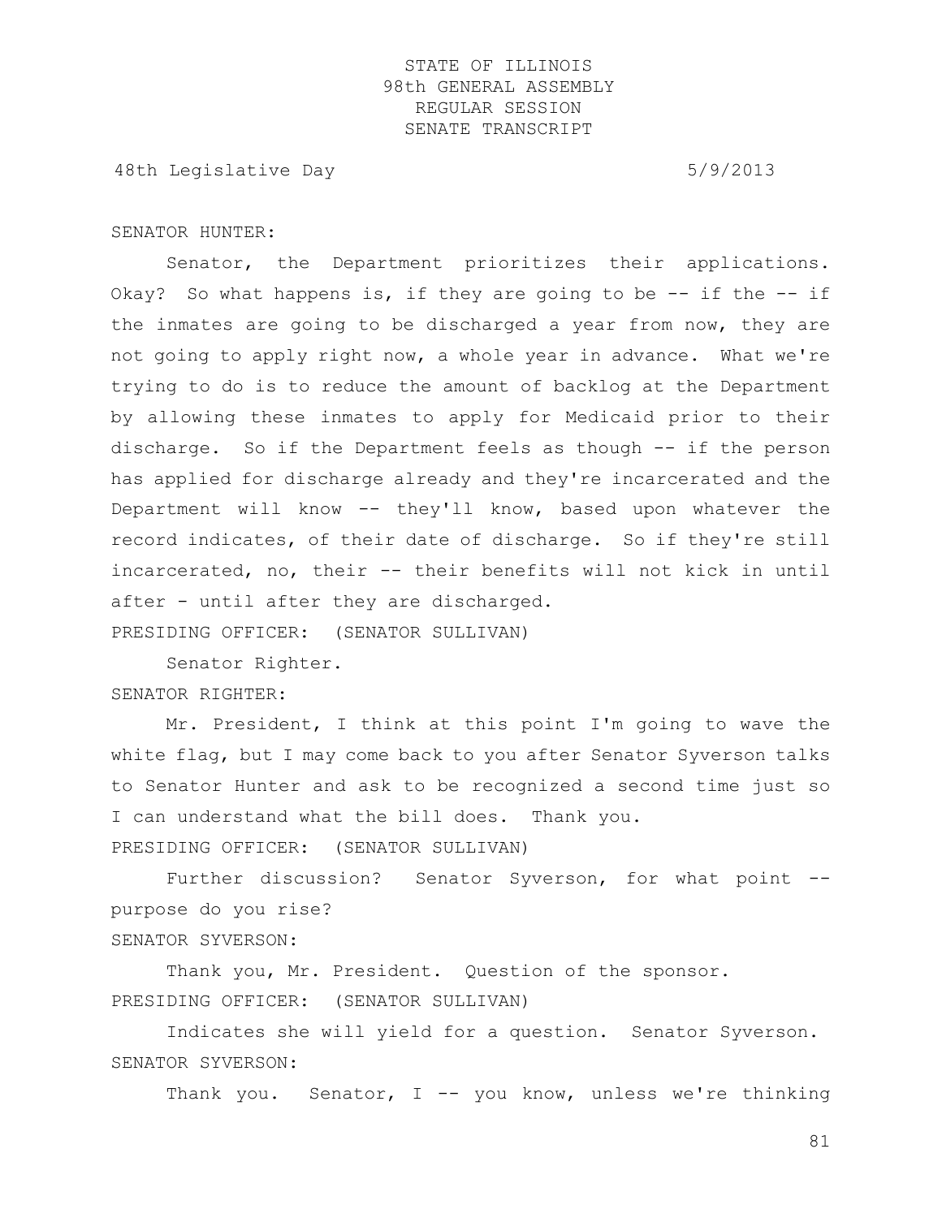SENATOR HUNTER:

Senator, the Department prioritizes their applications. Okay? So what happens is, if they are going to be -- if the -- if the inmates are going to be discharged a year from now, they are not going to apply right now, a whole year in advance. What we're trying to do is to reduce the amount of backlog at the Department by allowing these inmates to apply for Medicaid prior to their discharge. So if the Department feels as though -- if the person has applied for discharge already and they're incarcerated and the Department will know -- they'll know, based upon whatever the record indicates, of their date of discharge. So if they're still incarcerated, no, their -- their benefits will not kick in until after - until after they are discharged.

PRESIDING OFFICER: (SENATOR SULLIVAN)

Senator Righter.

SENATOR RIGHTER:

Mr. President, I think at this point I'm going to wave the white flag, but I may come back to you after Senator Syverson talks to Senator Hunter and ask to be recognized a second time just so I can understand what the bill does. Thank you.

PRESIDING OFFICER: (SENATOR SULLIVAN)

Further discussion? Senator Syverson, for what point -- purpose do you rise?

SENATOR SYVERSON:

Thank you, Mr. President. Question of the sponsor.

PRESIDING OFFICER: (SENATOR SULLIVAN)

Indicates she will yield for a question. Senator Syverson.

SENATOR SYVERSON:

Thank you. Senator, I -- you know, unless we're thinking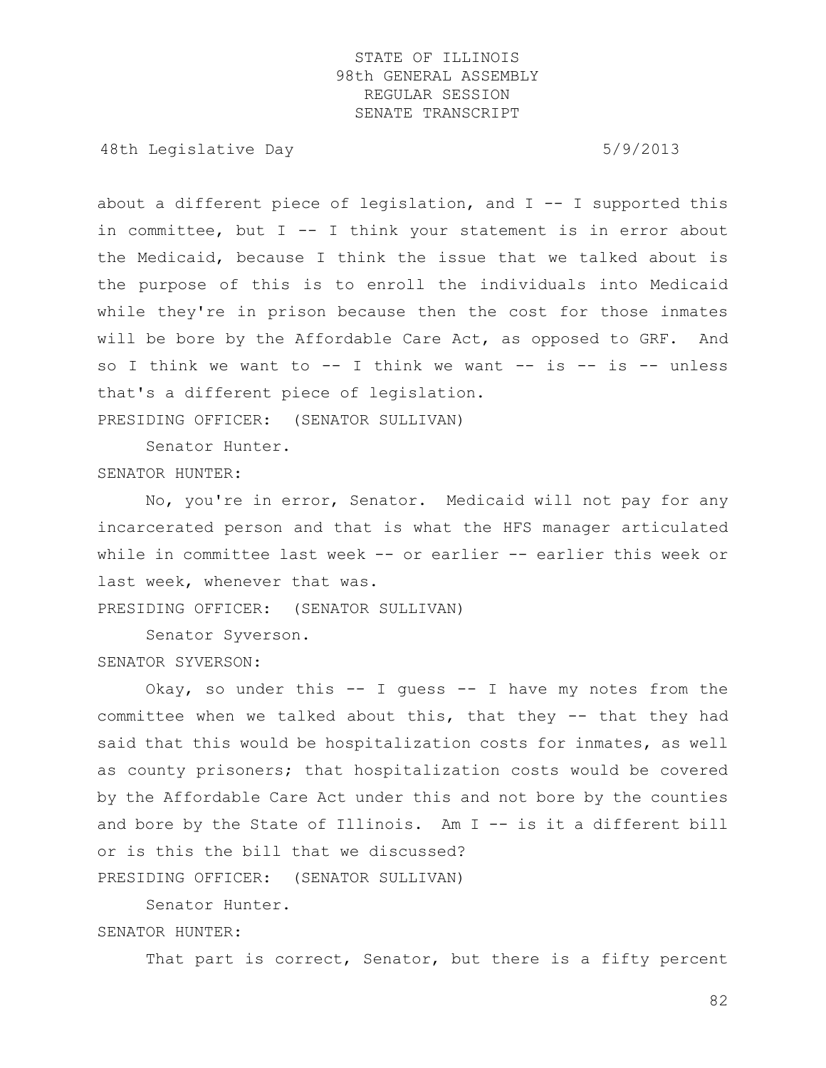about a different piece of legislation, and I -- I supported this in committee, but I -- I think your statement is in error about the Medicaid, because I think the issue that we talked about is the purpose of this is to enroll the individuals into Medicaid while they're in prison because then the cost for those inmates will be bore by the Affordable Care Act, as opposed to GRF. And so I think we want to -- I think we want -- is -- is -- unless that's a different piece of legislation.

PRESIDING OFFICER: (SENATOR SULLIVAN)

Senator Hunter.

SENATOR HUNTER:

No, you're in error, Senator. Medicaid will not pay for any incarcerated person and that is what the HFS manager articulated while in committee last week -- or earlier -- earlier this week or last week, whenever that was.

PRESIDING OFFICER: (SENATOR SULLIVAN)

Senator Syverson.

SENATOR SYVERSON:

Okay, so under this -- I guess -- I have my notes from the committee when we talked about this, that they -- that they had said that this would be hospitalization costs for inmates, as well as county prisoners; that hospitalization costs would be covered by the Affordable Care Act under this and not bore by the counties and bore by the State of Illinois. Am I -- is it a different bill or is this the bill that we discussed?

PRESIDING OFFICER: (SENATOR SULLIVAN)

Senator Hunter.

SENATOR HUNTER:

That part is correct, Senator, but there is a fifty percent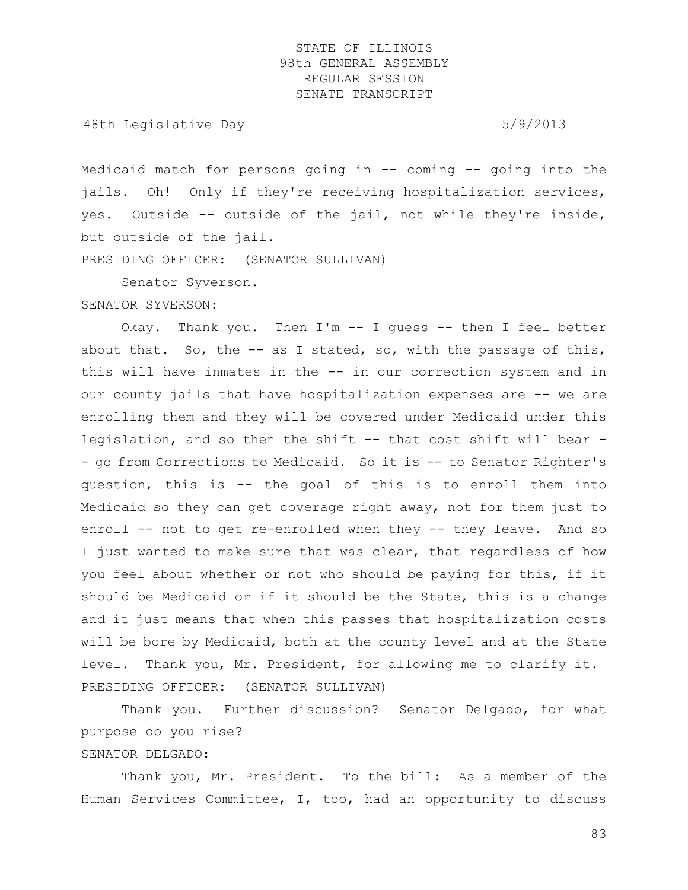Medicaid match for persons going in -- coming -- going into the jails. Oh! Only if they're receiving hospitalization services, yes. Outside -- outside of the jail, not while they're inside, but outside of the jail.

PRESIDING OFFICER: (SENATOR SULLIVAN)

Senator Syverson.

SENATOR SYVERSON:

Okay. Thank you. Then I'm -- I guess -- then I feel better about that. So, the -- as I stated, so, with the passage of this, this will have inmates in the -- in our correction system and in our county jails that have hospitalization expenses are -- we are enrolling them and they will be covered under Medicaid under this legislation, and so then the shift -- that cost shift will bear -- go from Corrections to Medicaid. So it is -- to Senator Righter's question, this is -- the goal of this is to enroll them into Medicaid so they can get coverage right away, not for them just to enroll -- not to get re-enrolled when they -- they leave. And so I just wanted to make sure that was clear, that regardless of how you feel about whether or not who should be paying for this, if it should be Medicaid or if it should be the State, this is a change and it just means that when this passes that hospitalization costs will be bore by Medicaid, both at the county level and at the State level. Thank you, Mr. President, for allowing me to clarify it.

PRESIDING OFFICER: (SENATOR SULLIVAN)

Thank you. Further discussion? Senator Delgado, for what purpose do you rise?

SENATOR DELGADO:

Thank you, Mr. President. To the bill: As a member of the Human Services Committee, I, too, had an opportunity to discuss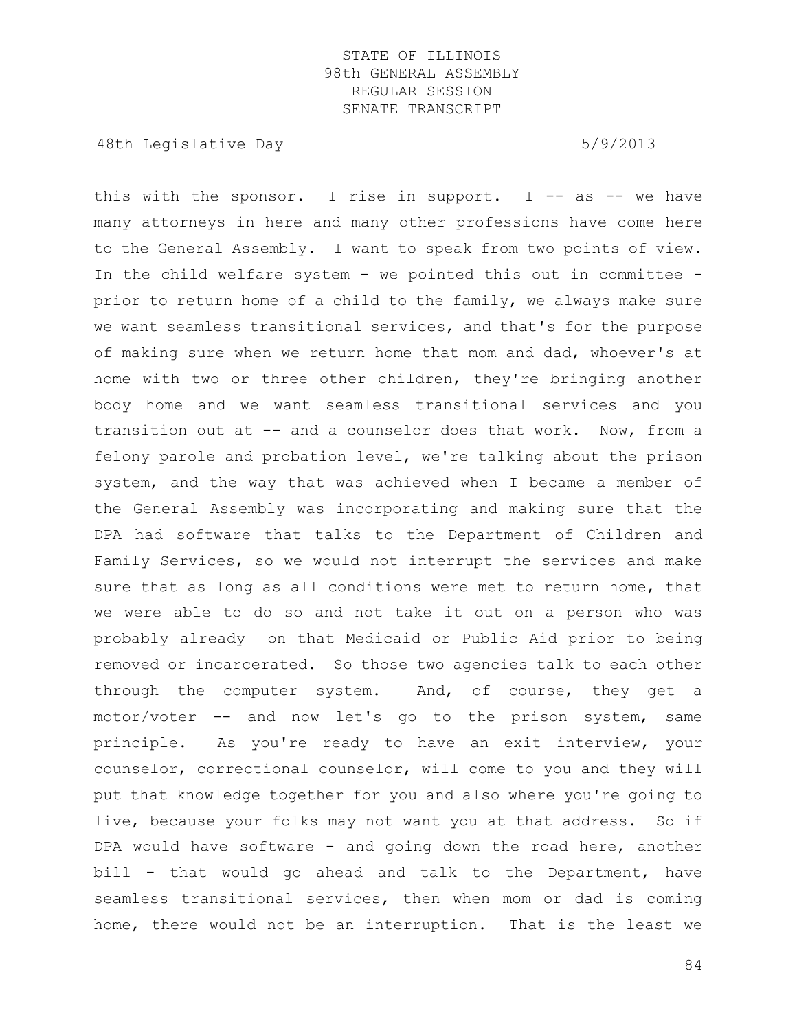this with the sponsor. I rise in support. I -- as -- we have many attorneys in here and many other professions have come here to the General Assembly. I want to speak from two points of view. In the child welfare system - we pointed this out in committee - prior to return home of a child to the family, we always make sure we want seamless transitional services, and that's for the purpose of making sure when we return home that mom and dad, whoever's at home with two or three other children, they're bringing another body home and we want seamless transitional services and you transition out at -- and a counselor does that work. Now, from a felony parole and probation level, we're talking about the prison system, and the way that was achieved when I became a member of the General Assembly was incorporating and making sure that the DPA had software that talks to the Department of Children and Family Services, so we would not interrupt the services and make sure that as long as all conditions were met to return home, that we were able to do so and not take it out on a person who was probably already on that Medicaid or Public Aid prior to being removed or incarcerated. So those two agencies talk to each other through the computer system. And, of course, they get a motor/voter -- and now let's go to the prison system, same principle. As you're ready to have an exit interview, your counselor, correctional counselor, will come to you and they will put that knowledge together for you and also where you're going to live, because your folks may not want you at that address. So if DPA would have software - and going down the road here, another bill - that would go ahead and talk to the Department, have seamless transitional services, then when mom or dad is coming home, there would not be an interruption. That is the least we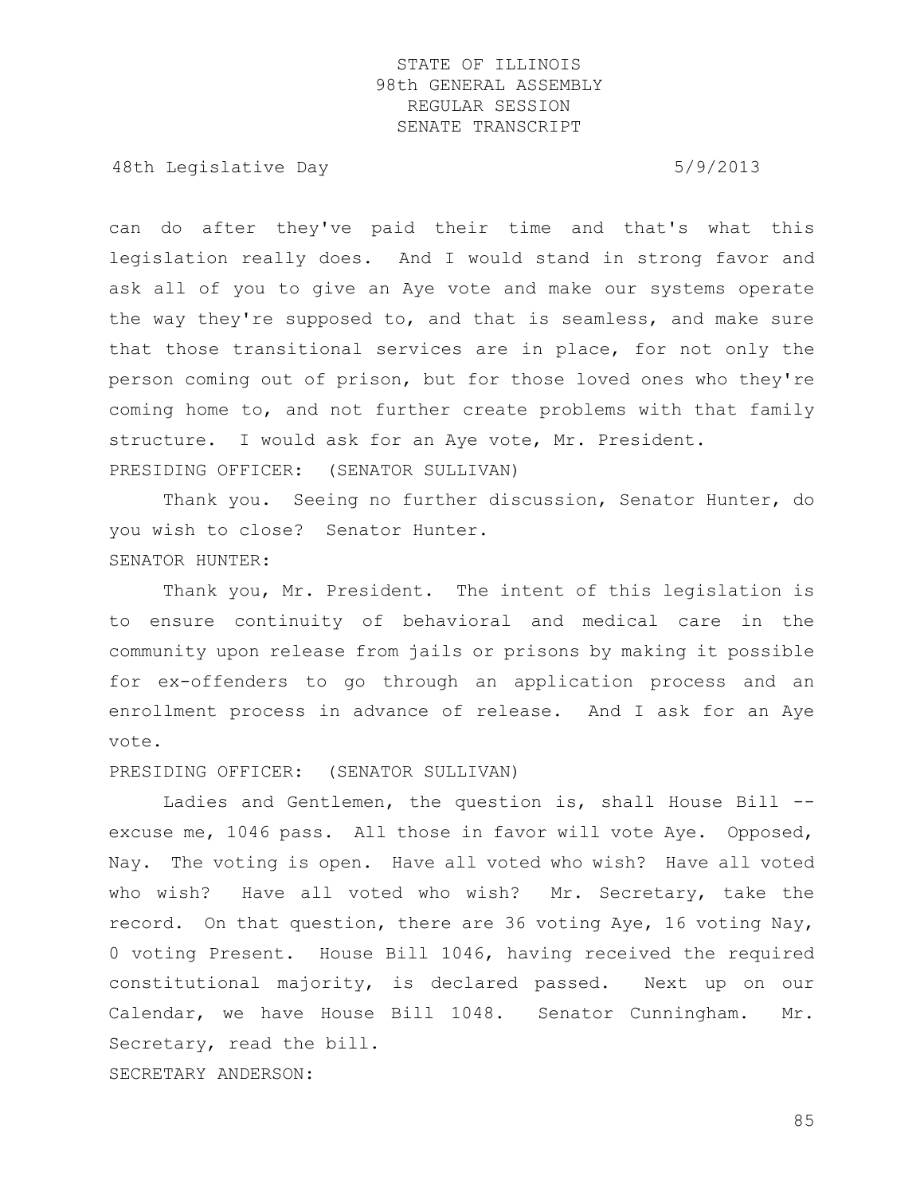can do after they've paid their time and that's what this legislation really does. And I would stand in strong favor and ask all of you to give an Aye vote and make our systems operate the way they're supposed to, and that is seamless, and make sure that those transitional services are in place, for not only the person coming out of prison, but for those loved ones who they're coming home to, and not further create problems with that family structure. I would ask for an Aye vote, Mr. President.

PRESIDING OFFICER: (SENATOR SULLIVAN)

Thank you. Seeing no further discussion, Senator Hunter, do you wish to close? Senator Hunter.

SENATOR HUNTER:

Thank you, Mr. President. The intent of this legislation is to ensure continuity of behavioral and medical care in the community upon release from jails or prisons by making it possible for ex-offenders to go through an application process and an enrollment process in advance of release. And I ask for an Aye vote.

PRESIDING OFFICER: (SENATOR SULLIVAN)

Ladies and Gentlemen, the question is, shall House Bill -- excuse me, 1046 pass. All those in favor will vote Aye. Opposed, Nay. The voting is open. Have all voted who wish? Have all voted who wish? Have all voted who wish? Mr. Secretary, take the record. On that question, there are 36 voting Aye, 16 voting Nay, 0 voting Present. House Bill 1046, having received the required constitutional majority, is declared passed. Next up on our Calendar, we have House Bill 1048. Senator Cunningham. Mr. Secretary, read the bill.

SECRETARY ANDERSON: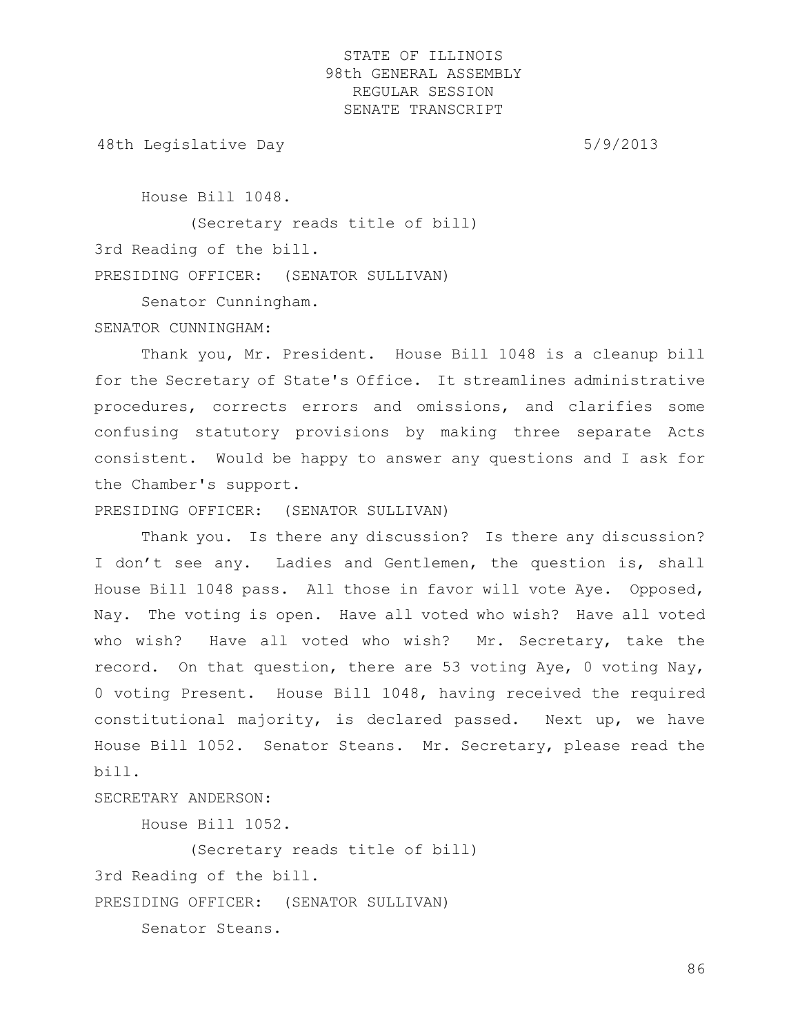House Bill 1048.

(Secretary reads title of bill)

3rd Reading of the bill.

PRESIDING OFFICER: (SENATOR SULLIVAN)

Senator Cunningham.

SENATOR CUNNINGHAM:

Thank you, Mr. President. House Bill 1048 is a cleanup bill for the Secretary of State's Office. It streamlines administrative procedures, corrects errors and omissions, and clarifies some confusing statutory provisions by making three separate Acts consistent. Would be happy to answer any questions and I ask for the Chamber's support.

PRESIDING OFFICER: (SENATOR SULLIVAN)

Thank you. Is there any discussion? Is there any discussion? I don't see any. Ladies and Gentlemen, the question is, shall House Bill 1048 pass. All those in favor will vote Aye. Opposed, Nay. The voting is open. Have all voted who wish? Have all voted who wish? Have all voted who wish? Mr. Secretary, take the record. On that question, there are 53 voting Aye, 0 voting Nay, 0 voting Present. House Bill 1048, having received the required constitutional majority, is declared passed. Next up, we have House Bill 1052. Senator Steans. Mr. Secretary, please read the bill.

SECRETARY ANDERSON:

House Bill 1052.

(Secretary reads title of bill)

3rd Reading of the bill.

PRESIDING OFFICER: (SENATOR SULLIVAN)

Senator Steans.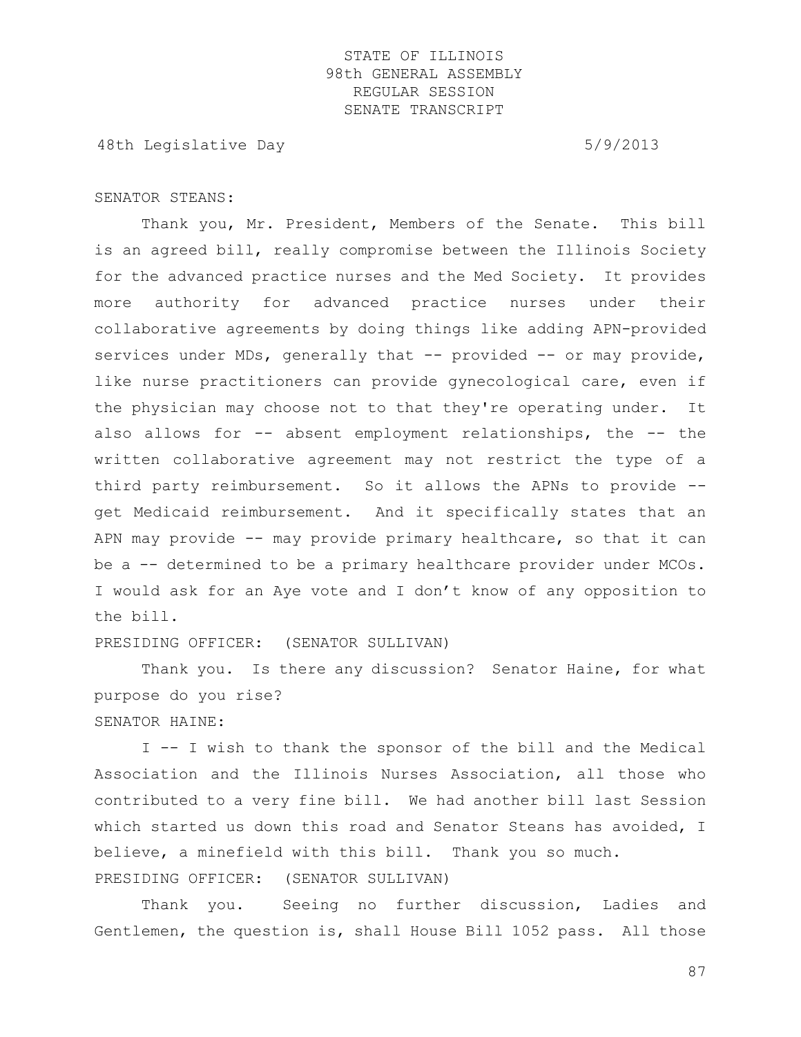SENATOR STEANS:

Thank you, Mr. President, Members of the Senate. This bill is an agreed bill, really compromise between the Illinois Society for the advanced practice nurses and the Med Society. It provides more authority for advanced practice nurses under their collaborative agreements by doing things like adding APN-provided services under MDs, generally that -- provided -- or may provide, like nurse practitioners can provide gynecological care, even if the physician may choose not to that they're operating under. It also allows for -- absent employment relationships, the -- the written collaborative agreement may not restrict the type of a third party reimbursement. So it allows the APNs to provide -- get Medicaid reimbursement. And it specifically states that an APN may provide -- may provide primary healthcare, so that it can be a -- determined to be a primary healthcare provider under MCOs. I would ask for an Aye vote and I don't know of any opposition to the bill.

PRESIDING OFFICER: (SENATOR SULLIVAN)

Thank you. Is there any discussion? Senator Haine, for what purpose do you rise?

SENATOR HAINE:

I -- I wish to thank the sponsor of the bill and the Medical Association and the Illinois Nurses Association, all those who contributed to a very fine bill. We had another bill last Session which started us down this road and Senator Steans has avoided, I believe, a minefield with this bill. Thank you so much.

PRESIDING OFFICER: (SENATOR SULLIVAN)

Thank you. Seeing no further discussion, Ladies and Gentlemen, the question is, shall House Bill 1052 pass. All those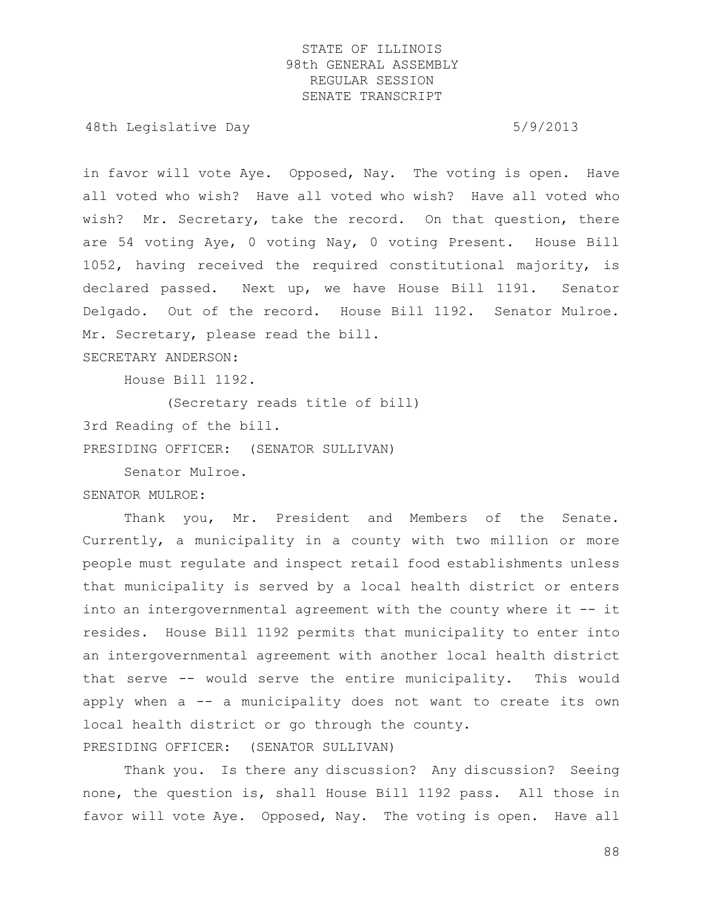in favor will vote Aye. Opposed, Nay. The voting is open. Have all voted who wish? Have all voted who wish? Have all voted who wish? Mr. Secretary, take the record. On that question, there are 54 voting Aye, 0 voting Nay, 0 voting Present. House Bill 1052, having received the required constitutional majority, is declared passed. Next up, we have House Bill 1191. Senator Delgado. Out of the record. House Bill 1192. Senator Mulroe. Mr. Secretary, please read the bill.

SECRETARY ANDERSON:

House Bill 1192.

(Secretary reads title of bill)

3rd Reading of the bill.

PRESIDING OFFICER: (SENATOR SULLIVAN)

Senator Mulroe.

SENATOR MULROE:

Thank you, Mr. President and Members of the Senate. Currently, a municipality in a county with two million or more people must regulate and inspect retail food establishments unless that municipality is served by a local health district or enters into an intergovernmental agreement with the county where it -- it resides. House Bill 1192 permits that municipality to enter into an intergovernmental agreement with another local health district that serve -- would serve the entire municipality. This would apply when a -- a municipality does not want to create its own local health district or go through the county.

PRESIDING OFFICER: (SENATOR SULLIVAN)

Thank you. Is there any discussion? Any discussion? Seeing none, the question is, shall House Bill 1192 pass. All those in favor will vote Aye. Opposed, Nay. The voting is open. Have all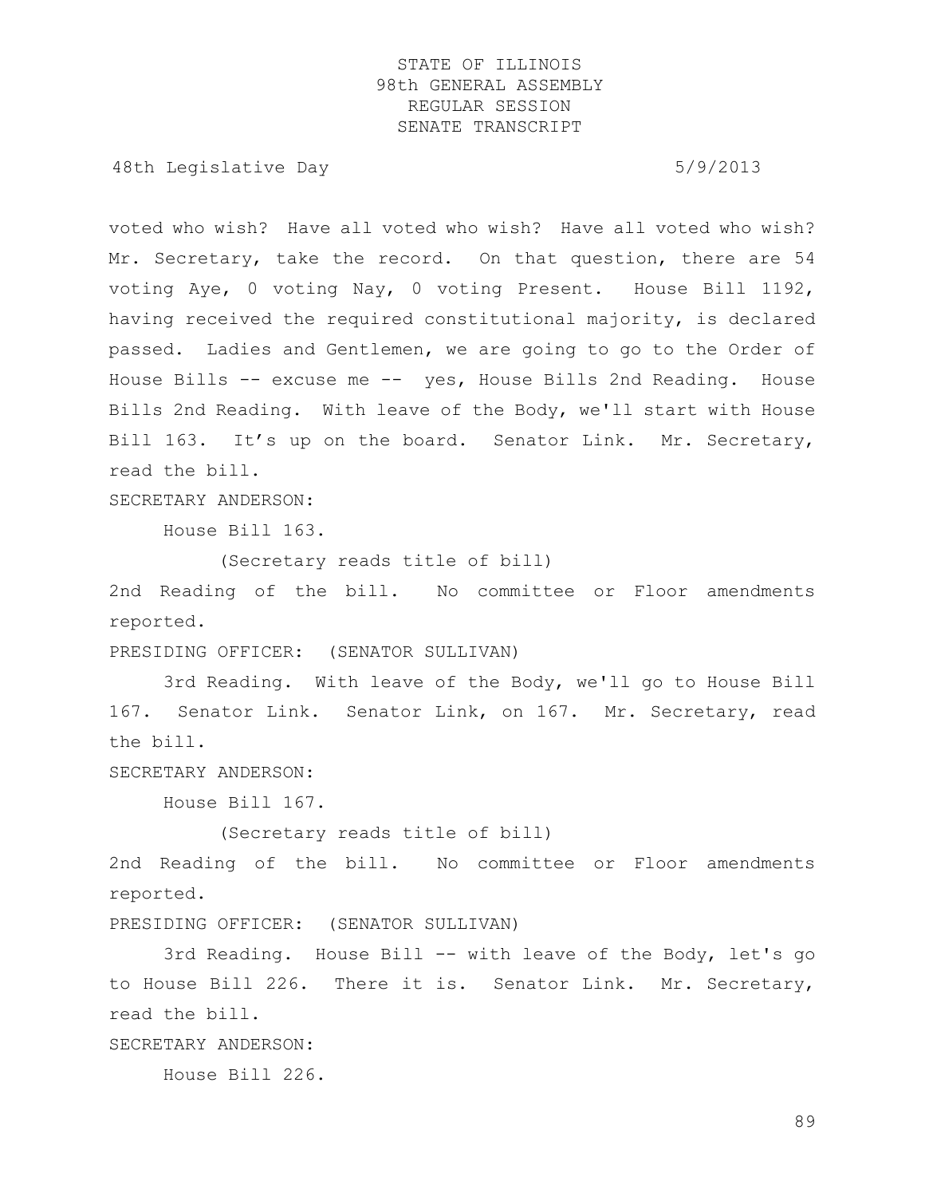voted who wish? Have all voted who wish? Have all voted who wish? Mr. Secretary, take the record. On that question, there are 54 voting Aye, 0 voting Nay, 0 voting Present. House Bill 1192, having received the required constitutional majority, is declared passed. Ladies and Gentlemen, we are going to go to the Order of House Bills -- excuse me -- yes, House Bills 2nd Reading. House Bills 2nd Reading. With leave of the Body, we'll start with House Bill 163. It's up on the board. Senator Link. Mr. Secretary, read the bill.

SECRETARY ANDERSON:

House Bill 163.

(Secretary reads title of bill)

2nd Reading of the bill. No committee or Floor amendments reported.

PRESIDING OFFICER: (SENATOR SULLIVAN)

3rd Reading. With leave of the Body, we'll go to House Bill 167. Senator Link. Senator Link, on 167. Mr. Secretary, read the bill.

SECRETARY ANDERSON:

House Bill 167.

(Secretary reads title of bill)

2nd Reading of the bill. No committee or Floor amendments reported.

PRESIDING OFFICER: (SENATOR SULLIVAN)

3rd Reading. House Bill -- with leave of the Body, let's go to House Bill 226. There it is. Senator Link. Mr. Secretary, read the bill.

SECRETARY ANDERSON:

House Bill 226.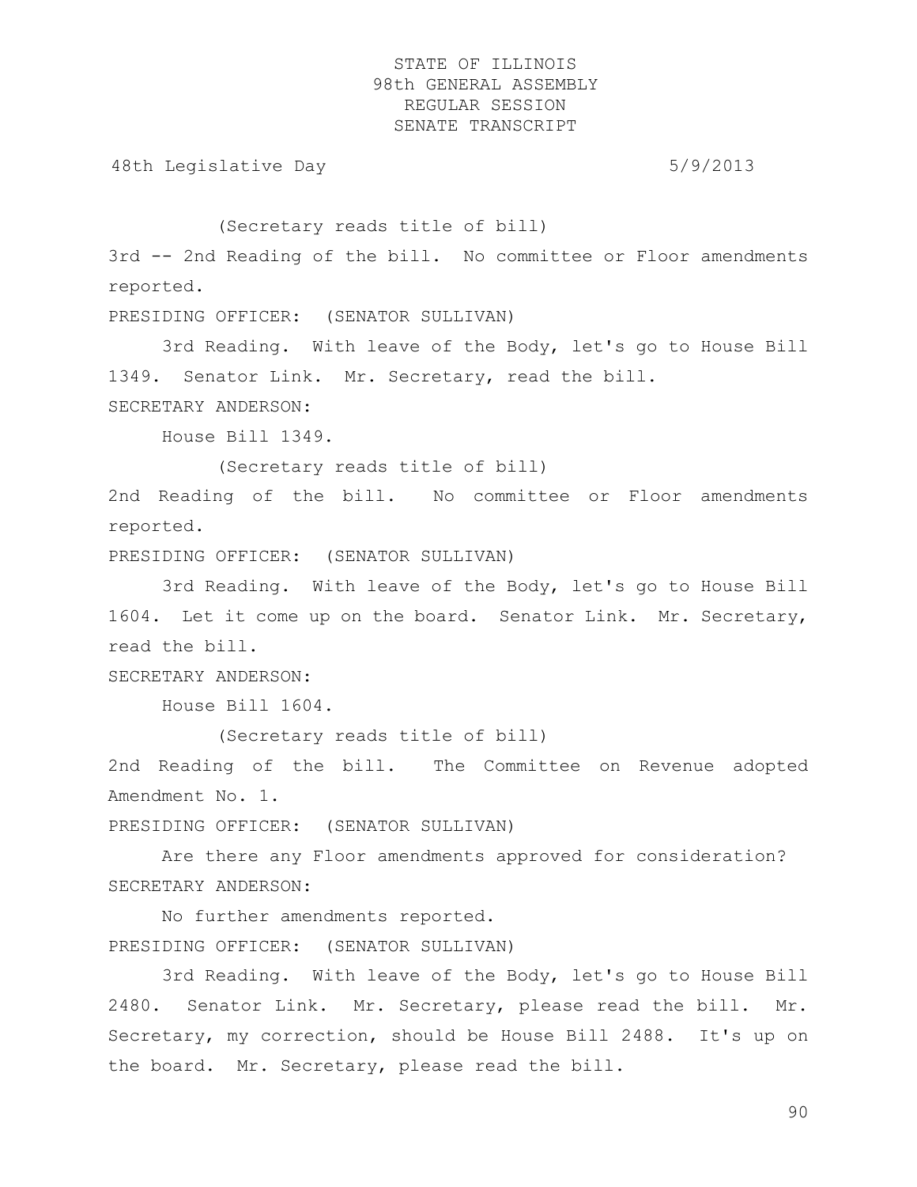(Secretary reads title of bill)

3rd -- 2nd Reading of the bill. No committee or Floor amendments reported.

PRESIDING OFFICER: (SENATOR SULLIVAN)

3rd Reading. With leave of the Body, let's go to House Bill 1349. Senator Link. Mr. Secretary, read the bill.

SECRETARY ANDERSON:

House Bill 1349.

(Secretary reads title of bill)

2nd Reading of the bill. No committee or Floor amendments reported.

PRESIDING OFFICER: (SENATOR SULLIVAN)

3rd Reading. With leave of the Body, let's go to House Bill 1604. Let it come up on the board. Senator Link. Mr. Secretary, read the bill.

SECRETARY ANDERSON:

House Bill 1604.

(Secretary reads title of bill)

2nd Reading of the bill. The Committee on Revenue adopted Amendment No. 1.

PRESIDING OFFICER: (SENATOR SULLIVAN)

Are there any Floor amendments approved for consideration?

SECRETARY ANDERSON:

No further amendments reported.

PRESIDING OFFICER: (SENATOR SULLIVAN)

3rd Reading. With leave of the Body, let's go to House Bill 2480. Senator Link. Mr. Secretary, please read the bill. Mr. Secretary, my correction, should be House Bill 2488. It's up on the board. Mr. Secretary, please read the bill.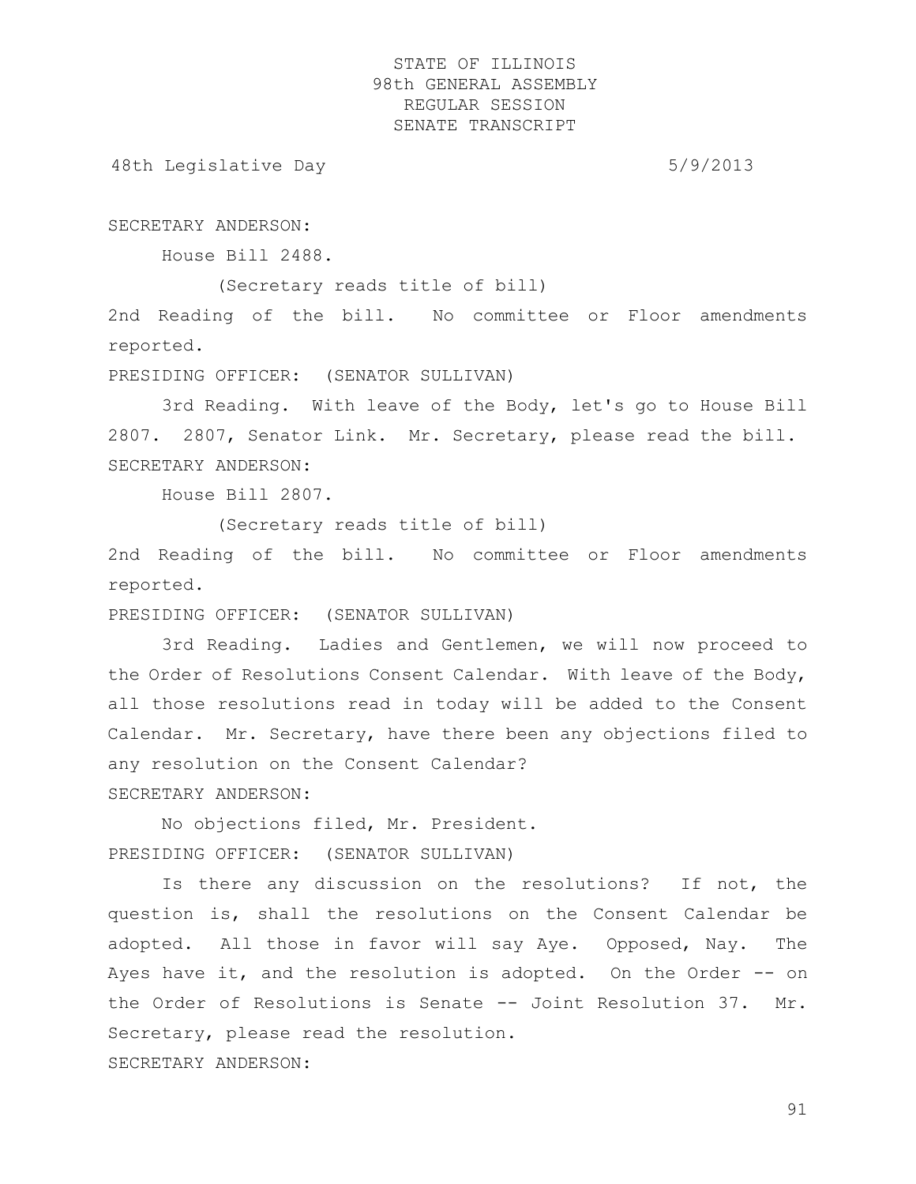SECRETARY ANDERSON:

House Bill 2488.

(Secretary reads title of bill)

2nd Reading of the bill. No committee or Floor amendments reported.

PRESIDING OFFICER: (SENATOR SULLIVAN)

3rd Reading. With leave of the Body, let's go to House Bill 2807. 2807, Senator Link. Mr. Secretary, please read the bill.

SECRETARY ANDERSON:

House Bill 2807.

(Secretary reads title of bill)

2nd Reading of the bill. No committee or Floor amendments reported.

PRESIDING OFFICER: (SENATOR SULLIVAN)

3rd Reading. Ladies and Gentlemen, we will now proceed to the Order of Resolutions Consent Calendar. With leave of the Body, all those resolutions read in today will be added to the Consent Calendar. Mr. Secretary, have there been any objections filed to any resolution on the Consent Calendar?

SECRETARY ANDERSON:

No objections filed, Mr. President.

PRESIDING OFFICER: (SENATOR SULLIVAN)

Is there any discussion on the resolutions? If not, the question is, shall the resolutions on the Consent Calendar be adopted. All those in favor will say Aye. Opposed, Nay. The Ayes have it, and the resolution is adopted. On the Order -- on the Order of Resolutions is Senate -- Joint Resolution 37. Mr. Secretary, please read the resolution.

SECRETARY ANDERSON: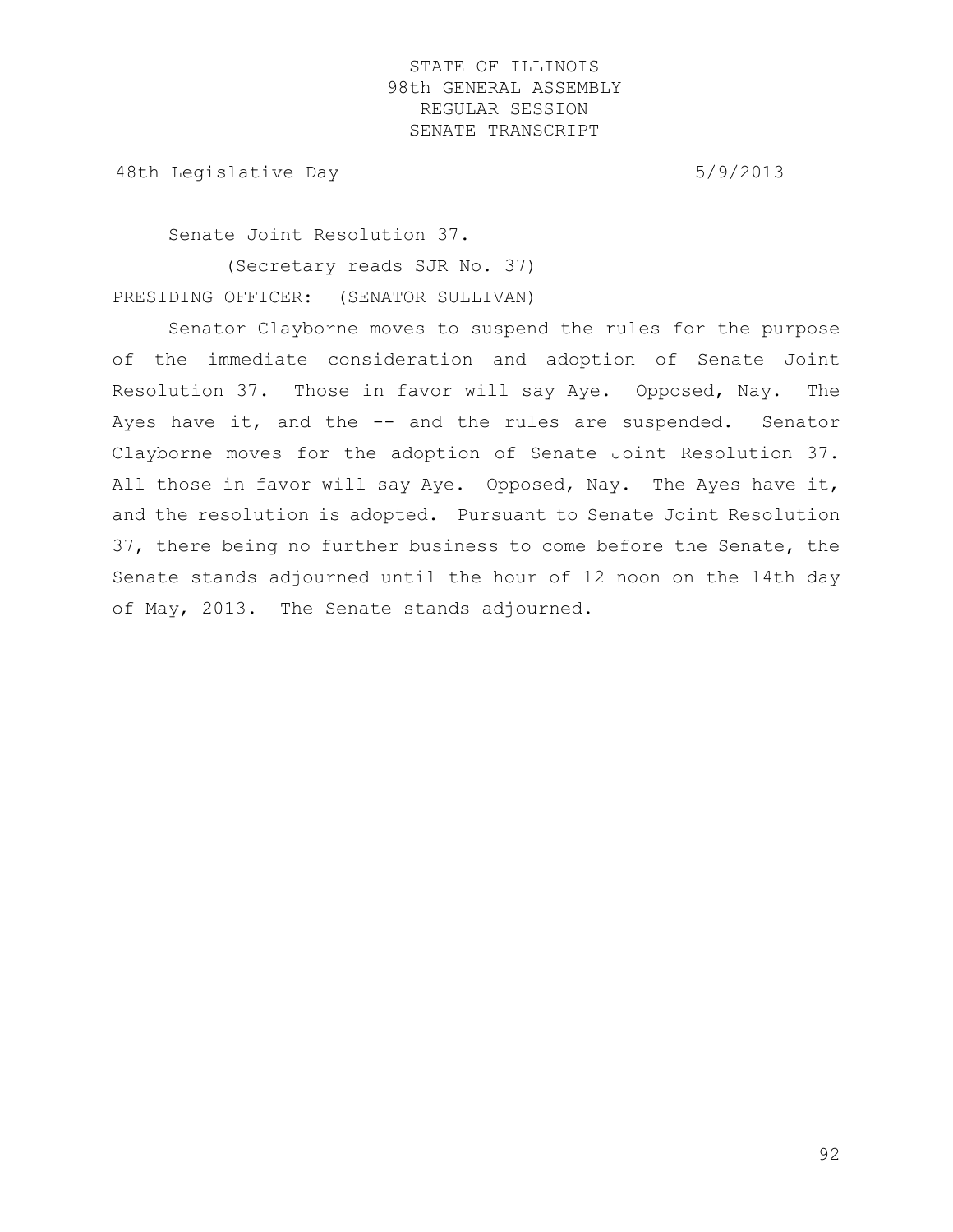Senate Joint Resolution 37.

(Secretary reads SJR No. 37)

PRESIDING OFFICER: (SENATOR SULLIVAN)

Senator Clayborne moves to suspend the rules for the purpose of the immediate consideration and adoption of Senate Joint Resolution 37. Those in favor will say Aye. Opposed, Nay. The Ayes have it, and the -- and the rules are suspended. Senator Clayborne moves for the adoption of Senate Joint Resolution 37. All those in favor will say Aye. Opposed, Nay. The Ayes have it, and the resolution is adopted. Pursuant to Senate Joint Resolution 37, there being no further business to come before the Senate, the Senate stands adjourned until the hour of 12 noon on the 14th day of May, 2013. The Senate stands adjourned.